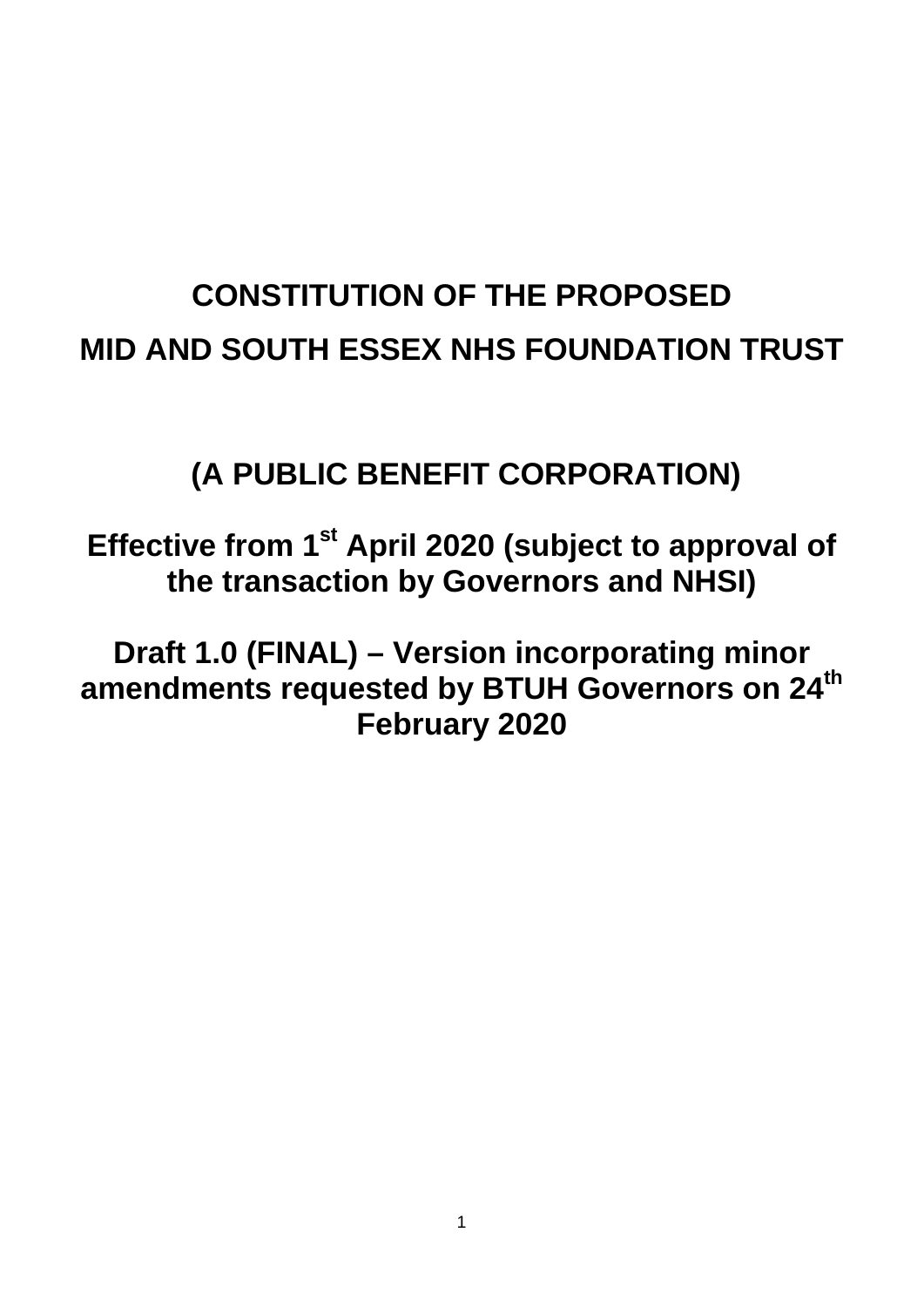# CONSTITUTION OF THE PROPOSED MID AND SOUTH ESSEX NHS FOUNDATION TRUST

## (A PUBLIC BENEFIT CORPORATION)

## Effective from 1st April 2020 (subject to approval of the transaction by Governors and NHSI)

## Draft 1.0 (FINAL) – Version incorporating minor amendments requested by BTUH Governors on 24th February 2020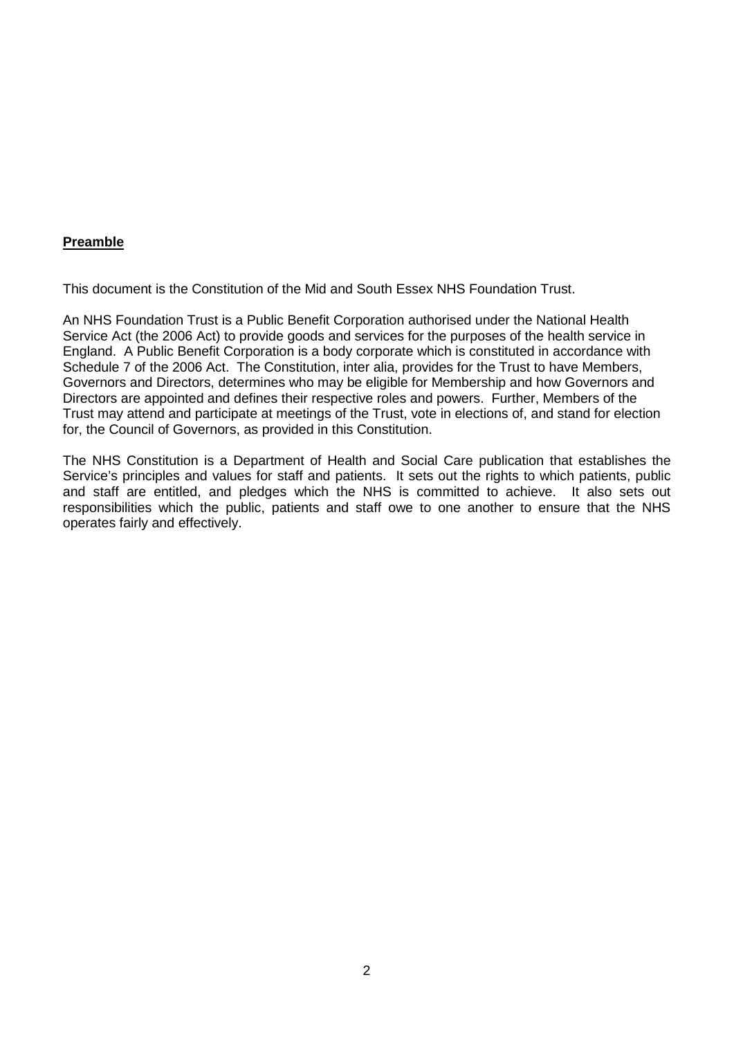**Preamble**

This document is the Constitution of the Mid and South Essex NHS Foundation Trust.

An NHS Foundation Trust is a Public Benefit Corporation authorised under the National Health Service Act (the 2006 Act) to provide goods and services for the purposes of the health service in England. A Public Benefit Corporation is a body corporate which is constituted in accordance with Schedule 7 of the 2006 Act. The Constitution, inter alia, provides for the Trust to have Members, Governors and Directors, determines who may be eligible for Membership and how Governors and Directors are appointed and defines their respective roles and powers. Further, Members of the Trust may attend and participate at meetings of the Trust, vote in elections of, and stand for election for, the Council of Governors, as provided in this Constitution.

The NHS Constitution is a Department of Health and Social Care publication that establishes the Service's principles and values for staff and patients. It sets out the rights to which patients, public and staff are entitled, and pledges which the NHS is committed to achieve. It also sets out responsibilities which the public, patients and staff owe to one another to ensure that the NHS operates fairly and effectively.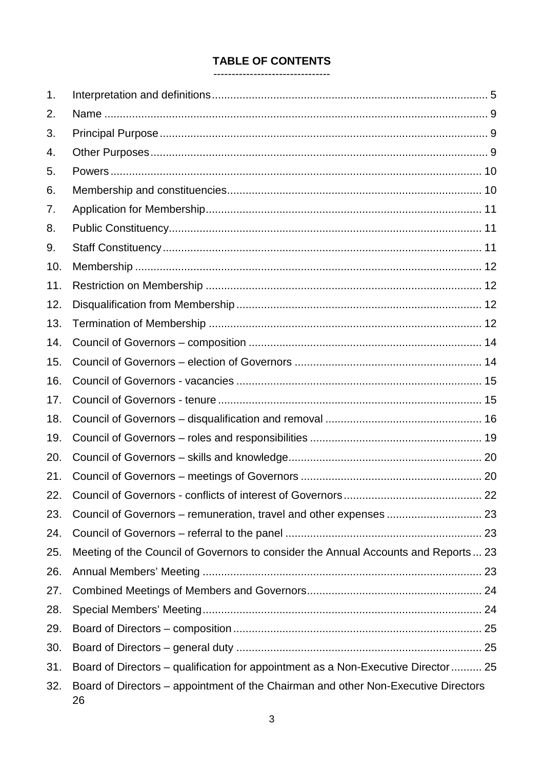# TABLE OF CONTENTS

1. Interpretation and definitions ........ 5
2. Name ........ 9
3. Principal Purpose ........ 9
4. Other Purposes ........ 9
5. Powers ........ 10
6. Membership and constituencies ........ 10
7. Application for Membership ........ 11
8. Public Constituency ........ 11
9. Staff Constituency ........ 11
10. Membership ........ 12
11. Restriction on Membership ........ 12
12. Disqualification from Membership ........ 12
13. Termination of Membership ........ 12
14. Council of Governors – composition ........ 14
15. Council of Governors – election of Governors ........ 14
16. Council of Governors - vacancies ........ 15
17. Council of Governors - tenure ........ 15
18. Council of Governors – disqualification and removal ........ 16
19. Council of Governors – roles and responsibilities ........ 19
20. Council of Governors – skills and knowledge ........ 20
21. Council of Governors – meetings of Governors ........ 20
22. Council of Governors - conflicts of interest of Governors ........ 22
23. Council of Governors – remuneration, travel and other expenses ........ 23
24. Council of Governors – referral to the panel ........ 23
25. Meeting of the Council of Governors to consider the Annual Accounts and Reports ... 23
26. Annual Members' Meeting ........ 23
27. Combined Meetings of Members and Governors ........ 24
28. Special Members' Meeting ........ 24
29. Board of Directors – composition ........ 25
30. Board of Directors – general duty ........ 25
31. Board of Directors – qualification for appointment as a Non-Executive Director ........ 25
32. Board of Directors – appointment of the Chairman and other Non-Executive Directors 26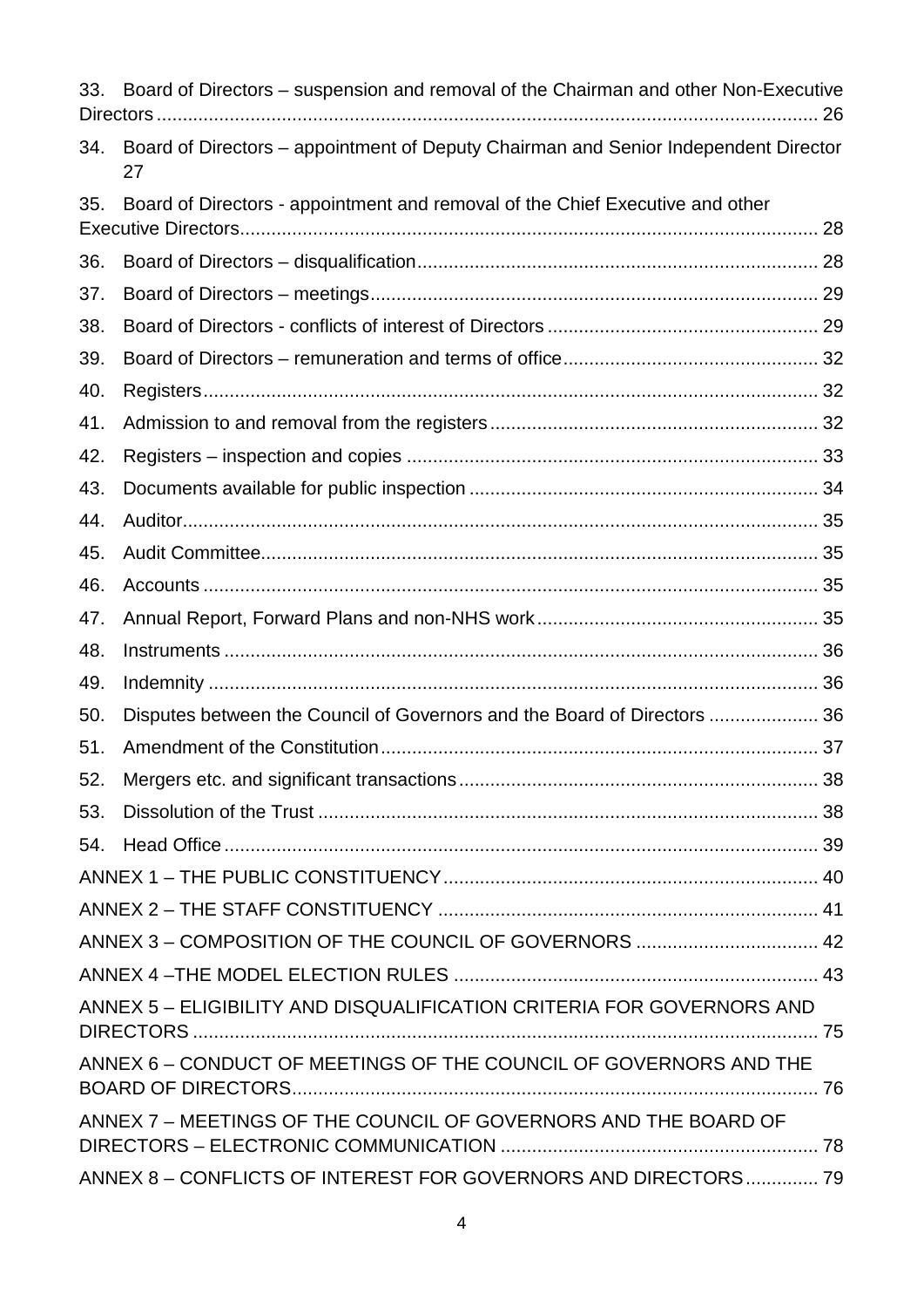33. Board of Directors – suspension and removal of the Chairman and other Non-Executive Directors ............................................................................................................... 26

34. Board of Directors – appointment of Deputy Chairman and Senior Independent Director 27

35. Board of Directors - appointment and removal of the Chief Executive and other Executive Directors.............................................................................................................. 28

36. Board of Directors – disqualification............................................................................. 28

37. Board of Directors – meetings...................................................................................... 29

38. Board of Directors - conflicts of interest of Directors .................................................... 29

39. Board of Directors – remuneration and terms of office................................................. 32

40. Registers...................................................................................................................... 32

41. Admission to and removal from the registers ............................................................... 32

42. Registers – inspection and copies ............................................................................... 33

43. Documents available for public inspection ................................................................... 34

44. Auditor.......................................................................................................................... 35

45. Audit Committee........................................................................................................... 35

46. Accounts ...................................................................................................................... 35

47. Annual Report, Forward Plans and non-NHS work...................................................... 35

48. Instruments .................................................................................................................. 36

49. Indemnity ..................................................................................................................... 36

50. Disputes between the Council of Governors and the Board of Directors ..................... 36

51. Amendment of the Constitution.................................................................................... 37

52. Mergers etc. and significant transactions..................................................................... 38

53. Dissolution of the Trust ................................................................................................ 38

54. Head Office .................................................................................................................. 39

ANNEX 1 – THE PUBLIC CONSTITUENCY........................................................................ 40

ANNEX 2 – THE STAFF CONSTITUENCY ......................................................................... 41

ANNEX 3 – COMPOSITION OF THE COUNCIL OF GOVERNORS ................................... 42

ANNEX 4 –THE MODEL ELECTION RULES ...................................................................... 43

ANNEX 5 – ELIGIBILITY AND DISQUALIFICATION CRITERIA FOR GOVERNORS AND DIRECTORS ........................................................................................................................ 75

ANNEX 6 – CONDUCT OF MEETINGS OF THE COUNCIL OF GOVERNORS AND THE BOARD OF DIRECTORS.................................................................................................... 76

ANNEX 7 – MEETINGS OF THE COUNCIL OF GOVERNORS AND THE BOARD OF DIRECTORS – ELECTRONIC COMMUNICATION ............................................................. 78

ANNEX 8 – CONFLICTS OF INTEREST FOR GOVERNORS AND DIRECTORS.............. 79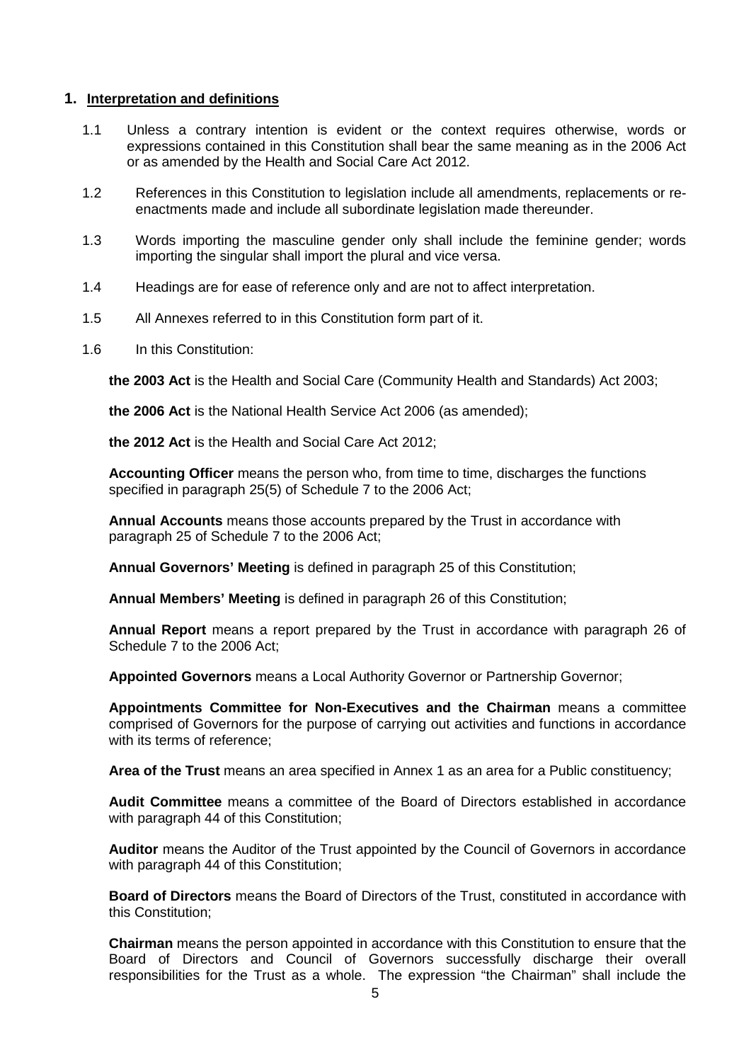## 1. Interpretation and definitions

1.1 Unless a contrary intention is evident or the context requires otherwise, words or expressions contained in this Constitution shall bear the same meaning as in the 2006 Act or as amended by the Health and Social Care Act 2012.

1.2 References in this Constitution to legislation include all amendments, replacements or re-enactments made and include all subordinate legislation made thereunder.

1.3 Words importing the masculine gender only shall include the feminine gender; words importing the singular shall import the plural and vice versa.

1.4 Headings are for ease of reference only and are not to affect interpretation.

1.5 All Annexes referred to in this Constitution form part of it.

1.6 In this Constitution:

**the 2003 Act** is the Health and Social Care (Community Health and Standards) Act 2003;

**the 2006 Act** is the National Health Service Act 2006 (as amended);

**the 2012 Act** is the Health and Social Care Act 2012;

**Accounting Officer** means the person who, from time to time, discharges the functions specified in paragraph 25(5) of Schedule 7 to the 2006 Act;

**Annual Accounts** means those accounts prepared by the Trust in accordance with paragraph 25 of Schedule 7 to the 2006 Act;

**Annual Governors' Meeting** is defined in paragraph 25 of this Constitution;

**Annual Members' Meeting** is defined in paragraph 26 of this Constitution;

**Annual Report** means a report prepared by the Trust in accordance with paragraph 26 of Schedule 7 to the 2006 Act;

**Appointed Governors** means a Local Authority Governor or Partnership Governor;

**Appointments Committee for Non-Executives and the Chairman** means a committee comprised of Governors for the purpose of carrying out activities and functions in accordance with its terms of reference;

**Area of the Trust** means an area specified in Annex 1 as an area for a Public constituency;

**Audit Committee** means a committee of the Board of Directors established in accordance with paragraph 44 of this Constitution;

**Auditor** means the Auditor of the Trust appointed by the Council of Governors in accordance with paragraph 44 of this Constitution;

**Board of Directors** means the Board of Directors of the Trust, constituted in accordance with this Constitution;

**Chairman** means the person appointed in accordance with this Constitution to ensure that the Board of Directors and Council of Governors successfully discharge their overall responsibilities for the Trust as a whole. The expression "the Chairman" shall include the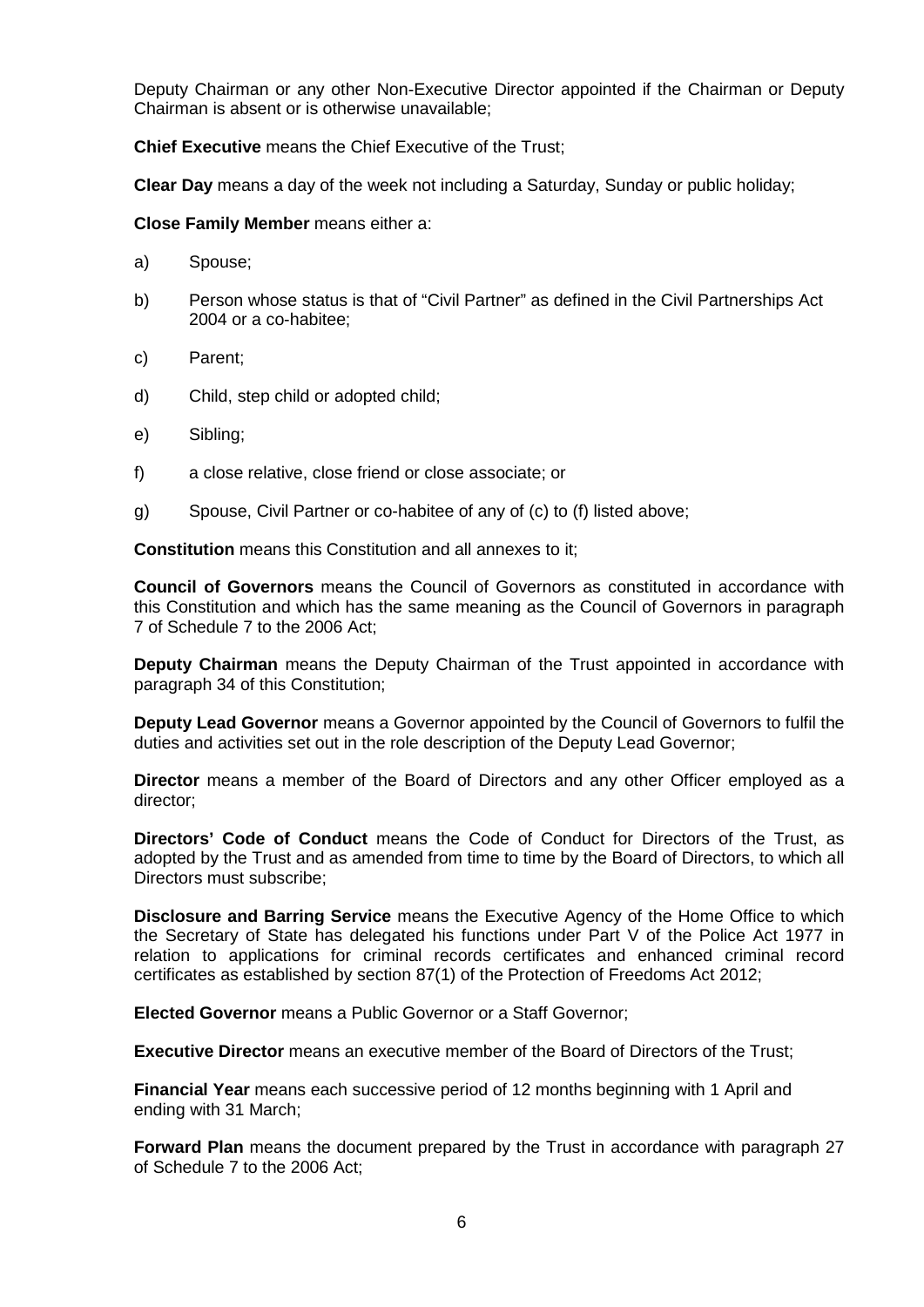Deputy Chairman or any other Non-Executive Director appointed if the Chairman or Deputy Chairman is absent or is otherwise unavailable;

**Chief Executive** means the Chief Executive of the Trust;

**Clear Day** means a day of the week not including a Saturday, Sunday or public holiday;

**Close Family Member** means either a:

a) Spouse;

b) Person whose status is that of "Civil Partner" as defined in the Civil Partnerships Act 2004 or a co-habitee;

c) Parent;

d) Child, step child or adopted child;

e) Sibling;

f) a close relative, close friend or close associate; or

g) Spouse, Civil Partner or co-habitee of any of (c) to (f) listed above;

**Constitution** means this Constitution and all annexes to it;

**Council of Governors** means the Council of Governors as constituted in accordance with this Constitution and which has the same meaning as the Council of Governors in paragraph 7 of Schedule 7 to the 2006 Act;

**Deputy Chairman** means the Deputy Chairman of the Trust appointed in accordance with paragraph 34 of this Constitution;

**Deputy Lead Governor** means a Governor appointed by the Council of Governors to fulfil the duties and activities set out in the role description of the Deputy Lead Governor;

**Director** means a member of the Board of Directors and any other Officer employed as a director;

**Directors' Code of Conduct** means the Code of Conduct for Directors of the Trust, as adopted by the Trust and as amended from time to time by the Board of Directors, to which all Directors must subscribe;

**Disclosure and Barring Service** means the Executive Agency of the Home Office to which the Secretary of State has delegated his functions under Part V of the Police Act 1977 in relation to applications for criminal records certificates and enhanced criminal record certificates as established by section 87(1) of the Protection of Freedoms Act 2012;

**Elected Governor** means a Public Governor or a Staff Governor;

**Executive Director** means an executive member of the Board of Directors of the Trust;

**Financial Year** means each successive period of 12 months beginning with 1 April and ending with 31 March;

**Forward Plan** means the document prepared by the Trust in accordance with paragraph 27 of Schedule 7 to the 2006 Act;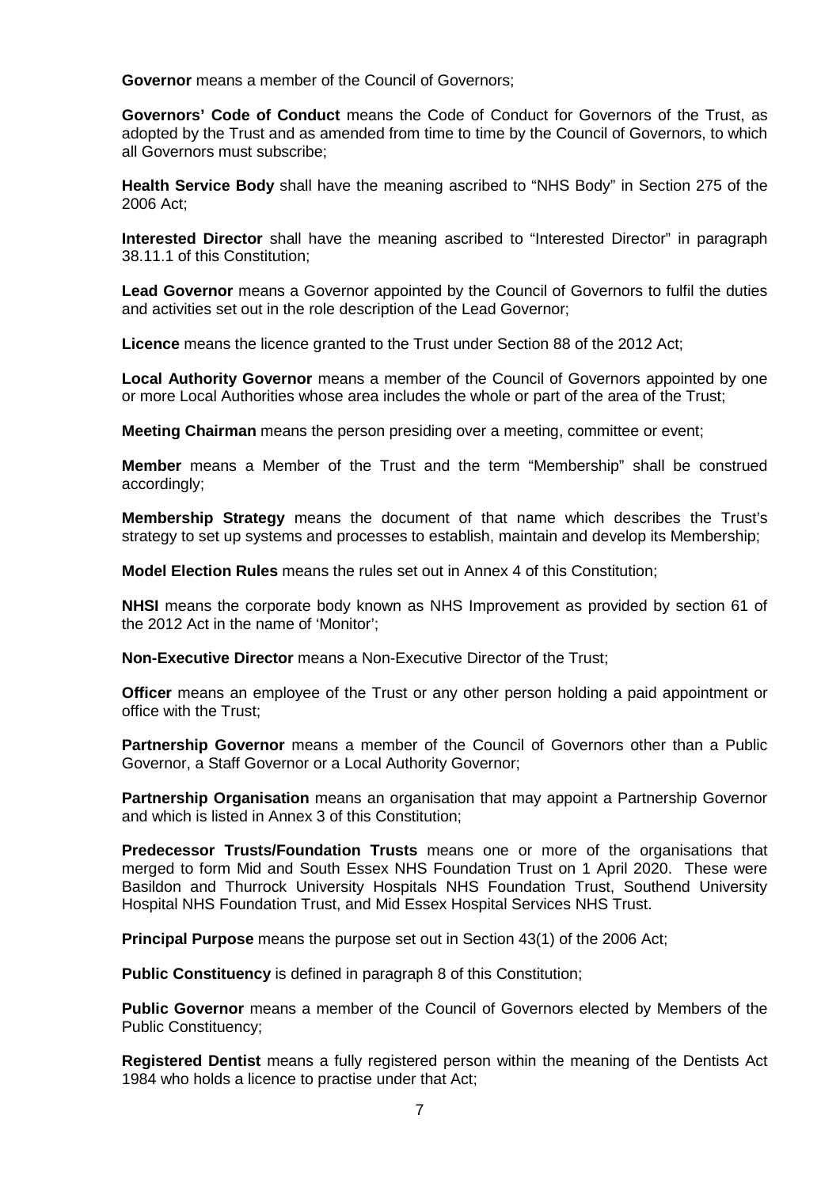**Governor** means a member of the Council of Governors;

**Governors' Code of Conduct** means the Code of Conduct for Governors of the Trust, as adopted by the Trust and as amended from time to time by the Council of Governors, to which all Governors must subscribe;

**Health Service Body** shall have the meaning ascribed to "NHS Body" in Section 275 of the 2006 Act;

**Interested Director** shall have the meaning ascribed to "Interested Director" in paragraph 38.11.1 of this Constitution;

**Lead Governor** means a Governor appointed by the Council of Governors to fulfil the duties and activities set out in the role description of the Lead Governor;

**Licence** means the licence granted to the Trust under Section 88 of the 2012 Act;

**Local Authority Governor** means a member of the Council of Governors appointed by one or more Local Authorities whose area includes the whole or part of the area of the Trust;

**Meeting Chairman** means the person presiding over a meeting, committee or event;

**Member** means a Member of the Trust and the term "Membership" shall be construed accordingly;

**Membership Strategy** means the document of that name which describes the Trust's strategy to set up systems and processes to establish, maintain and develop its Membership;

**Model Election Rules** means the rules set out in Annex 4 of this Constitution;

**NHSI** means the corporate body known as NHS Improvement as provided by section 61 of the 2012 Act in the name of 'Monitor';

**Non-Executive Director** means a Non-Executive Director of the Trust;

**Officer** means an employee of the Trust or any other person holding a paid appointment or office with the Trust;

**Partnership Governor** means a member of the Council of Governors other than a Public Governor, a Staff Governor or a Local Authority Governor;

**Partnership Organisation** means an organisation that may appoint a Partnership Governor and which is listed in Annex 3 of this Constitution;

**Predecessor Trusts/Foundation Trusts** means one or more of the organisations that merged to form Mid and South Essex NHS Foundation Trust on 1 April 2020. These were Basildon and Thurrock University Hospitals NHS Foundation Trust, Southend University Hospital NHS Foundation Trust, and Mid Essex Hospital Services NHS Trust.

**Principal Purpose** means the purpose set out in Section 43(1) of the 2006 Act;

**Public Constituency** is defined in paragraph 8 of this Constitution;

**Public Governor** means a member of the Council of Governors elected by Members of the Public Constituency;

**Registered Dentist** means a fully registered person within the meaning of the Dentists Act 1984 who holds a licence to practise under that Act;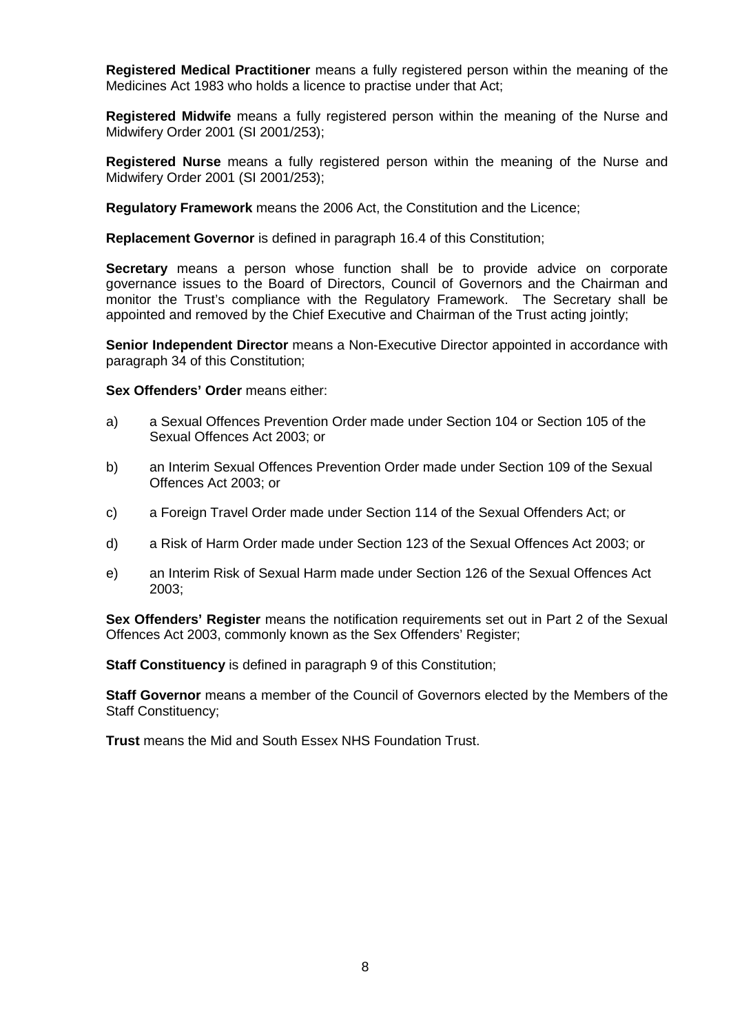**Registered Medical Practitioner** means a fully registered person within the meaning of the Medicines Act 1983 who holds a licence to practise under that Act;

**Registered Midwife** means a fully registered person within the meaning of the Nurse and Midwifery Order 2001 (SI 2001/253);

**Registered Nurse** means a fully registered person within the meaning of the Nurse and Midwifery Order 2001 (SI 2001/253);

**Regulatory Framework** means the 2006 Act, the Constitution and the Licence;

**Replacement Governor** is defined in paragraph 16.4 of this Constitution;

**Secretary** means a person whose function shall be to provide advice on corporate governance issues to the Board of Directors, Council of Governors and the Chairman and monitor the Trust's compliance with the Regulatory Framework. The Secretary shall be appointed and removed by the Chief Executive and Chairman of the Trust acting jointly;

**Senior Independent Director** means a Non-Executive Director appointed in accordance with paragraph 34 of this Constitution;

**Sex Offenders' Order** means either:

a) a Sexual Offences Prevention Order made under Section 104 or Section 105 of the Sexual Offences Act 2003; or

b) an Interim Sexual Offences Prevention Order made under Section 109 of the Sexual Offences Act 2003; or

c) a Foreign Travel Order made under Section 114 of the Sexual Offenders Act; or

d) a Risk of Harm Order made under Section 123 of the Sexual Offences Act 2003; or

e) an Interim Risk of Sexual Harm made under Section 126 of the Sexual Offences Act 2003;

**Sex Offenders' Register** means the notification requirements set out in Part 2 of the Sexual Offences Act 2003, commonly known as the Sex Offenders' Register;

**Staff Constituency** is defined in paragraph 9 of this Constitution;

**Staff Governor** means a member of the Council of Governors elected by the Members of the Staff Constituency;

**Trust** means the Mid and South Essex NHS Foundation Trust.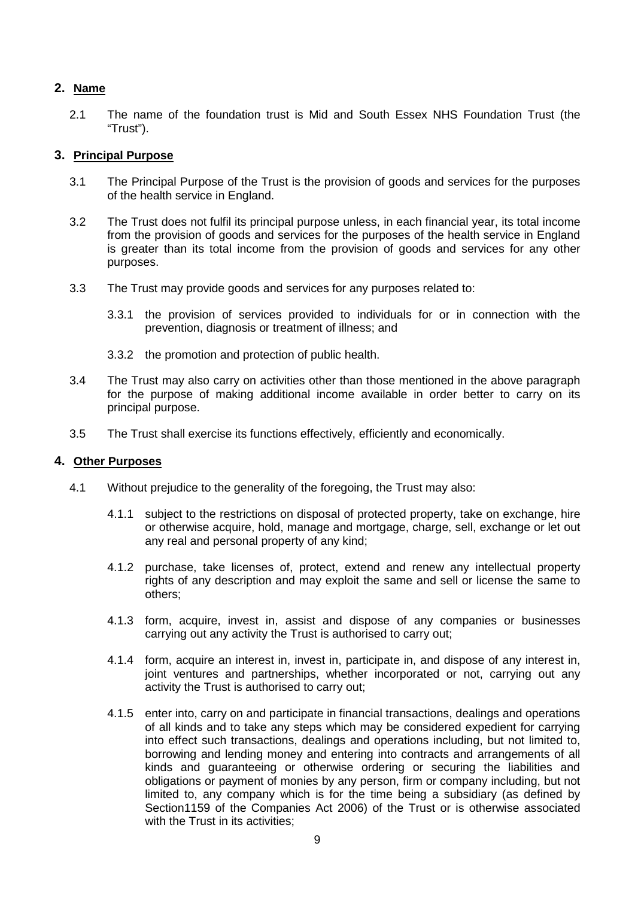## 2. Name

2.1 The name of the foundation trust is Mid and South Essex NHS Foundation Trust (the "Trust").

## 3. Principal Purpose

3.1 The Principal Purpose of the Trust is the provision of goods and services for the purposes of the health service in England.

3.2 The Trust does not fulfil its principal purpose unless, in each financial year, its total income from the provision of goods and services for the purposes of the health service in England is greater than its total income from the provision of goods and services for any other purposes.

3.3 The Trust may provide goods and services for any purposes related to:

3.3.1 the provision of services provided to individuals for or in connection with the prevention, diagnosis or treatment of illness; and

3.3.2 the promotion and protection of public health.

3.4 The Trust may also carry on activities other than those mentioned in the above paragraph for the purpose of making additional income available in order better to carry on its principal purpose.

3.5 The Trust shall exercise its functions effectively, efficiently and economically.

## 4. Other Purposes

4.1 Without prejudice to the generality of the foregoing, the Trust may also:

4.1.1 subject to the restrictions on disposal of protected property, take on exchange, hire or otherwise acquire, hold, manage and mortgage, charge, sell, exchange or let out any real and personal property of any kind;

4.1.2 purchase, take licenses of, protect, extend and renew any intellectual property rights of any description and may exploit the same and sell or license the same to others;

4.1.3 form, acquire, invest in, assist and dispose of any companies or businesses carrying out any activity the Trust is authorised to carry out;

4.1.4 form, acquire an interest in, invest in, participate in, and dispose of any interest in, joint ventures and partnerships, whether incorporated or not, carrying out any activity the Trust is authorised to carry out;

4.1.5 enter into, carry on and participate in financial transactions, dealings and operations of all kinds and to take any steps which may be considered expedient for carrying into effect such transactions, dealings and operations including, but not limited to, borrowing and lending money and entering into contracts and arrangements of all kinds and guaranteeing or otherwise ordering or securing the liabilities and obligations or payment of monies by any person, firm or company including, but not limited to, any company which is for the time being a subsidiary (as defined by Section1159 of the Companies Act 2006) of the Trust or is otherwise associated with the Trust in its activities;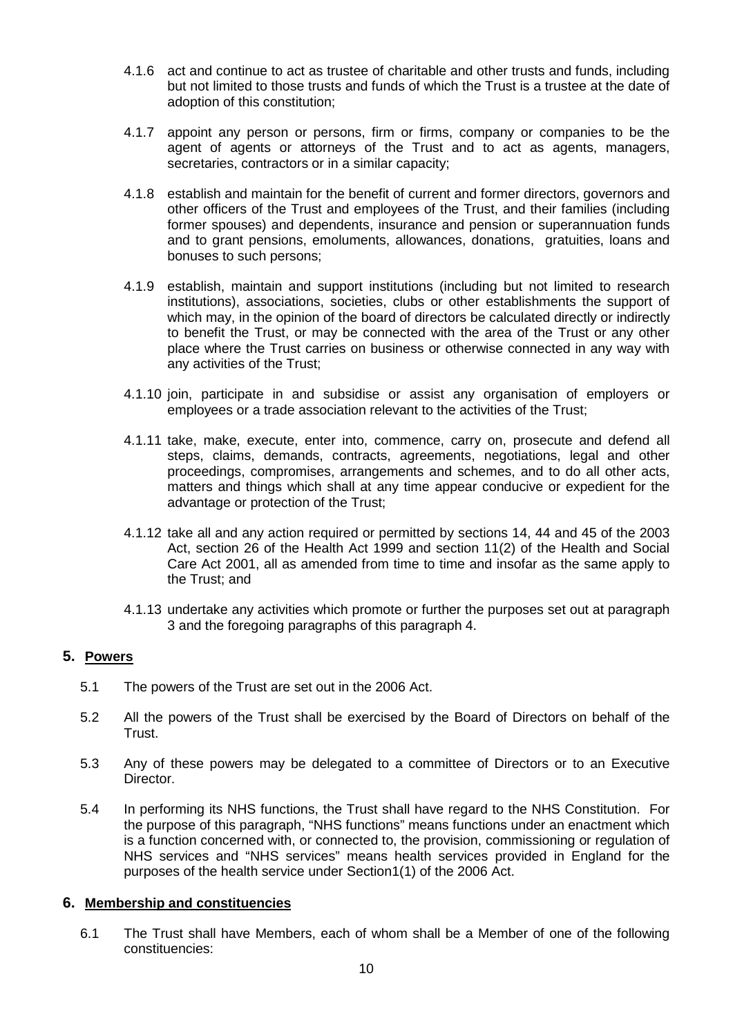4.1.6 act and continue to act as trustee of charitable and other trusts and funds, including but not limited to those trusts and funds of which the Trust is a trustee at the date of adoption of this constitution;

4.1.7 appoint any person or persons, firm or firms, company or companies to be the agent of agents or attorneys of the Trust and to act as agents, managers, secretaries, contractors or in a similar capacity;

4.1.8 establish and maintain for the benefit of current and former directors, governors and other officers of the Trust and employees of the Trust, and their families (including former spouses) and dependents, insurance and pension or superannuation funds and to grant pensions, emoluments, allowances, donations, gratuities, loans and bonuses to such persons;

4.1.9 establish, maintain and support institutions (including but not limited to research institutions), associations, societies, clubs or other establishments the support of which may, in the opinion of the board of directors be calculated directly or indirectly to benefit the Trust, or may be connected with the area of the Trust or any other place where the Trust carries on business or otherwise connected in any way with any activities of the Trust;

4.1.10 join, participate in and subsidise or assist any organisation of employers or employees or a trade association relevant to the activities of the Trust;

4.1.11 take, make, execute, enter into, commence, carry on, prosecute and defend all steps, claims, demands, contracts, agreements, negotiations, legal and other proceedings, compromises, arrangements and schemes, and to do all other acts, matters and things which shall at any time appear conducive or expedient for the advantage or protection of the Trust;

4.1.12 take all and any action required or permitted by sections 14, 44 and 45 of the 2003 Act, section 26 of the Health Act 1999 and section 11(2) of the Health and Social Care Act 2001, all as amended from time to time and insofar as the same apply to the Trust; and

4.1.13 undertake any activities which promote or further the purposes set out at paragraph 3 and the foregoing paragraphs of this paragraph 4.

## 5. Powers

5.1 The powers of the Trust are set out in the 2006 Act.

5.2 All the powers of the Trust shall be exercised by the Board of Directors on behalf of the Trust.

5.3 Any of these powers may be delegated to a committee of Directors or to an Executive Director.

5.4 In performing its NHS functions, the Trust shall have regard to the NHS Constitution. For the purpose of this paragraph, "NHS functions" means functions under an enactment which is a function concerned with, or connected to, the provision, commissioning or regulation of NHS services and "NHS services" means health services provided in England for the purposes of the health service under Section1(1) of the 2006 Act.

## 6. Membership and constituencies

6.1 The Trust shall have Members, each of whom shall be a Member of one of the following constituencies: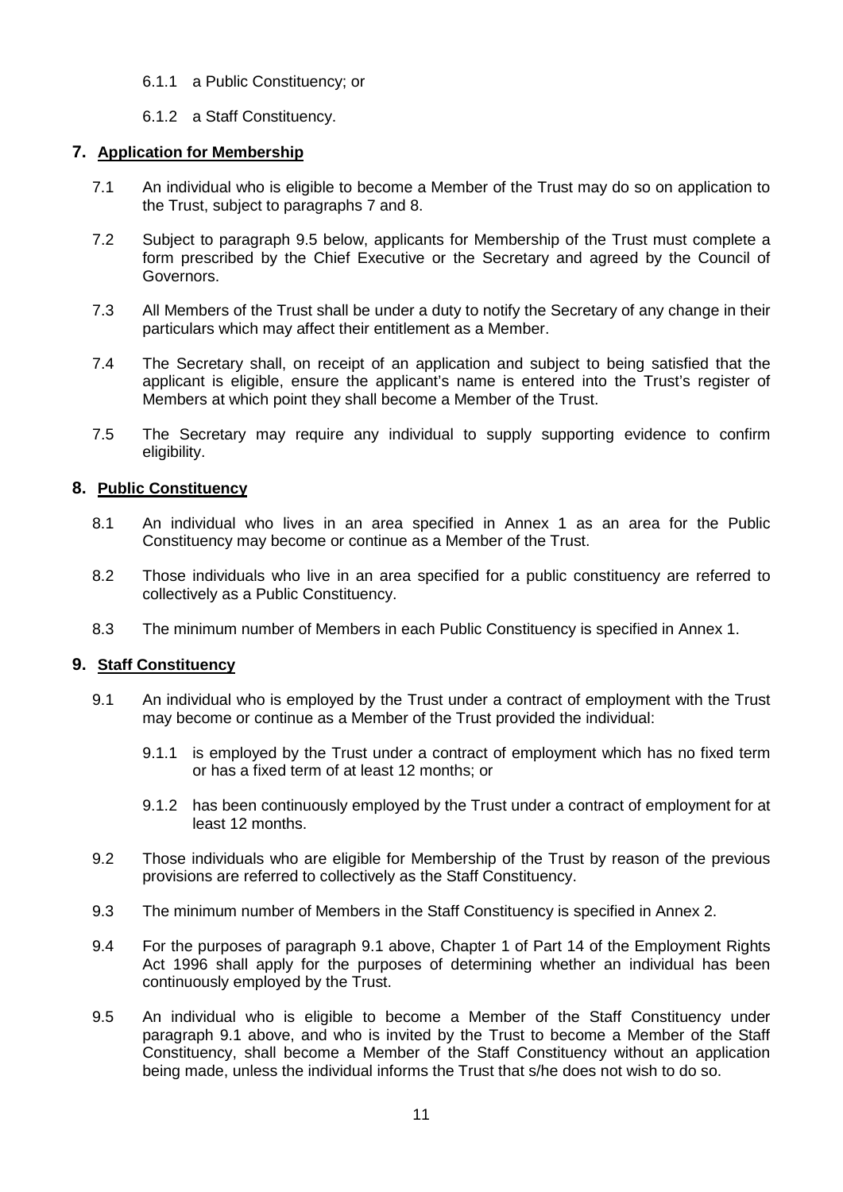6.1.1 a Public Constituency; or

6.1.2 a Staff Constituency.

## 7. Application for Membership

7.1 An individual who is eligible to become a Member of the Trust may do so on application to the Trust, subject to paragraphs 7 and 8.

7.2 Subject to paragraph 9.5 below, applicants for Membership of the Trust must complete a form prescribed by the Chief Executive or the Secretary and agreed by the Council of Governors.

7.3 All Members of the Trust shall be under a duty to notify the Secretary of any change in their particulars which may affect their entitlement as a Member.

7.4 The Secretary shall, on receipt of an application and subject to being satisfied that the applicant is eligible, ensure the applicant's name is entered into the Trust's register of Members at which point they shall become a Member of the Trust.

7.5 The Secretary may require any individual to supply supporting evidence to confirm eligibility.

## 8. Public Constituency

8.1 An individual who lives in an area specified in Annex 1 as an area for the Public Constituency may become or continue as a Member of the Trust.

8.2 Those individuals who live in an area specified for a public constituency are referred to collectively as a Public Constituency.

8.3 The minimum number of Members in each Public Constituency is specified in Annex 1.

## 9. Staff Constituency

9.1 An individual who is employed by the Trust under a contract of employment with the Trust may become or continue as a Member of the Trust provided the individual:

9.1.1 is employed by the Trust under a contract of employment which has no fixed term or has a fixed term of at least 12 months; or

9.1.2 has been continuously employed by the Trust under a contract of employment for at least 12 months.

9.2 Those individuals who are eligible for Membership of the Trust by reason of the previous provisions are referred to collectively as the Staff Constituency.

9.3 The minimum number of Members in the Staff Constituency is specified in Annex 2.

9.4 For the purposes of paragraph 9.1 above, Chapter 1 of Part 14 of the Employment Rights Act 1996 shall apply for the purposes of determining whether an individual has been continuously employed by the Trust.

9.5 An individual who is eligible to become a Member of the Staff Constituency under paragraph 9.1 above, and who is invited by the Trust to become a Member of the Staff Constituency, shall become a Member of the Staff Constituency without an application being made, unless the individual informs the Trust that s/he does not wish to do so.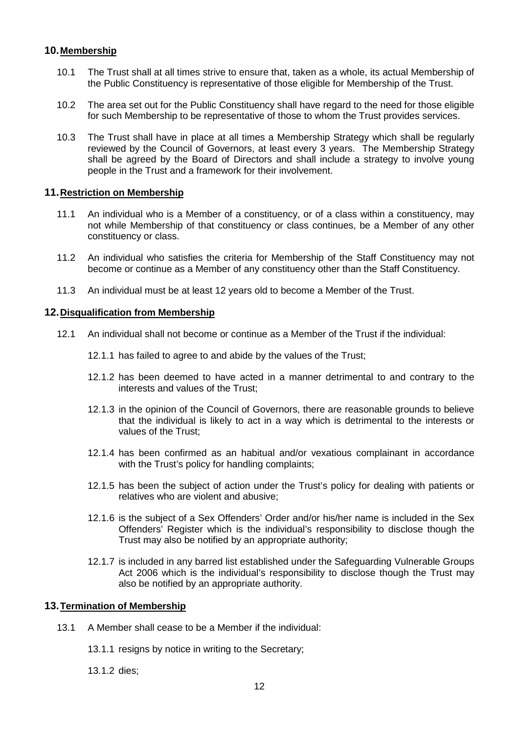## 10. Membership

10.1 The Trust shall at all times strive to ensure that, taken as a whole, its actual Membership of the Public Constituency is representative of those eligible for Membership of the Trust.

10.2 The area set out for the Public Constituency shall have regard to the need for those eligible for such Membership to be representative of those to whom the Trust provides services.

10.3 The Trust shall have in place at all times a Membership Strategy which shall be regularly reviewed by the Council of Governors, at least every 3 years. The Membership Strategy shall be agreed by the Board of Directors and shall include a strategy to involve young people in the Trust and a framework for their involvement.

## 11. Restriction on Membership

11.1 An individual who is a Member of a constituency, or of a class within a constituency, may not while Membership of that constituency or class continues, be a Member of any other constituency or class.

11.2 An individual who satisfies the criteria for Membership of the Staff Constituency may not become or continue as a Member of any constituency other than the Staff Constituency.

11.3 An individual must be at least 12 years old to become a Member of the Trust.

## 12. Disqualification from Membership

12.1 An individual shall not become or continue as a Member of the Trust if the individual:

12.1.1 has failed to agree to and abide by the values of the Trust;

12.1.2 has been deemed to have acted in a manner detrimental to and contrary to the interests and values of the Trust;

12.1.3 in the opinion of the Council of Governors, there are reasonable grounds to believe that the individual is likely to act in a way which is detrimental to the interests or values of the Trust;

12.1.4 has been confirmed as an habitual and/or vexatious complainant in accordance with the Trust's policy for handling complaints;

12.1.5 has been the subject of action under the Trust's policy for dealing with patients or relatives who are violent and abusive;

12.1.6 is the subject of a Sex Offenders' Order and/or his/her name is included in the Sex Offenders' Register which is the individual's responsibility to disclose though the Trust may also be notified by an appropriate authority;

12.1.7 is included in any barred list established under the Safeguarding Vulnerable Groups Act 2006 which is the individual's responsibility to disclose though the Trust may also be notified by an appropriate authority.

## 13. Termination of Membership

13.1 A Member shall cease to be a Member if the individual:

13.1.1 resigns by notice in writing to the Secretary;

13.1.2 dies;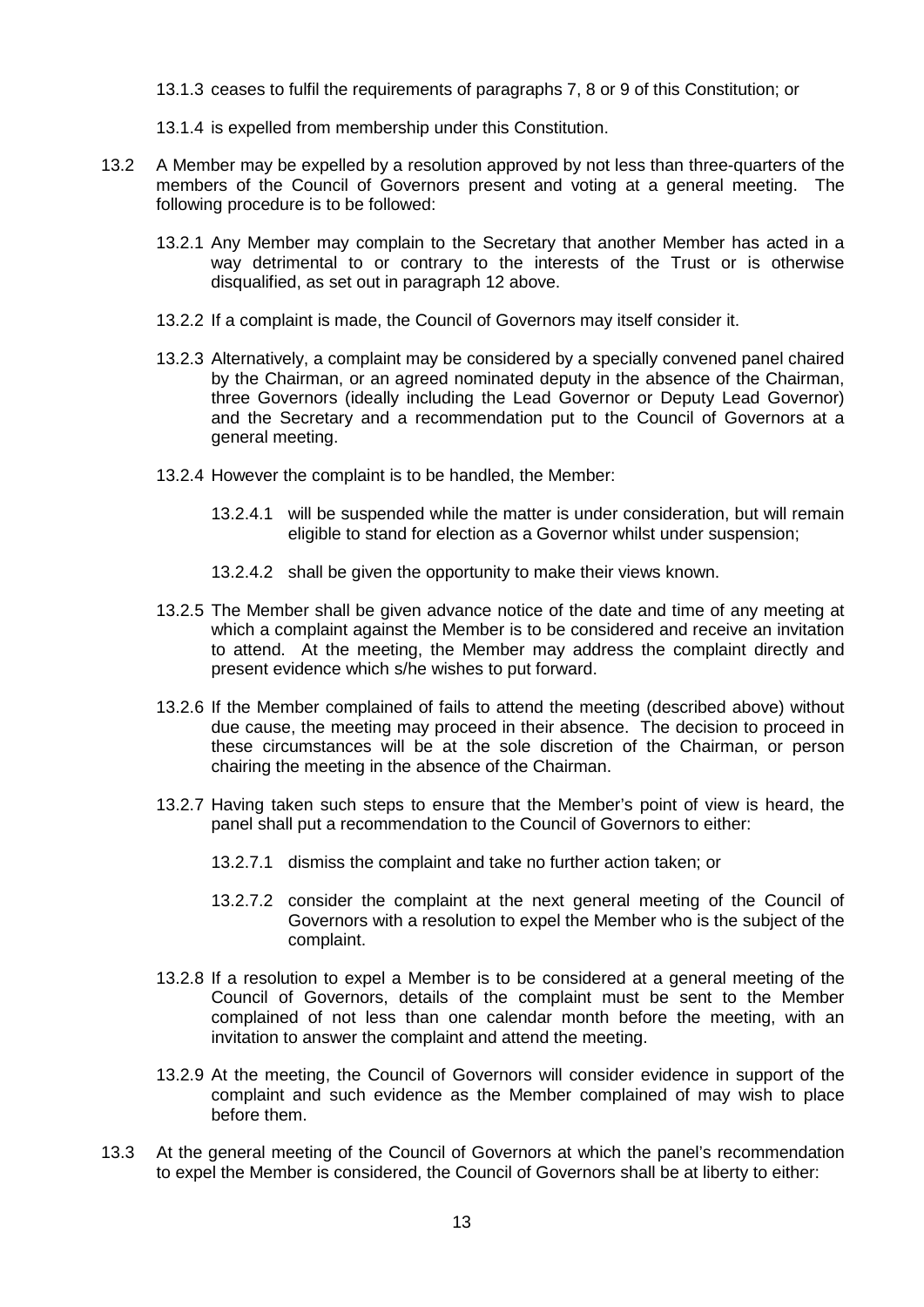13.1.3 ceases to fulfil the requirements of paragraphs 7, 8 or 9 of this Constitution; or

13.1.4 is expelled from membership under this Constitution.

13.2 A Member may be expelled by a resolution approved by not less than three-quarters of the members of the Council of Governors present and voting at a general meeting. The following procedure is to be followed:

13.2.1 Any Member may complain to the Secretary that another Member has acted in a way detrimental to or contrary to the interests of the Trust or is otherwise disqualified, as set out in paragraph 12 above.

13.2.2 If a complaint is made, the Council of Governors may itself consider it.

13.2.3 Alternatively, a complaint may be considered by a specially convened panel chaired by the Chairman, or an agreed nominated deputy in the absence of the Chairman, three Governors (ideally including the Lead Governor or Deputy Lead Governor) and the Secretary and a recommendation put to the Council of Governors at a general meeting.

13.2.4 However the complaint is to be handled, the Member:

13.2.4.1 will be suspended while the matter is under consideration, but will remain eligible to stand for election as a Governor whilst under suspension;

13.2.4.2 shall be given the opportunity to make their views known.

13.2.5 The Member shall be given advance notice of the date and time of any meeting at which a complaint against the Member is to be considered and receive an invitation to attend. At the meeting, the Member may address the complaint directly and present evidence which s/he wishes to put forward.

13.2.6 If the Member complained of fails to attend the meeting (described above) without due cause, the meeting may proceed in their absence. The decision to proceed in these circumstances will be at the sole discretion of the Chairman, or person chairing the meeting in the absence of the Chairman.

13.2.7 Having taken such steps to ensure that the Member's point of view is heard, the panel shall put a recommendation to the Council of Governors to either:

13.2.7.1 dismiss the complaint and take no further action taken; or

13.2.7.2 consider the complaint at the next general meeting of the Council of Governors with a resolution to expel the Member who is the subject of the complaint.

13.2.8 If a resolution to expel a Member is to be considered at a general meeting of the Council of Governors, details of the complaint must be sent to the Member complained of not less than one calendar month before the meeting, with an invitation to answer the complaint and attend the meeting.

13.2.9 At the meeting, the Council of Governors will consider evidence in support of the complaint and such evidence as the Member complained of may wish to place before them.

13.3 At the general meeting of the Council of Governors at which the panel's recommendation to expel the Member is considered, the Council of Governors shall be at liberty to either: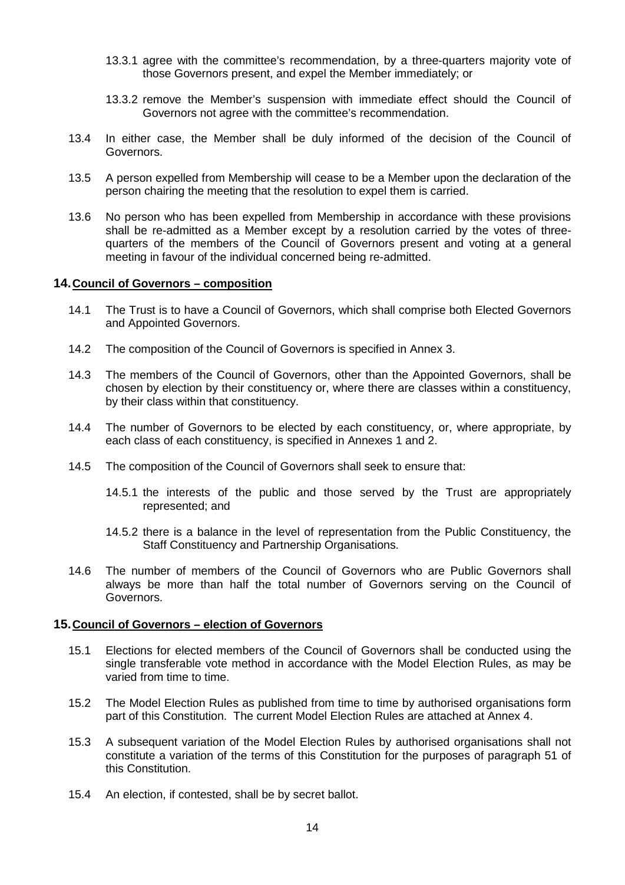13.3.1 agree with the committee's recommendation, by a three-quarters majority vote of those Governors present, and expel the Member immediately; or

13.3.2 remove the Member's suspension with immediate effect should the Council of Governors not agree with the committee's recommendation.

13.4 In either case, the Member shall be duly informed of the decision of the Council of Governors.

13.5 A person expelled from Membership will cease to be a Member upon the declaration of the person chairing the meeting that the resolution to expel them is carried.

13.6 No person who has been expelled from Membership in accordance with these provisions shall be re-admitted as a Member except by a resolution carried by the votes of three-quarters of the members of the Council of Governors present and voting at a general meeting in favour of the individual concerned being re-admitted.

## 14. Council of Governors – composition

14.1 The Trust is to have a Council of Governors, which shall comprise both Elected Governors and Appointed Governors.

14.2 The composition of the Council of Governors is specified in Annex 3.

14.3 The members of the Council of Governors, other than the Appointed Governors, shall be chosen by election by their constituency or, where there are classes within a constituency, by their class within that constituency.

14.4 The number of Governors to be elected by each constituency, or, where appropriate, by each class of each constituency, is specified in Annexes 1 and 2.

14.5 The composition of the Council of Governors shall seek to ensure that:

14.5.1 the interests of the public and those served by the Trust are appropriately represented; and

14.5.2 there is a balance in the level of representation from the Public Constituency, the Staff Constituency and Partnership Organisations.

14.6 The number of members of the Council of Governors who are Public Governors shall always be more than half the total number of Governors serving on the Council of Governors.

## 15. Council of Governors – election of Governors

15.1 Elections for elected members of the Council of Governors shall be conducted using the single transferable vote method in accordance with the Model Election Rules, as may be varied from time to time.

15.2 The Model Election Rules as published from time to time by authorised organisations form part of this Constitution. The current Model Election Rules are attached at Annex 4.

15.3 A subsequent variation of the Model Election Rules by authorised organisations shall not constitute a variation of the terms of this Constitution for the purposes of paragraph 51 of this Constitution.

15.4 An election, if contested, shall be by secret ballot.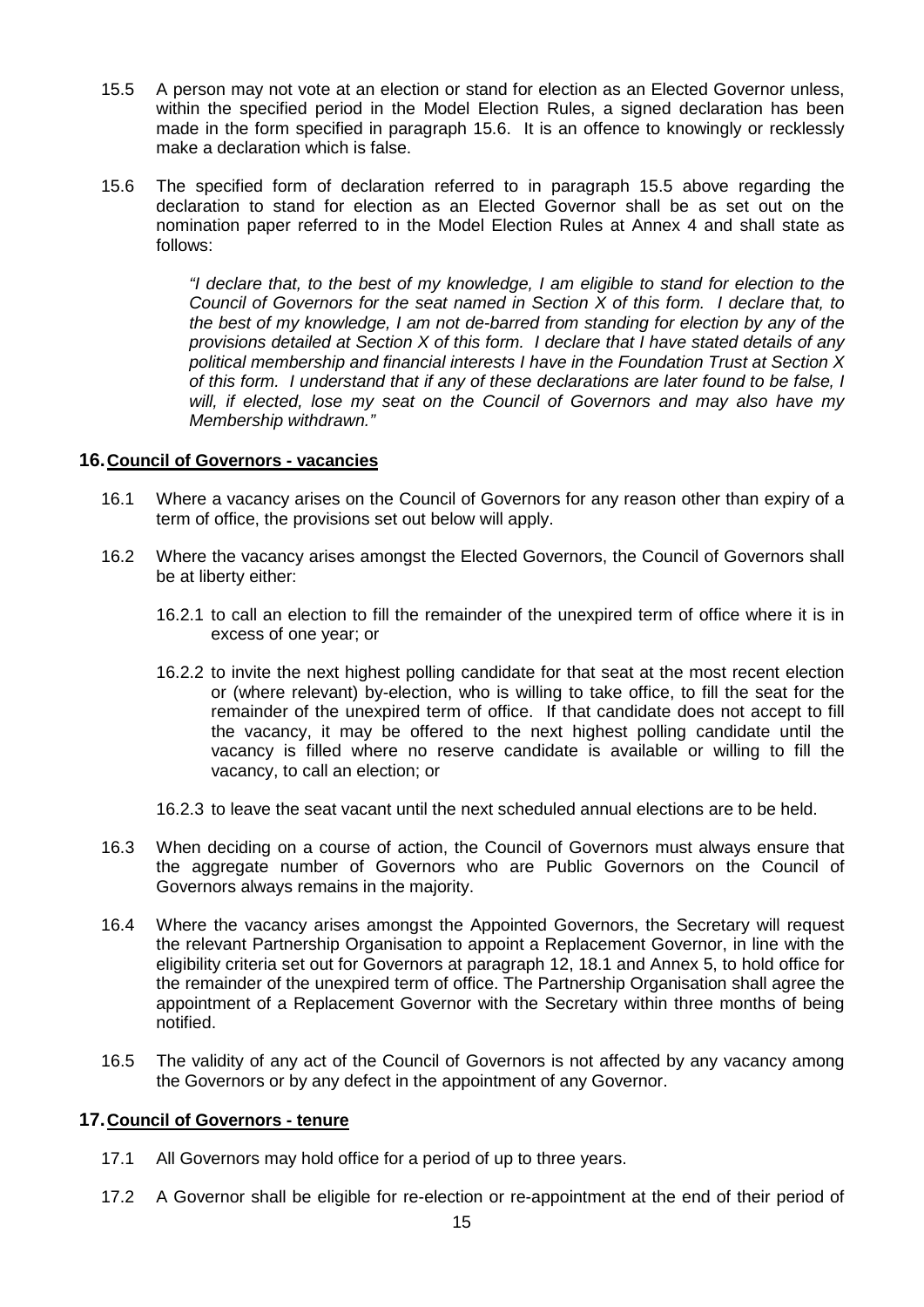15.5 A person may not vote at an election or stand for election as an Elected Governor unless, within the specified period in the Model Election Rules, a signed declaration has been made in the form specified in paragraph 15.6. It is an offence to knowingly or recklessly make a declaration which is false.

15.6 The specified form of declaration referred to in paragraph 15.5 above regarding the declaration to stand for election as an Elected Governor shall be as set out on the nomination paper referred to in the Model Election Rules at Annex 4 and shall state as follows:

> *"I declare that, to the best of my knowledge, I am eligible to stand for election to the Council of Governors for the seat named in Section X of this form. I declare that, to the best of my knowledge, I am not de-barred from standing for election by any of the provisions detailed at Section X of this form. I declare that I have stated details of any political membership and financial interests I have in the Foundation Trust at Section X of this form. I understand that if any of these declarations are later found to be false, I will, if elected, lose my seat on the Council of Governors and may also have my Membership withdrawn."*

## 16. Council of Governors - vacancies

16.1 Where a vacancy arises on the Council of Governors for any reason other than expiry of a term of office, the provisions set out below will apply.

16.2 Where the vacancy arises amongst the Elected Governors, the Council of Governors shall be at liberty either:

16.2.1 to call an election to fill the remainder of the unexpired term of office where it is in excess of one year; or

16.2.2 to invite the next highest polling candidate for that seat at the most recent election or (where relevant) by-election, who is willing to take office, to fill the seat for the remainder of the unexpired term of office. If that candidate does not accept to fill the vacancy, it may be offered to the next highest polling candidate until the vacancy is filled where no reserve candidate is available or willing to fill the vacancy, to call an election; or

16.2.3 to leave the seat vacant until the next scheduled annual elections are to be held.

16.3 When deciding on a course of action, the Council of Governors must always ensure that the aggregate number of Governors who are Public Governors on the Council of Governors always remains in the majority.

16.4 Where the vacancy arises amongst the Appointed Governors, the Secretary will request the relevant Partnership Organisation to appoint a Replacement Governor, in line with the eligibility criteria set out for Governors at paragraph 12, 18.1 and Annex 5, to hold office for the remainder of the unexpired term of office. The Partnership Organisation shall agree the appointment of a Replacement Governor with the Secretary within three months of being notified.

16.5 The validity of any act of the Council of Governors is not affected by any vacancy among the Governors or by any defect in the appointment of any Governor.

## 17. Council of Governors - tenure

17.1 All Governors may hold office for a period of up to three years.

17.2 A Governor shall be eligible for re-election or re-appointment at the end of their period of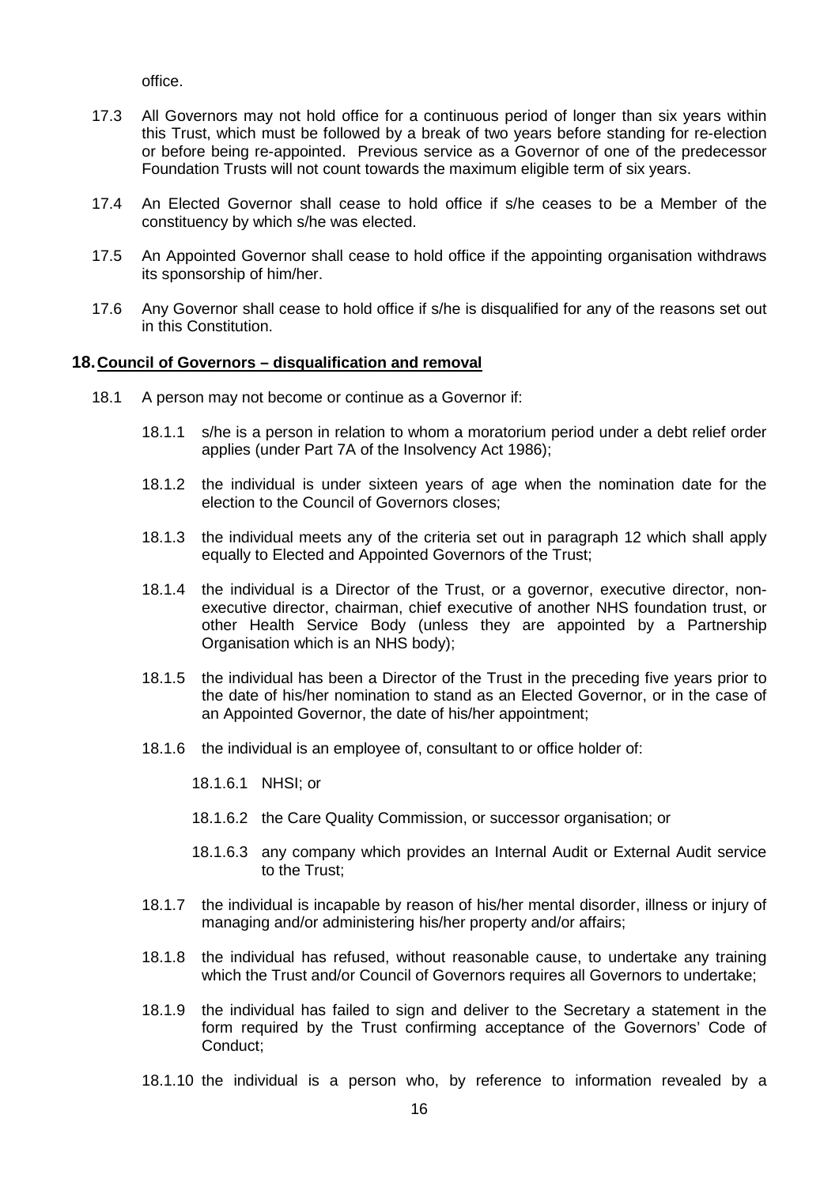office.

17.3 All Governors may not hold office for a continuous period of longer than six years within this Trust, which must be followed by a break of two years before standing for re-election or before being re-appointed. Previous service as a Governor of one of the predecessor Foundation Trusts will not count towards the maximum eligible term of six years.

17.4 An Elected Governor shall cease to hold office if s/he ceases to be a Member of the constituency by which s/he was elected.

17.5 An Appointed Governor shall cease to hold office if the appointing organisation withdraws its sponsorship of him/her.

17.6 Any Governor shall cease to hold office if s/he is disqualified for any of the reasons set out in this Constitution.

## 18. Council of Governors – disqualification and removal

18.1 A person may not become or continue as a Governor if:

18.1.1 s/he is a person in relation to whom a moratorium period under a debt relief order applies (under Part 7A of the Insolvency Act 1986);

18.1.2 the individual is under sixteen years of age when the nomination date for the election to the Council of Governors closes;

18.1.3 the individual meets any of the criteria set out in paragraph 12 which shall apply equally to Elected and Appointed Governors of the Trust;

18.1.4 the individual is a Director of the Trust, or a governor, executive director, non-executive director, chairman, chief executive of another NHS foundation trust, or other Health Service Body (unless they are appointed by a Partnership Organisation which is an NHS body);

18.1.5 the individual has been a Director of the Trust in the preceding five years prior to the date of his/her nomination to stand as an Elected Governor, or in the case of an Appointed Governor, the date of his/her appointment;

18.1.6 the individual is an employee of, consultant to or office holder of:

18.1.6.1 NHSI; or

18.1.6.2 the Care Quality Commission, or successor organisation; or

18.1.6.3 any company which provides an Internal Audit or External Audit service to the Trust;

18.1.7 the individual is incapable by reason of his/her mental disorder, illness or injury of managing and/or administering his/her property and/or affairs;

18.1.8 the individual has refused, without reasonable cause, to undertake any training which the Trust and/or Council of Governors requires all Governors to undertake;

18.1.9 the individual has failed to sign and deliver to the Secretary a statement in the form required by the Trust confirming acceptance of the Governors' Code of Conduct;

18.1.10 the individual is a person who, by reference to information revealed by a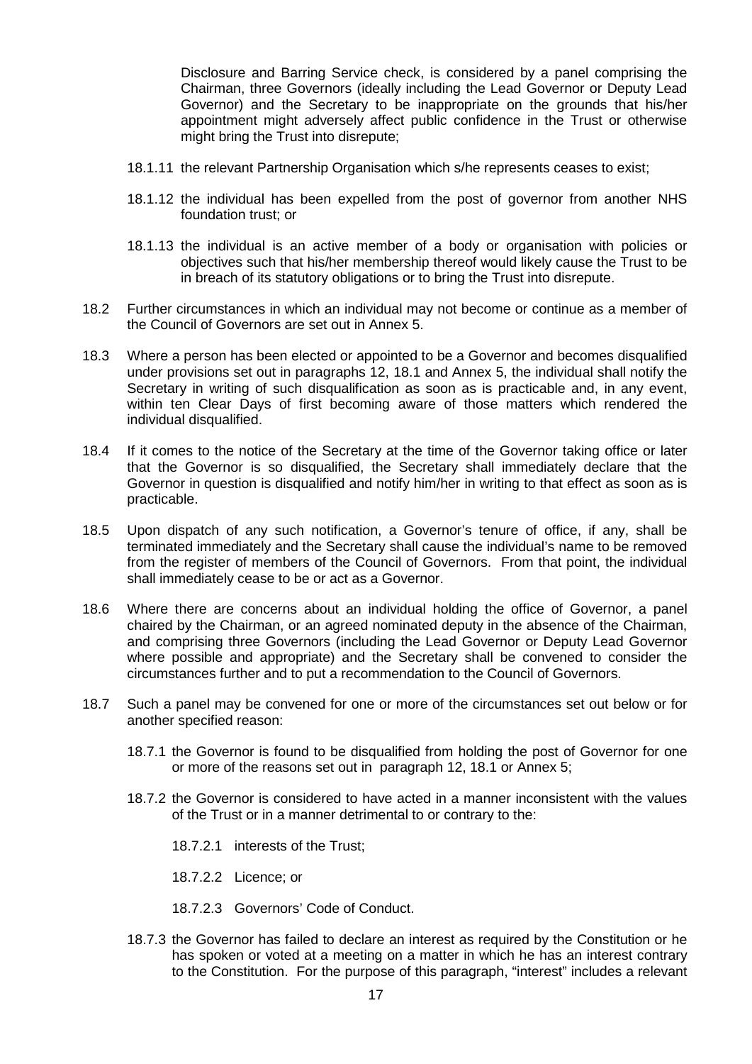Disclosure and Barring Service check, is considered by a panel comprising the Chairman, three Governors (ideally including the Lead Governor or Deputy Lead Governor) and the Secretary to be inappropriate on the grounds that his/her appointment might adversely affect public confidence in the Trust or otherwise might bring the Trust into disrepute;

18.1.11 the relevant Partnership Organisation which s/he represents ceases to exist;

18.1.12 the individual has been expelled from the post of governor from another NHS foundation trust; or

18.1.13 the individual is an active member of a body or organisation with policies or objectives such that his/her membership thereof would likely cause the Trust to be in breach of its statutory obligations or to bring the Trust into disrepute.

18.2 Further circumstances in which an individual may not become or continue as a member of the Council of Governors are set out in Annex 5.

18.3 Where a person has been elected or appointed to be a Governor and becomes disqualified under provisions set out in paragraphs 12, 18.1 and Annex 5, the individual shall notify the Secretary in writing of such disqualification as soon as is practicable and, in any event, within ten Clear Days of first becoming aware of those matters which rendered the individual disqualified.

18.4 If it comes to the notice of the Secretary at the time of the Governor taking office or later that the Governor is so disqualified, the Secretary shall immediately declare that the Governor in question is disqualified and notify him/her in writing to that effect as soon as is practicable.

18.5 Upon dispatch of any such notification, a Governor's tenure of office, if any, shall be terminated immediately and the Secretary shall cause the individual's name to be removed from the register of members of the Council of Governors. From that point, the individual shall immediately cease to be or act as a Governor.

18.6 Where there are concerns about an individual holding the office of Governor, a panel chaired by the Chairman, or an agreed nominated deputy in the absence of the Chairman, and comprising three Governors (including the Lead Governor or Deputy Lead Governor where possible and appropriate) and the Secretary shall be convened to consider the circumstances further and to put a recommendation to the Council of Governors.

18.7 Such a panel may be convened for one or more of the circumstances set out below or for another specified reason:

18.7.1 the Governor is found to be disqualified from holding the post of Governor for one or more of the reasons set out in paragraph 12, 18.1 or Annex 5;

18.7.2 the Governor is considered to have acted in a manner inconsistent with the values of the Trust or in a manner detrimental to or contrary to the:

18.7.2.1 interests of the Trust;

18.7.2.2 Licence; or

18.7.2.3 Governors' Code of Conduct.

18.7.3 the Governor has failed to declare an interest as required by the Constitution or he has spoken or voted at a meeting on a matter in which he has an interest contrary to the Constitution. For the purpose of this paragraph, "interest" includes a relevant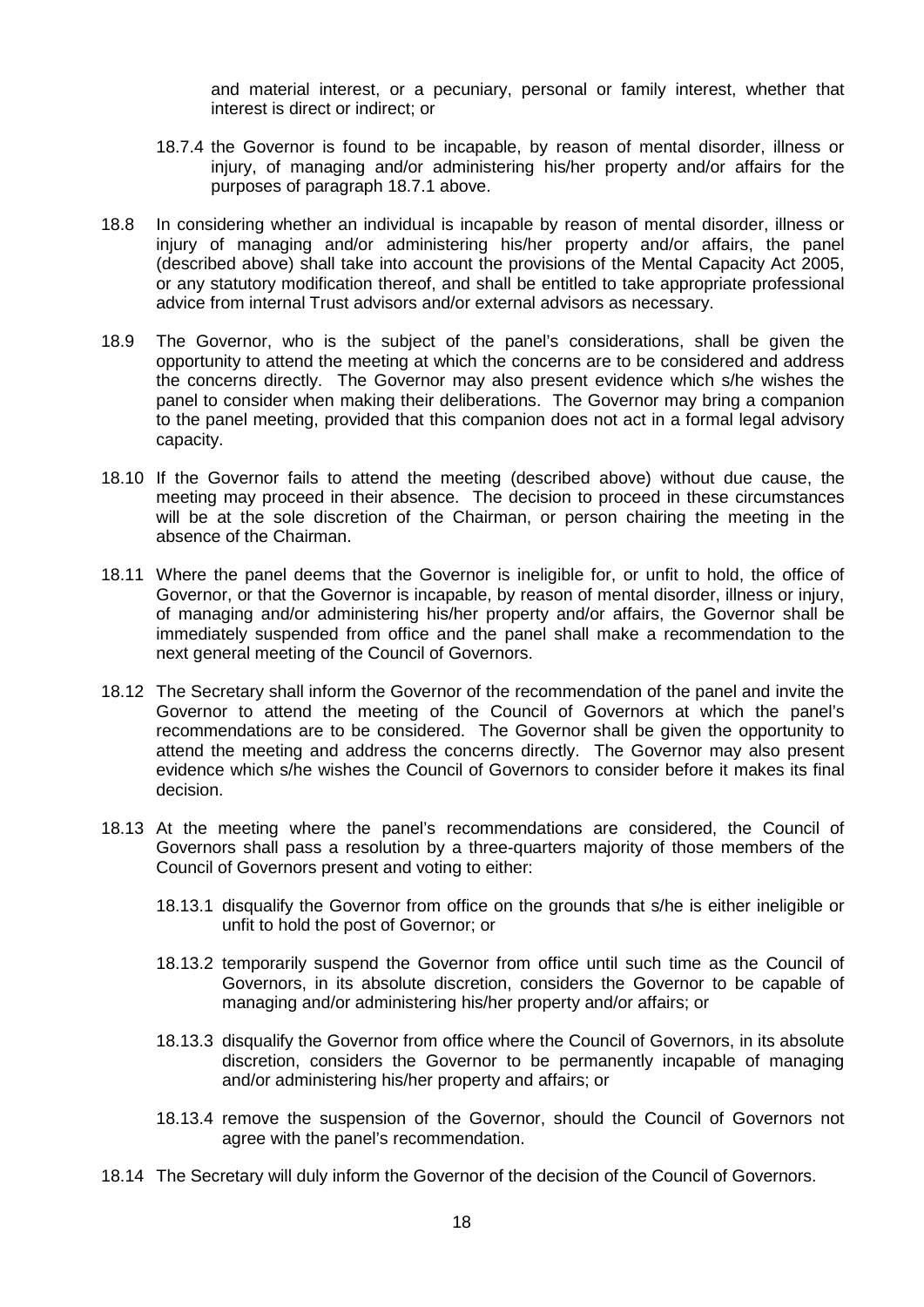and material interest, or a pecuniary, personal or family interest, whether that interest is direct or indirect; or

18.7.4 the Governor is found to be incapable, by reason of mental disorder, illness or injury, of managing and/or administering his/her property and/or affairs for the purposes of paragraph 18.7.1 above.

18.8 In considering whether an individual is incapable by reason of mental disorder, illness or injury of managing and/or administering his/her property and/or affairs, the panel (described above) shall take into account the provisions of the Mental Capacity Act 2005, or any statutory modification thereof, and shall be entitled to take appropriate professional advice from internal Trust advisors and/or external advisors as necessary.

18.9 The Governor, who is the subject of the panel's considerations, shall be given the opportunity to attend the meeting at which the concerns are to be considered and address the concerns directly. The Governor may also present evidence which s/he wishes the panel to consider when making their deliberations. The Governor may bring a companion to the panel meeting, provided that this companion does not act in a formal legal advisory capacity.

18.10 If the Governor fails to attend the meeting (described above) without due cause, the meeting may proceed in their absence. The decision to proceed in these circumstances will be at the sole discretion of the Chairman, or person chairing the meeting in the absence of the Chairman.

18.11 Where the panel deems that the Governor is ineligible for, or unfit to hold, the office of Governor, or that the Governor is incapable, by reason of mental disorder, illness or injury, of managing and/or administering his/her property and/or affairs, the Governor shall be immediately suspended from office and the panel shall make a recommendation to the next general meeting of the Council of Governors.

18.12 The Secretary shall inform the Governor of the recommendation of the panel and invite the Governor to attend the meeting of the Council of Governors at which the panel's recommendations are to be considered. The Governor shall be given the opportunity to attend the meeting and address the concerns directly. The Governor may also present evidence which s/he wishes the Council of Governors to consider before it makes its final decision.

18.13 At the meeting where the panel's recommendations are considered, the Council of Governors shall pass a resolution by a three-quarters majority of those members of the Council of Governors present and voting to either:

18.13.1 disqualify the Governor from office on the grounds that s/he is either ineligible or unfit to hold the post of Governor; or

18.13.2 temporarily suspend the Governor from office until such time as the Council of Governors, in its absolute discretion, considers the Governor to be capable of managing and/or administering his/her property and/or affairs; or

18.13.3 disqualify the Governor from office where the Council of Governors, in its absolute discretion, considers the Governor to be permanently incapable of managing and/or administering his/her property and affairs; or

18.13.4 remove the suspension of the Governor, should the Council of Governors not agree with the panel's recommendation.

18.14 The Secretary will duly inform the Governor of the decision of the Council of Governors.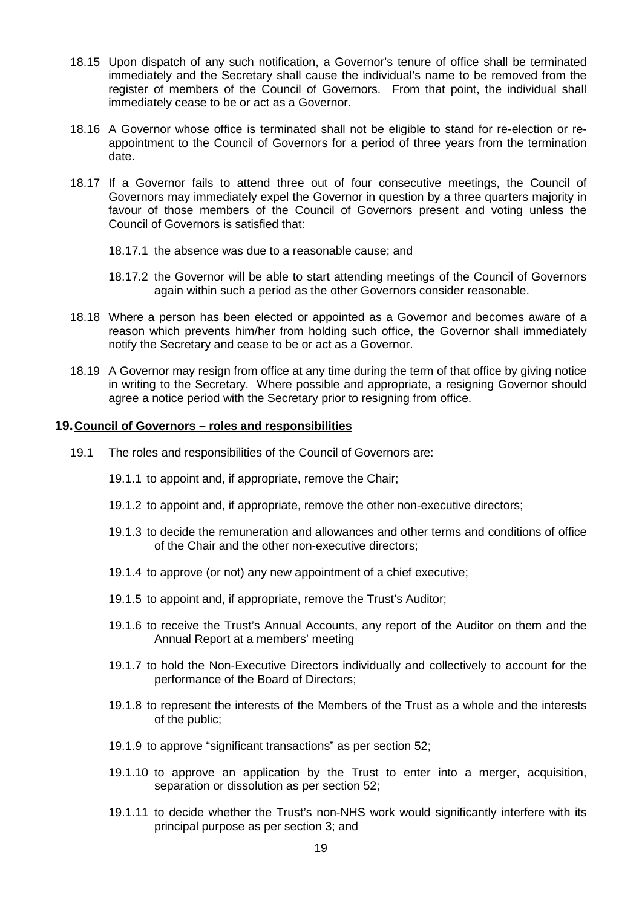18.15 Upon dispatch of any such notification, a Governor's tenure of office shall be terminated immediately and the Secretary shall cause the individual's name to be removed from the register of members of the Council of Governors. From that point, the individual shall immediately cease to be or act as a Governor.

18.16 A Governor whose office is terminated shall not be eligible to stand for re-election or re-appointment to the Council of Governors for a period of three years from the termination date.

18.17 If a Governor fails to attend three out of four consecutive meetings, the Council of Governors may immediately expel the Governor in question by a three quarters majority in favour of those members of the Council of Governors present and voting unless the Council of Governors is satisfied that:

18.17.1 the absence was due to a reasonable cause; and

18.17.2 the Governor will be able to start attending meetings of the Council of Governors again within such a period as the other Governors consider reasonable.

18.18 Where a person has been elected or appointed as a Governor and becomes aware of a reason which prevents him/her from holding such office, the Governor shall immediately notify the Secretary and cease to be or act as a Governor.

18.19 A Governor may resign from office at any time during the term of that office by giving notice in writing to the Secretary. Where possible and appropriate, a resigning Governor should agree a notice period with the Secretary prior to resigning from office.

## 19. Council of Governors – roles and responsibilities

19.1 The roles and responsibilities of the Council of Governors are:

19.1.1 to appoint and, if appropriate, remove the Chair;

19.1.2 to appoint and, if appropriate, remove the other non-executive directors;

19.1.3 to decide the remuneration and allowances and other terms and conditions of office of the Chair and the other non-executive directors;

19.1.4 to approve (or not) any new appointment of a chief executive;

19.1.5 to appoint and, if appropriate, remove the Trust's Auditor;

19.1.6 to receive the Trust's Annual Accounts, any report of the Auditor on them and the Annual Report at a members' meeting

19.1.7 to hold the Non-Executive Directors individually and collectively to account for the performance of the Board of Directors;

19.1.8 to represent the interests of the Members of the Trust as a whole and the interests of the public;

19.1.9 to approve "significant transactions" as per section 52;

19.1.10 to approve an application by the Trust to enter into a merger, acquisition, separation or dissolution as per section 52;

19.1.11 to decide whether the Trust's non-NHS work would significantly interfere with its principal purpose as per section 3; and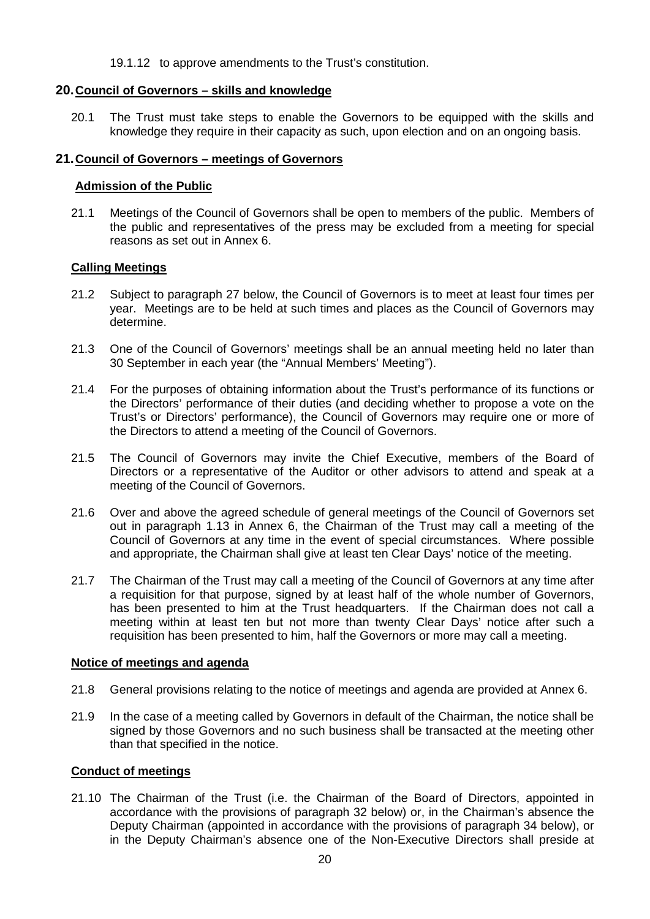19.1.12 to approve amendments to the Trust's constitution.

## 20. Council of Governors – skills and knowledge

20.1 The Trust must take steps to enable the Governors to be equipped with the skills and knowledge they require in their capacity as such, upon election and on an ongoing basis.

## 21. Council of Governors – meetings of Governors

### Admission of the Public

21.1 Meetings of the Council of Governors shall be open to members of the public. Members of the public and representatives of the press may be excluded from a meeting for special reasons as set out in Annex 6.

### Calling Meetings

21.2 Subject to paragraph 27 below, the Council of Governors is to meet at least four times per year. Meetings are to be held at such times and places as the Council of Governors may determine.

21.3 One of the Council of Governors' meetings shall be an annual meeting held no later than 30 September in each year (the "Annual Members' Meeting").

21.4 For the purposes of obtaining information about the Trust's performance of its functions or the Directors' performance of their duties (and deciding whether to propose a vote on the Trust's or Directors' performance), the Council of Governors may require one or more of the Directors to attend a meeting of the Council of Governors.

21.5 The Council of Governors may invite the Chief Executive, members of the Board of Directors or a representative of the Auditor or other advisors to attend and speak at a meeting of the Council of Governors.

21.6 Over and above the agreed schedule of general meetings of the Council of Governors set out in paragraph 1.13 in Annex 6, the Chairman of the Trust may call a meeting of the Council of Governors at any time in the event of special circumstances. Where possible and appropriate, the Chairman shall give at least ten Clear Days' notice of the meeting.

21.7 The Chairman of the Trust may call a meeting of the Council of Governors at any time after a requisition for that purpose, signed by at least half of the whole number of Governors, has been presented to him at the Trust headquarters. If the Chairman does not call a meeting within at least ten but not more than twenty Clear Days' notice after such a requisition has been presented to him, half the Governors or more may call a meeting.

### Notice of meetings and agenda

21.8 General provisions relating to the notice of meetings and agenda are provided at Annex 6.

21.9 In the case of a meeting called by Governors in default of the Chairman, the notice shall be signed by those Governors and no such business shall be transacted at the meeting other than that specified in the notice.

### Conduct of meetings

21.10 The Chairman of the Trust (i.e. the Chairman of the Board of Directors, appointed in accordance with the provisions of paragraph 32 below) or, in the Chairman's absence the Deputy Chairman (appointed in accordance with the provisions of paragraph 34 below), or in the Deputy Chairman's absence one of the Non-Executive Directors shall preside at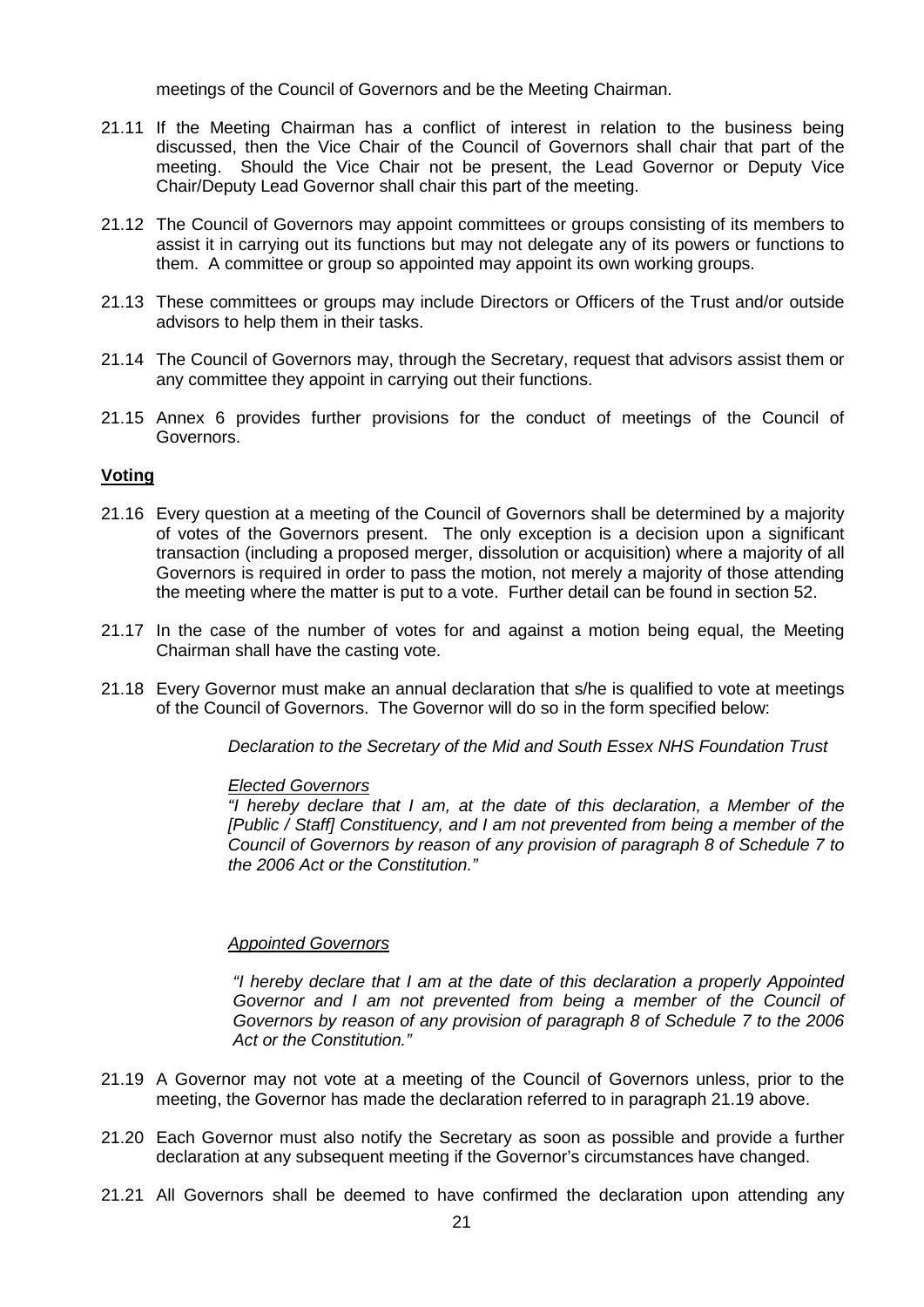meetings of the Council of Governors and be the Meeting Chairman.

21.11 If the Meeting Chairman has a conflict of interest in relation to the business being discussed, then the Vice Chair of the Council of Governors shall chair that part of the meeting. Should the Vice Chair not be present, the Lead Governor or Deputy Vice Chair/Deputy Lead Governor shall chair this part of the meeting.

21.12 The Council of Governors may appoint committees or groups consisting of its members to assist it in carrying out its functions but may not delegate any of its powers or functions to them. A committee or group so appointed may appoint its own working groups.

21.13 These committees or groups may include Directors or Officers of the Trust and/or outside advisors to help them in their tasks.

21.14 The Council of Governors may, through the Secretary, request that advisors assist them or any committee they appoint in carrying out their functions.

21.15 Annex 6 provides further provisions for the conduct of meetings of the Council of Governors.

## Voting

21.16 Every question at a meeting of the Council of Governors shall be determined by a majority of votes of the Governors present. The only exception is a decision upon a significant transaction (including a proposed merger, dissolution or acquisition) where a majority of all Governors is required in order to pass the motion, not merely a majority of those attending the meeting where the matter is put to a vote. Further detail can be found in section 52.

21.17 In the case of the number of votes for and against a motion being equal, the Meeting Chairman shall have the casting vote.

21.18 Every Governor must make an annual declaration that s/he is qualified to vote at meetings of the Council of Governors. The Governor will do so in the form specified below:

*Declaration to the Secretary of the Mid and South Essex NHS Foundation Trust*

*Elected Governors*

*"I hereby declare that I am, at the date of this declaration, a Member of the [Public / Staff] Constituency, and I am not prevented from being a member of the Council of Governors by reason of any provision of paragraph 8 of Schedule 7 to the 2006 Act or the Constitution."*

*Appointed Governors*

*"I hereby declare that I am at the date of this declaration a properly Appointed Governor and I am not prevented from being a member of the Council of Governors by reason of any provision of paragraph 8 of Schedule 7 to the 2006 Act or the Constitution."*

21.19 A Governor may not vote at a meeting of the Council of Governors unless, prior to the meeting, the Governor has made the declaration referred to in paragraph 21.19 above.

21.20 Each Governor must also notify the Secretary as soon as possible and provide a further declaration at any subsequent meeting if the Governor's circumstances have changed.

21.21 All Governors shall be deemed to have confirmed the declaration upon attending any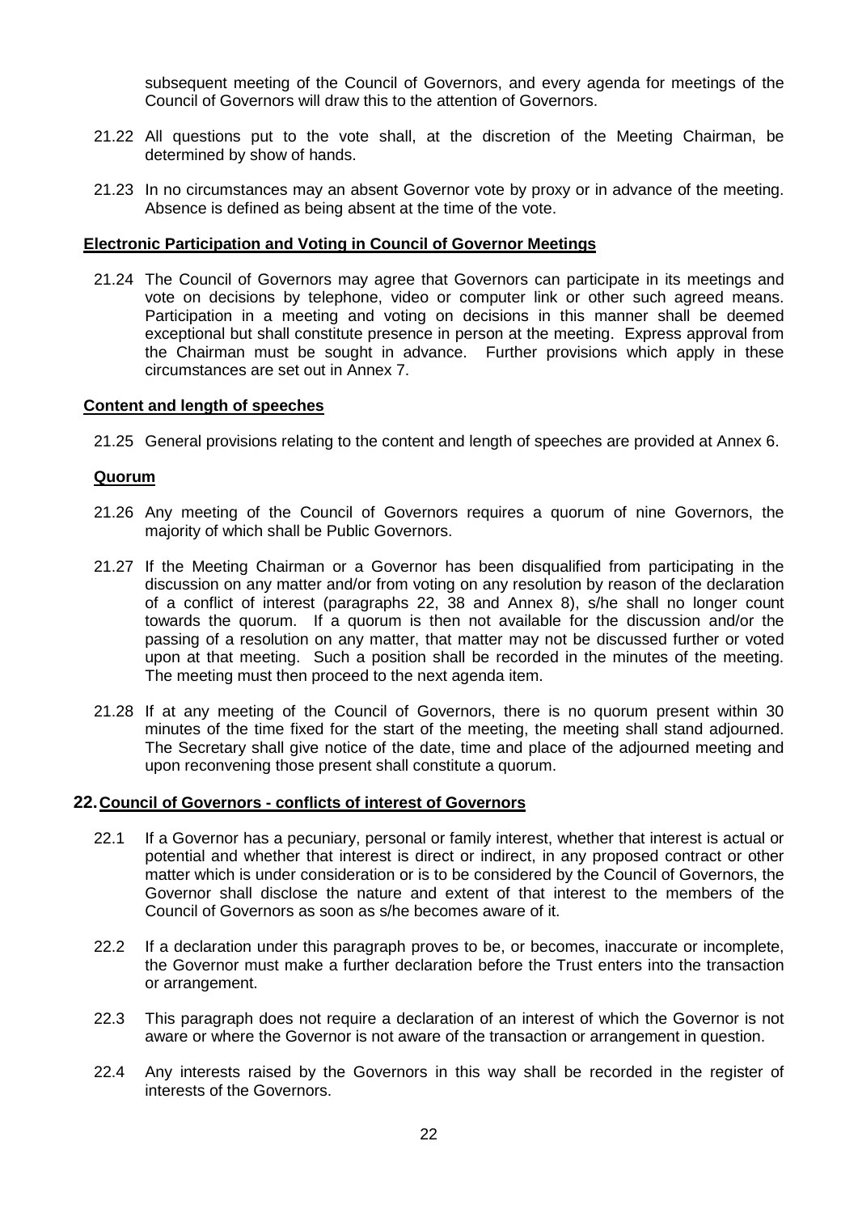subsequent meeting of the Council of Governors, and every agenda for meetings of the Council of Governors will draw this to the attention of Governors.

21.22 All questions put to the vote shall, at the discretion of the Meeting Chairman, be determined by show of hands.

21.23 In no circumstances may an absent Governor vote by proxy or in advance of the meeting. Absence is defined as being absent at the time of the vote.

**Electronic Participation and Voting in Council of Governor Meetings**

21.24 The Council of Governors may agree that Governors can participate in its meetings and vote on decisions by telephone, video or computer link or other such agreed means. Participation in a meeting and voting on decisions in this manner shall be deemed exceptional but shall constitute presence in person at the meeting. Express approval from the Chairman must be sought in advance. Further provisions which apply in these circumstances are set out in Annex 7.

**Content and length of speeches**

21.25 General provisions relating to the content and length of speeches are provided at Annex 6.

**Quorum**

21.26 Any meeting of the Council of Governors requires a quorum of nine Governors, the majority of which shall be Public Governors.

21.27 If the Meeting Chairman or a Governor has been disqualified from participating in the discussion on any matter and/or from voting on any resolution by reason of the declaration of a conflict of interest (paragraphs 22, 38 and Annex 8), s/he shall no longer count towards the quorum. If a quorum is then not available for the discussion and/or the passing of a resolution on any matter, that matter may not be discussed further or voted upon at that meeting. Such a position shall be recorded in the minutes of the meeting. The meeting must then proceed to the next agenda item.

21.28 If at any meeting of the Council of Governors, there is no quorum present within 30 minutes of the time fixed for the start of the meeting, the meeting shall stand adjourned. The Secretary shall give notice of the date, time and place of the adjourned meeting and upon reconvening those present shall constitute a quorum.

## 22. Council of Governors - conflicts of interest of Governors

22.1 If a Governor has a pecuniary, personal or family interest, whether that interest is actual or potential and whether that interest is direct or indirect, in any proposed contract or other matter which is under consideration or is to be considered by the Council of Governors, the Governor shall disclose the nature and extent of that interest to the members of the Council of Governors as soon as s/he becomes aware of it.

22.2 If a declaration under this paragraph proves to be, or becomes, inaccurate or incomplete, the Governor must make a further declaration before the Trust enters into the transaction or arrangement.

22.3 This paragraph does not require a declaration of an interest of which the Governor is not aware or where the Governor is not aware of the transaction or arrangement in question.

22.4 Any interests raised by the Governors in this way shall be recorded in the register of interests of the Governors.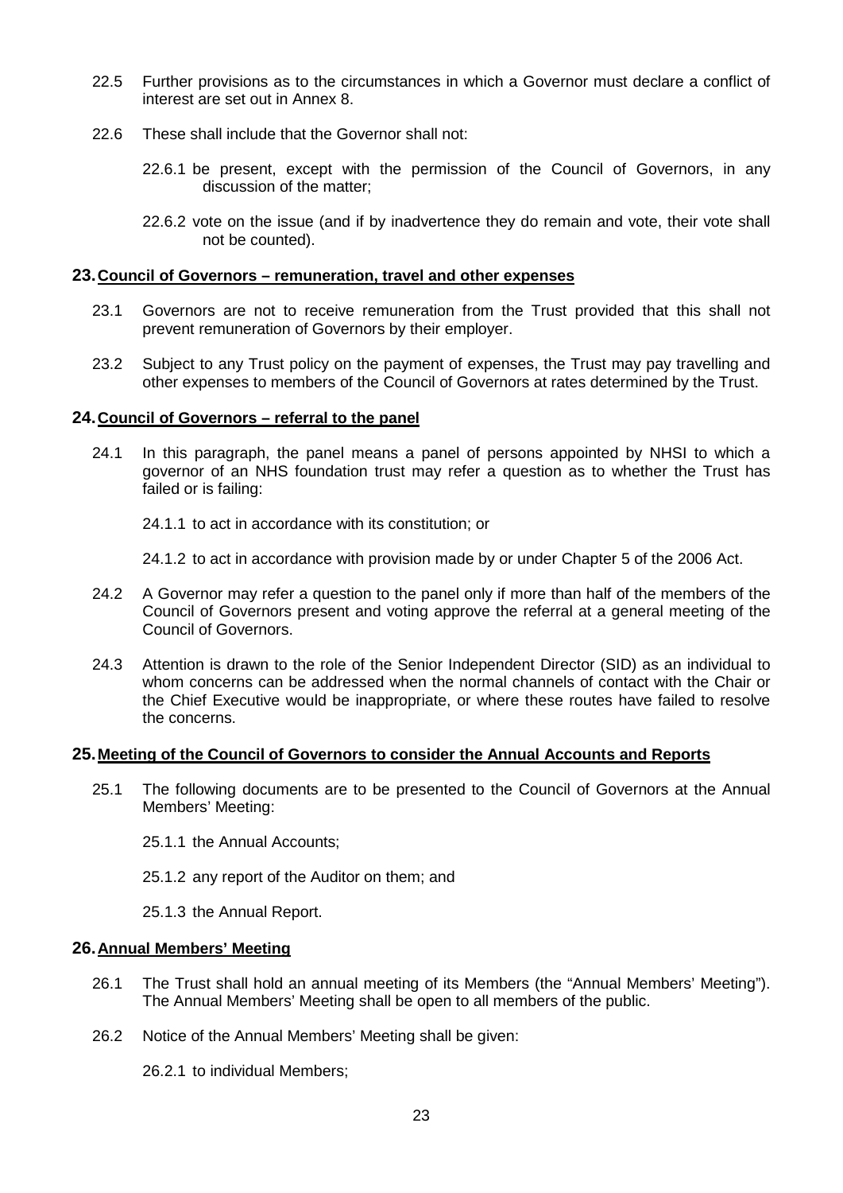22.5 Further provisions as to the circumstances in which a Governor must declare a conflict of interest are set out in Annex 8.

22.6 These shall include that the Governor shall not:

22.6.1 be present, except with the permission of the Council of Governors, in any discussion of the matter;

22.6.2 vote on the issue (and if by inadvertence they do remain and vote, their vote shall not be counted).

## 23. Council of Governors – remuneration, travel and other expenses

23.1 Governors are not to receive remuneration from the Trust provided that this shall not prevent remuneration of Governors by their employer.

23.2 Subject to any Trust policy on the payment of expenses, the Trust may pay travelling and other expenses to members of the Council of Governors at rates determined by the Trust.

## 24. Council of Governors – referral to the panel

24.1 In this paragraph, the panel means a panel of persons appointed by NHSI to which a governor of an NHS foundation trust may refer a question as to whether the Trust has failed or is failing:

24.1.1 to act in accordance with its constitution; or

24.1.2 to act in accordance with provision made by or under Chapter 5 of the 2006 Act.

24.2 A Governor may refer a question to the panel only if more than half of the members of the Council of Governors present and voting approve the referral at a general meeting of the Council of Governors.

24.3 Attention is drawn to the role of the Senior Independent Director (SID) as an individual to whom concerns can be addressed when the normal channels of contact with the Chair or the Chief Executive would be inappropriate, or where these routes have failed to resolve the concerns.

## 25. Meeting of the Council of Governors to consider the Annual Accounts and Reports

25.1 The following documents are to be presented to the Council of Governors at the Annual Members' Meeting:

25.1.1 the Annual Accounts;

25.1.2 any report of the Auditor on them; and

25.1.3 the Annual Report.

## 26. Annual Members' Meeting

26.1 The Trust shall hold an annual meeting of its Members (the "Annual Members' Meeting"). The Annual Members' Meeting shall be open to all members of the public.

26.2 Notice of the Annual Members' Meeting shall be given:

26.2.1 to individual Members;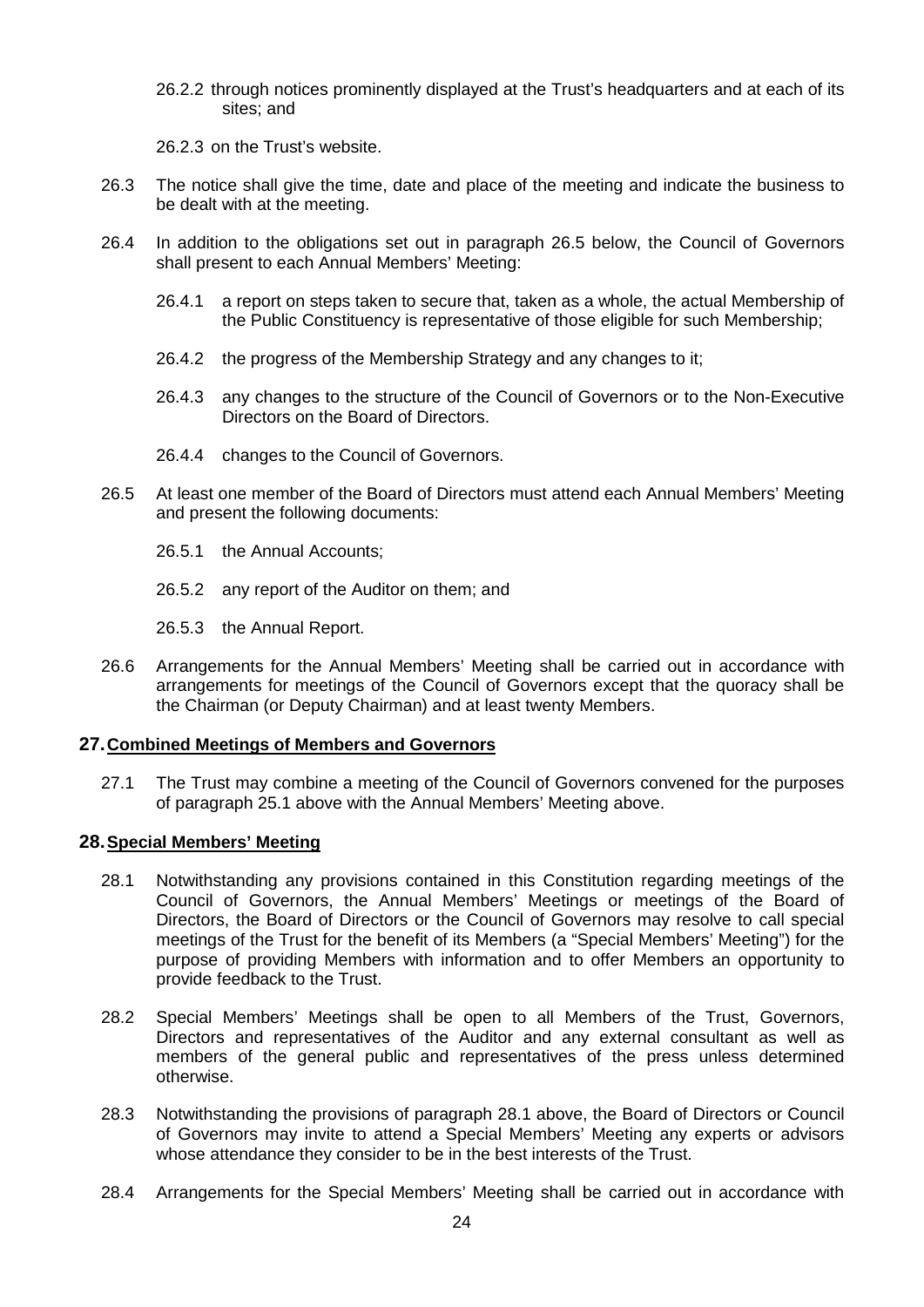26.2.2 through notices prominently displayed at the Trust's headquarters and at each of its sites; and

26.2.3 on the Trust's website.

26.3 The notice shall give the time, date and place of the meeting and indicate the business to be dealt with at the meeting.

26.4 In addition to the obligations set out in paragraph 26.5 below, the Council of Governors shall present to each Annual Members' Meeting:

26.4.1 a report on steps taken to secure that, taken as a whole, the actual Membership of the Public Constituency is representative of those eligible for such Membership;

26.4.2 the progress of the Membership Strategy and any changes to it;

26.4.3 any changes to the structure of the Council of Governors or to the Non-Executive Directors on the Board of Directors.

26.4.4 changes to the Council of Governors.

26.5 At least one member of the Board of Directors must attend each Annual Members' Meeting and present the following documents:

26.5.1 the Annual Accounts;

26.5.2 any report of the Auditor on them; and

26.5.3 the Annual Report.

26.6 Arrangements for the Annual Members' Meeting shall be carried out in accordance with arrangements for meetings of the Council of Governors except that the quoracy shall be the Chairman (or Deputy Chairman) and at least twenty Members.

## 27. Combined Meetings of Members and Governors

27.1 The Trust may combine a meeting of the Council of Governors convened for the purposes of paragraph 25.1 above with the Annual Members' Meeting above.

## 28. Special Members' Meeting

28.1 Notwithstanding any provisions contained in this Constitution regarding meetings of the Council of Governors, the Annual Members' Meetings or meetings of the Board of Directors, the Board of Directors or the Council of Governors may resolve to call special meetings of the Trust for the benefit of its Members (a "Special Members' Meeting") for the purpose of providing Members with information and to offer Members an opportunity to provide feedback to the Trust.

28.2 Special Members' Meetings shall be open to all Members of the Trust, Governors, Directors and representatives of the Auditor and any external consultant as well as members of the general public and representatives of the press unless determined otherwise.

28.3 Notwithstanding the provisions of paragraph 28.1 above, the Board of Directors or Council of Governors may invite to attend a Special Members' Meeting any experts or advisors whose attendance they consider to be in the best interests of the Trust.

28.4 Arrangements for the Special Members' Meeting shall be carried out in accordance with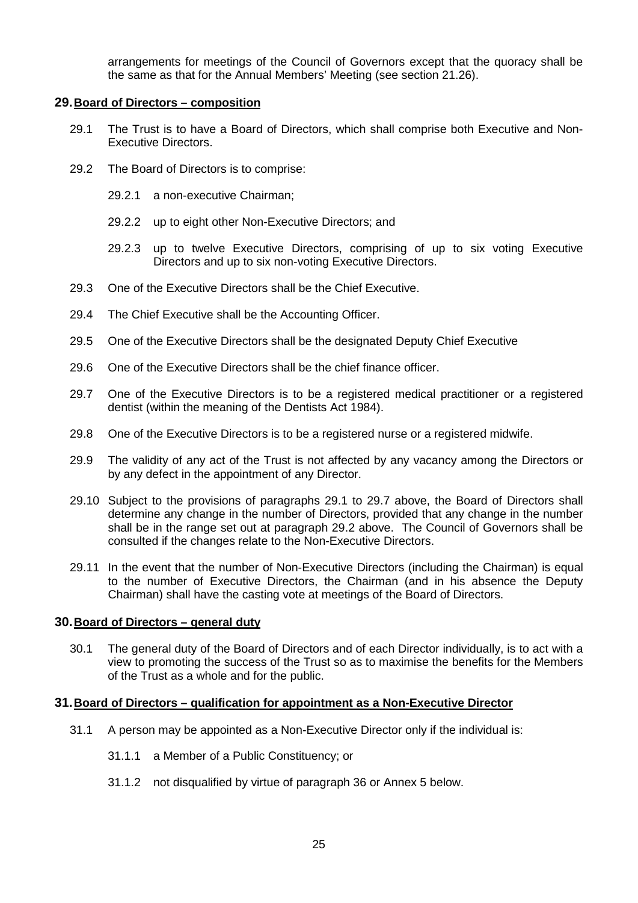arrangements for meetings of the Council of Governors except that the quoracy shall be the same as that for the Annual Members' Meeting (see section 21.26).

## 29. Board of Directors – composition

29.1 The Trust is to have a Board of Directors, which shall comprise both Executive and Non-Executive Directors.

29.2 The Board of Directors is to comprise:

29.2.1 a non-executive Chairman;

29.2.2 up to eight other Non-Executive Directors; and

29.2.3 up to twelve Executive Directors, comprising of up to six voting Executive Directors and up to six non-voting Executive Directors.

29.3 One of the Executive Directors shall be the Chief Executive.

29.4 The Chief Executive shall be the Accounting Officer.

29.5 One of the Executive Directors shall be the designated Deputy Chief Executive

29.6 One of the Executive Directors shall be the chief finance officer.

29.7 One of the Executive Directors is to be a registered medical practitioner or a registered dentist (within the meaning of the Dentists Act 1984).

29.8 One of the Executive Directors is to be a registered nurse or a registered midwife.

29.9 The validity of any act of the Trust is not affected by any vacancy among the Directors or by any defect in the appointment of any Director.

29.10 Subject to the provisions of paragraphs 29.1 to 29.7 above, the Board of Directors shall determine any change in the number of Directors, provided that any change in the number shall be in the range set out at paragraph 29.2 above. The Council of Governors shall be consulted if the changes relate to the Non-Executive Directors.

29.11 In the event that the number of Non-Executive Directors (including the Chairman) is equal to the number of Executive Directors, the Chairman (and in his absence the Deputy Chairman) shall have the casting vote at meetings of the Board of Directors.

## 30. Board of Directors – general duty

30.1 The general duty of the Board of Directors and of each Director individually, is to act with a view to promoting the success of the Trust so as to maximise the benefits for the Members of the Trust as a whole and for the public.

## 31. Board of Directors – qualification for appointment as a Non-Executive Director

31.1 A person may be appointed as a Non-Executive Director only if the individual is:

31.1.1 a Member of a Public Constituency; or

31.1.2 not disqualified by virtue of paragraph 36 or Annex 5 below.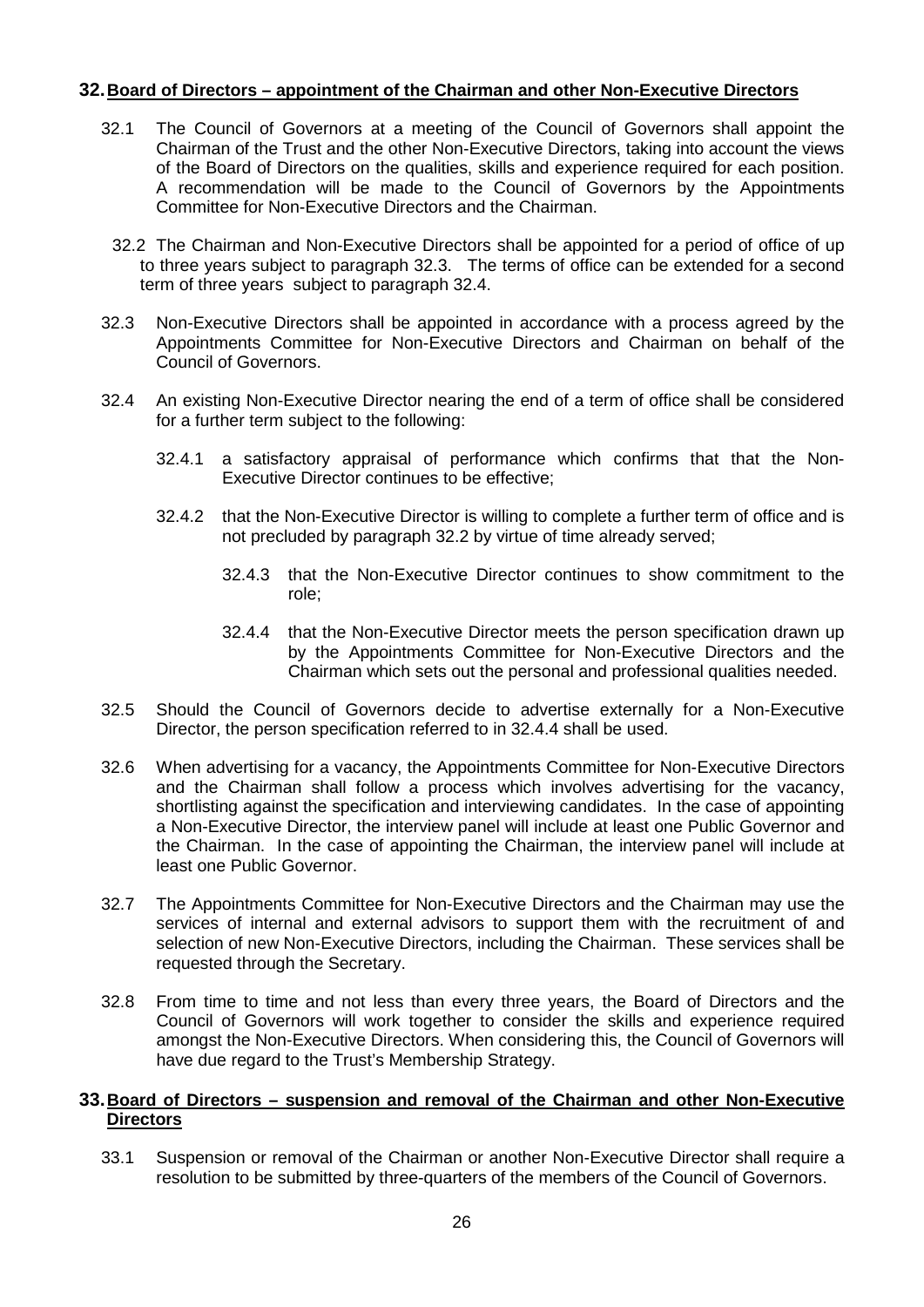## 32. Board of Directors – appointment of the Chairman and other Non-Executive Directors

32.1 The Council of Governors at a meeting of the Council of Governors shall appoint the Chairman of the Trust and the other Non-Executive Directors, taking into account the views of the Board of Directors on the qualities, skills and experience required for each position. A recommendation will be made to the Council of Governors by the Appointments Committee for Non-Executive Directors and the Chairman.

32.2 The Chairman and Non-Executive Directors shall be appointed for a period of office of up to three years subject to paragraph 32.3. The terms of office can be extended for a second term of three years subject to paragraph 32.4.

32.3 Non-Executive Directors shall be appointed in accordance with a process agreed by the Appointments Committee for Non-Executive Directors and Chairman on behalf of the Council of Governors.

32.4 An existing Non-Executive Director nearing the end of a term of office shall be considered for a further term subject to the following:

- 32.4.1 a satisfactory appraisal of performance which confirms that that the Non-Executive Director continues to be effective;
- 32.4.2 that the Non-Executive Director is willing to complete a further term of office and is not precluded by paragraph 32.2 by virtue of time already served;
- 32.4.3 that the Non-Executive Director continues to show commitment to the role;
- 32.4.4 that the Non-Executive Director meets the person specification drawn up by the Appointments Committee for Non-Executive Directors and the Chairman which sets out the personal and professional qualities needed.

32.5 Should the Council of Governors decide to advertise externally for a Non-Executive Director, the person specification referred to in 32.4.4 shall be used.

32.6 When advertising for a vacancy, the Appointments Committee for Non-Executive Directors and the Chairman shall follow a process which involves advertising for the vacancy, shortlisting against the specification and interviewing candidates. In the case of appointing a Non-Executive Director, the interview panel will include at least one Public Governor and the Chairman. In the case of appointing the Chairman, the interview panel will include at least one Public Governor.

32.7 The Appointments Committee for Non-Executive Directors and the Chairman may use the services of internal and external advisors to support them with the recruitment of and selection of new Non-Executive Directors, including the Chairman. These services shall be requested through the Secretary.

32.8 From time to time and not less than every three years, the Board of Directors and the Council of Governors will work together to consider the skills and experience required amongst the Non-Executive Directors. When considering this, the Council of Governors will have due regard to the Trust's Membership Strategy.

## 33. Board of Directors – suspension and removal of the Chairman and other Non-Executive Directors

33.1 Suspension or removal of the Chairman or another Non-Executive Director shall require a resolution to be submitted by three-quarters of the members of the Council of Governors.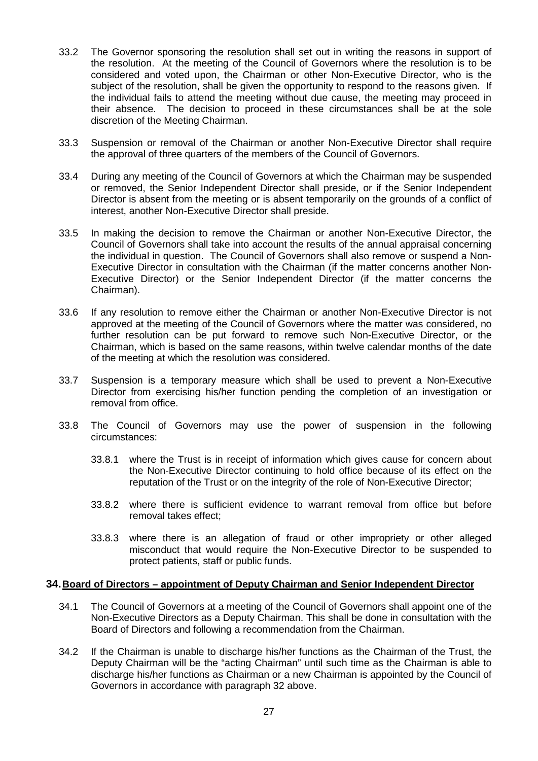33.2 The Governor sponsoring the resolution shall set out in writing the reasons in support of the resolution. At the meeting of the Council of Governors where the resolution is to be considered and voted upon, the Chairman or other Non-Executive Director, who is the subject of the resolution, shall be given the opportunity to respond to the reasons given. If the individual fails to attend the meeting without due cause, the meeting may proceed in their absence. The decision to proceed in these circumstances shall be at the sole discretion of the Meeting Chairman.

33.3 Suspension or removal of the Chairman or another Non-Executive Director shall require the approval of three quarters of the members of the Council of Governors.

33.4 During any meeting of the Council of Governors at which the Chairman may be suspended or removed, the Senior Independent Director shall preside, or if the Senior Independent Director is absent from the meeting or is absent temporarily on the grounds of a conflict of interest, another Non-Executive Director shall preside.

33.5 In making the decision to remove the Chairman or another Non-Executive Director, the Council of Governors shall take into account the results of the annual appraisal concerning the individual in question. The Council of Governors shall also remove or suspend a Non-Executive Director in consultation with the Chairman (if the matter concerns another Non-Executive Director) or the Senior Independent Director (if the matter concerns the Chairman).

33.6 If any resolution to remove either the Chairman or another Non-Executive Director is not approved at the meeting of the Council of Governors where the matter was considered, no further resolution can be put forward to remove such Non-Executive Director, or the Chairman, which is based on the same reasons, within twelve calendar months of the date of the meeting at which the resolution was considered.

33.7 Suspension is a temporary measure which shall be used to prevent a Non-Executive Director from exercising his/her function pending the completion of an investigation or removal from office.

33.8 The Council of Governors may use the power of suspension in the following circumstances:

33.8.1 where the Trust is in receipt of information which gives cause for concern about the Non-Executive Director continuing to hold office because of its effect on the reputation of the Trust or on the integrity of the role of Non-Executive Director;

33.8.2 where there is sufficient evidence to warrant removal from office but before removal takes effect;

33.8.3 where there is an allegation of fraud or other impropriety or other alleged misconduct that would require the Non-Executive Director to be suspended to protect patients, staff or public funds.

## 34. Board of Directors – appointment of Deputy Chairman and Senior Independent Director

34.1 The Council of Governors at a meeting of the Council of Governors shall appoint one of the Non-Executive Directors as a Deputy Chairman. This shall be done in consultation with the Board of Directors and following a recommendation from the Chairman.

34.2 If the Chairman is unable to discharge his/her functions as the Chairman of the Trust, the Deputy Chairman will be the "acting Chairman" until such time as the Chairman is able to discharge his/her functions as Chairman or a new Chairman is appointed by the Council of Governors in accordance with paragraph 32 above.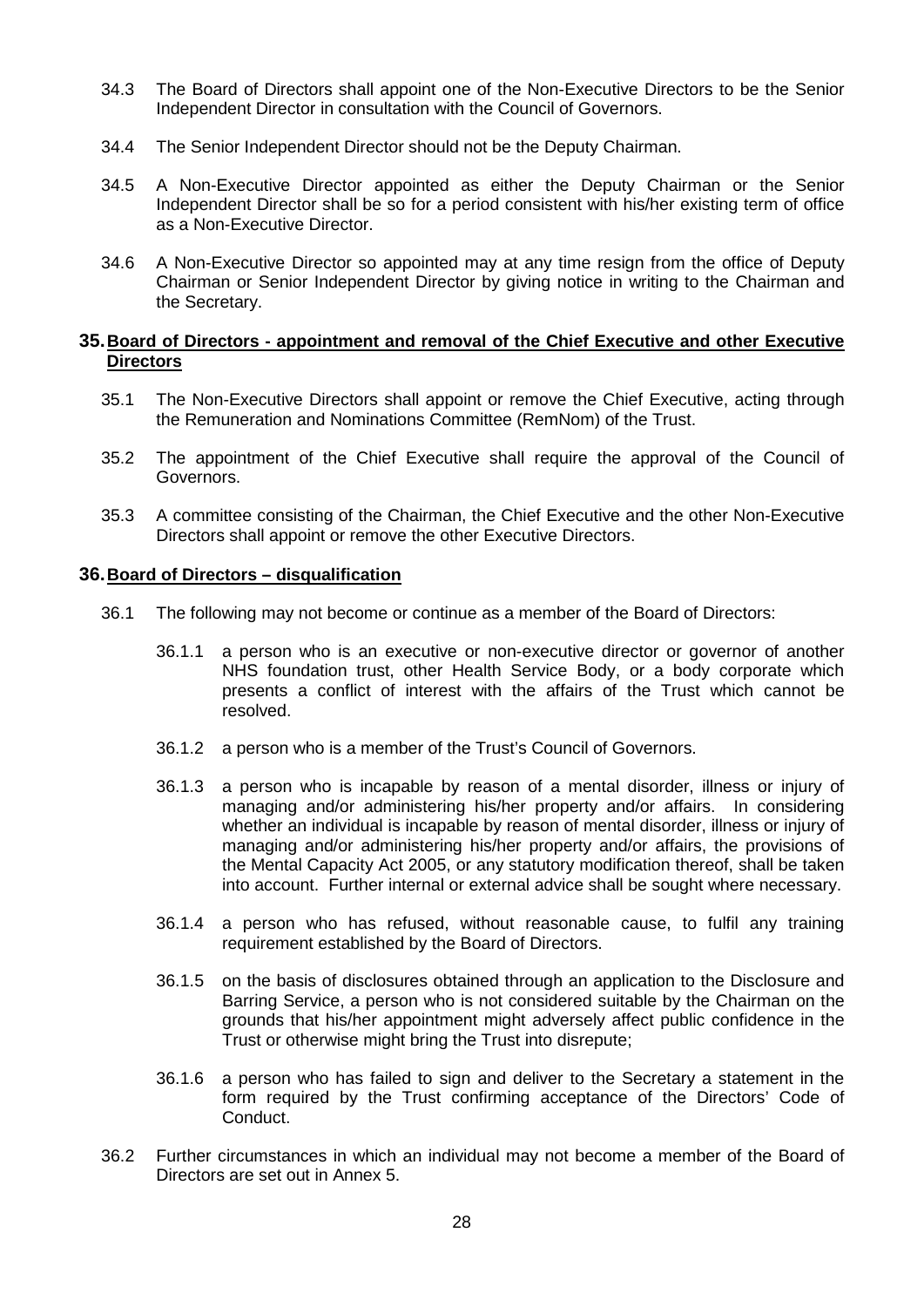34.3 The Board of Directors shall appoint one of the Non-Executive Directors to be the Senior Independent Director in consultation with the Council of Governors.

34.4 The Senior Independent Director should not be the Deputy Chairman.

34.5 A Non-Executive Director appointed as either the Deputy Chairman or the Senior Independent Director shall be so for a period consistent with his/her existing term of office as a Non-Executive Director.

34.6 A Non-Executive Director so appointed may at any time resign from the office of Deputy Chairman or Senior Independent Director by giving notice in writing to the Chairman and the Secretary.

## 35. Board of Directors - appointment and removal of the Chief Executive and other Executive Directors

35.1 The Non-Executive Directors shall appoint or remove the Chief Executive, acting through the Remuneration and Nominations Committee (RemNom) of the Trust.

35.2 The appointment of the Chief Executive shall require the approval of the Council of Governors.

35.3 A committee consisting of the Chairman, the Chief Executive and the other Non-Executive Directors shall appoint or remove the other Executive Directors.

## 36. Board of Directors – disqualification

36.1 The following may not become or continue as a member of the Board of Directors:

36.1.1 a person who is an executive or non-executive director or governor of another NHS foundation trust, other Health Service Body, or a body corporate which presents a conflict of interest with the affairs of the Trust which cannot be resolved.

36.1.2 a person who is a member of the Trust's Council of Governors.

36.1.3 a person who is incapable by reason of a mental disorder, illness or injury of managing and/or administering his/her property and/or affairs. In considering whether an individual is incapable by reason of mental disorder, illness or injury of managing and/or administering his/her property and/or affairs, the provisions of the Mental Capacity Act 2005, or any statutory modification thereof, shall be taken into account. Further internal or external advice shall be sought where necessary.

36.1.4 a person who has refused, without reasonable cause, to fulfil any training requirement established by the Board of Directors.

36.1.5 on the basis of disclosures obtained through an application to the Disclosure and Barring Service, a person who is not considered suitable by the Chairman on the grounds that his/her appointment might adversely affect public confidence in the Trust or otherwise might bring the Trust into disrepute;

36.1.6 a person who has failed to sign and deliver to the Secretary a statement in the form required by the Trust confirming acceptance of the Directors' Code of Conduct.

36.2 Further circumstances in which an individual may not become a member of the Board of Directors are set out in Annex 5.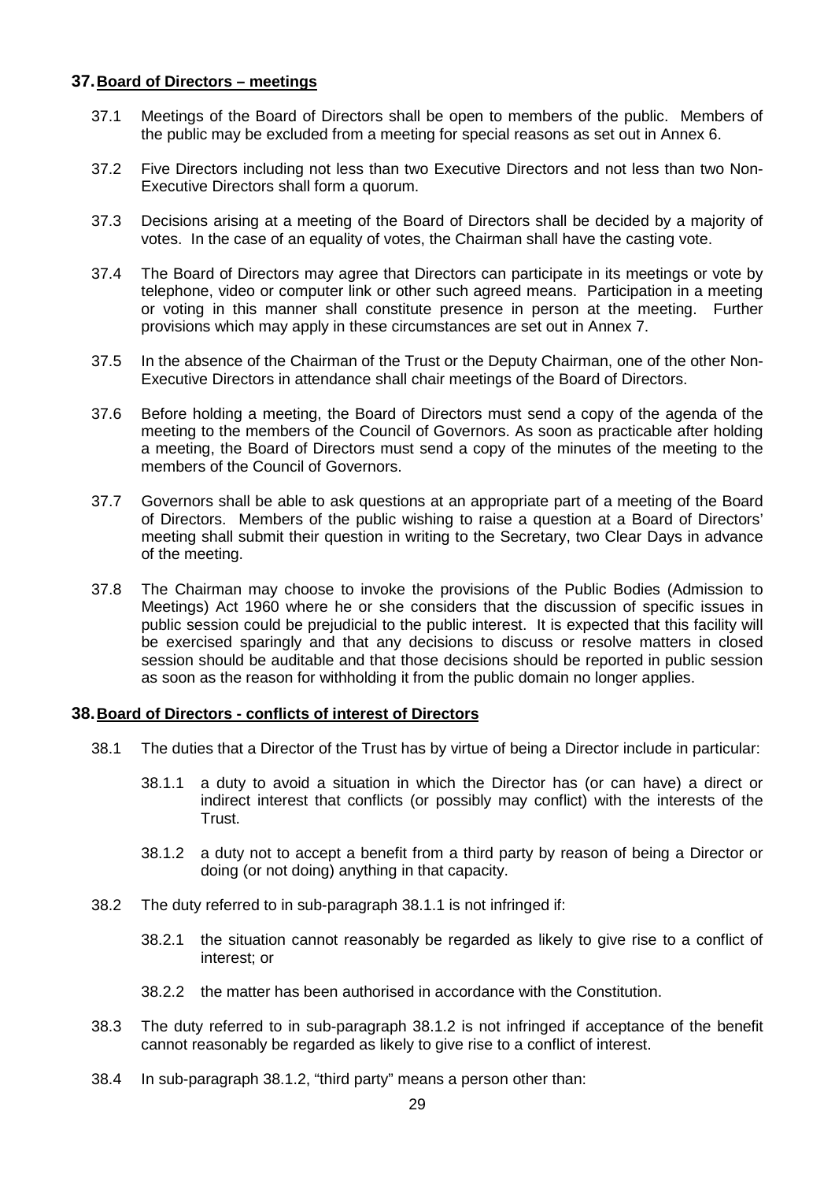## 37. Board of Directors – meetings

37.1 Meetings of the Board of Directors shall be open to members of the public. Members of the public may be excluded from a meeting for special reasons as set out in Annex 6.

37.2 Five Directors including not less than two Executive Directors and not less than two Non-Executive Directors shall form a quorum.

37.3 Decisions arising at a meeting of the Board of Directors shall be decided by a majority of votes. In the case of an equality of votes, the Chairman shall have the casting vote.

37.4 The Board of Directors may agree that Directors can participate in its meetings or vote by telephone, video or computer link or other such agreed means. Participation in a meeting or voting in this manner shall constitute presence in person at the meeting. Further provisions which may apply in these circumstances are set out in Annex 7.

37.5 In the absence of the Chairman of the Trust or the Deputy Chairman, one of the other Non-Executive Directors in attendance shall chair meetings of the Board of Directors.

37.6 Before holding a meeting, the Board of Directors must send a copy of the agenda of the meeting to the members of the Council of Governors. As soon as practicable after holding a meeting, the Board of Directors must send a copy of the minutes of the meeting to the members of the Council of Governors.

37.7 Governors shall be able to ask questions at an appropriate part of a meeting of the Board of Directors. Members of the public wishing to raise a question at a Board of Directors' meeting shall submit their question in writing to the Secretary, two Clear Days in advance of the meeting.

37.8 The Chairman may choose to invoke the provisions of the Public Bodies (Admission to Meetings) Act 1960 where he or she considers that the discussion of specific issues in public session could be prejudicial to the public interest. It is expected that this facility will be exercised sparingly and that any decisions to discuss or resolve matters in closed session should be auditable and that those decisions should be reported in public session as soon as the reason for withholding it from the public domain no longer applies.

## 38. Board of Directors - conflicts of interest of Directors

38.1 The duties that a Director of the Trust has by virtue of being a Director include in particular:

38.1.1 a duty to avoid a situation in which the Director has (or can have) a direct or indirect interest that conflicts (or possibly may conflict) with the interests of the Trust.

38.1.2 a duty not to accept a benefit from a third party by reason of being a Director or doing (or not doing) anything in that capacity.

38.2 The duty referred to in sub-paragraph 38.1.1 is not infringed if:

38.2.1 the situation cannot reasonably be regarded as likely to give rise to a conflict of interest; or

38.2.2 the matter has been authorised in accordance with the Constitution.

38.3 The duty referred to in sub-paragraph 38.1.2 is not infringed if acceptance of the benefit cannot reasonably be regarded as likely to give rise to a conflict of interest.

38.4 In sub-paragraph 38.1.2, "third party" means a person other than: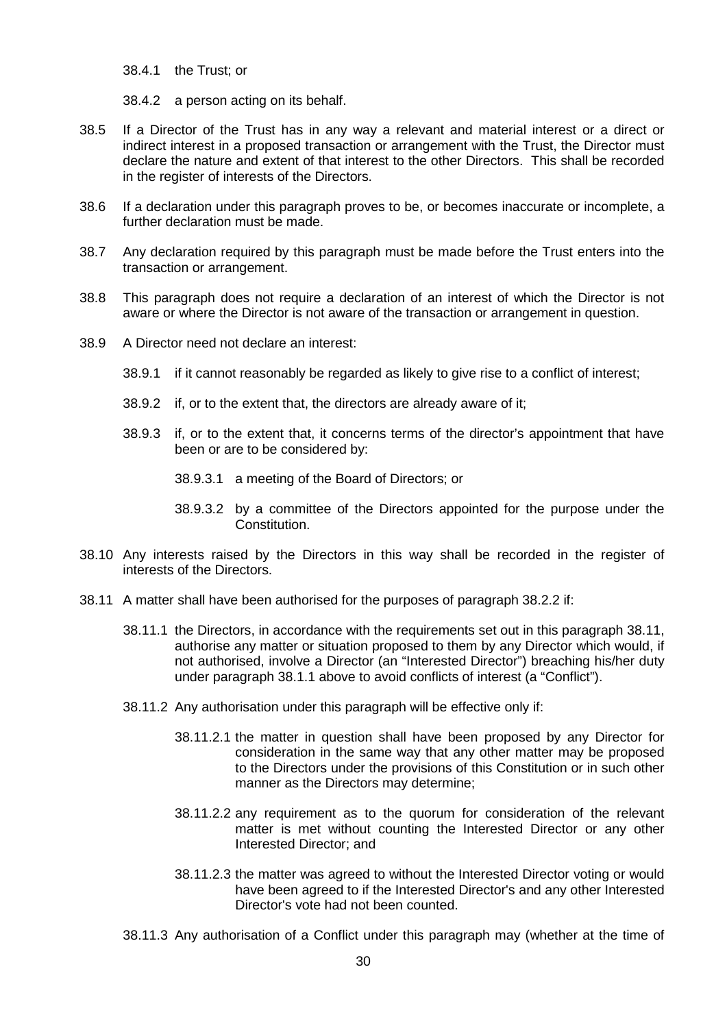38.4.1 the Trust; or

38.4.2 a person acting on its behalf.

38.5 If a Director of the Trust has in any way a relevant and material interest or a direct or indirect interest in a proposed transaction or arrangement with the Trust, the Director must declare the nature and extent of that interest to the other Directors. This shall be recorded in the register of interests of the Directors.

38.6 If a declaration under this paragraph proves to be, or becomes inaccurate or incomplete, a further declaration must be made.

38.7 Any declaration required by this paragraph must be made before the Trust enters into the transaction or arrangement.

38.8 This paragraph does not require a declaration of an interest of which the Director is not aware or where the Director is not aware of the transaction or arrangement in question.

38.9 A Director need not declare an interest:

38.9.1 if it cannot reasonably be regarded as likely to give rise to a conflict of interest;

38.9.2 if, or to the extent that, the directors are already aware of it;

38.9.3 if, or to the extent that, it concerns terms of the director's appointment that have been or are to be considered by:

38.9.3.1 a meeting of the Board of Directors; or

38.9.3.2 by a committee of the Directors appointed for the purpose under the Constitution.

38.10 Any interests raised by the Directors in this way shall be recorded in the register of interests of the Directors.

38.11 A matter shall have been authorised for the purposes of paragraph 38.2.2 if:

38.11.1 the Directors, in accordance with the requirements set out in this paragraph 38.11, authorise any matter or situation proposed to them by any Director which would, if not authorised, involve a Director (an "Interested Director") breaching his/her duty under paragraph 38.1.1 above to avoid conflicts of interest (a "Conflict").

38.11.2 Any authorisation under this paragraph will be effective only if:

38.11.2.1 the matter in question shall have been proposed by any Director for consideration in the same way that any other matter may be proposed to the Directors under the provisions of this Constitution or in such other manner as the Directors may determine;

38.11.2.2 any requirement as to the quorum for consideration of the relevant matter is met without counting the Interested Director or any other Interested Director; and

38.11.2.3 the matter was agreed to without the Interested Director voting or would have been agreed to if the Interested Director's and any other Interested Director's vote had not been counted.

38.11.3 Any authorisation of a Conflict under this paragraph may (whether at the time of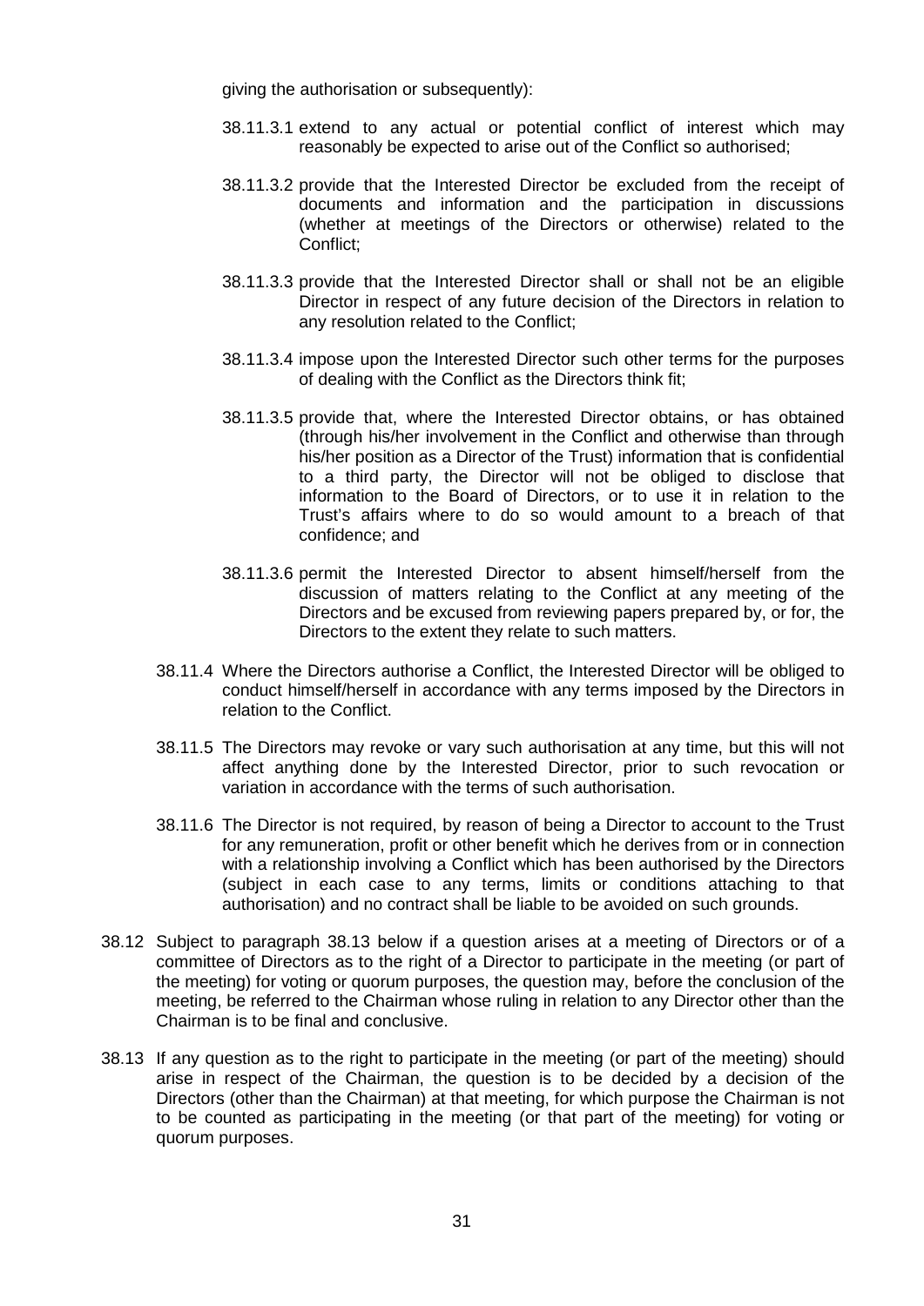giving the authorisation or subsequently):

38.11.3.1 extend to any actual or potential conflict of interest which may reasonably be expected to arise out of the Conflict so authorised;

38.11.3.2 provide that the Interested Director be excluded from the receipt of documents and information and the participation in discussions (whether at meetings of the Directors or otherwise) related to the Conflict;

38.11.3.3 provide that the Interested Director shall or shall not be an eligible Director in respect of any future decision of the Directors in relation to any resolution related to the Conflict;

38.11.3.4 impose upon the Interested Director such other terms for the purposes of dealing with the Conflict as the Directors think fit;

38.11.3.5 provide that, where the Interested Director obtains, or has obtained (through his/her involvement in the Conflict and otherwise than through his/her position as a Director of the Trust) information that is confidential to a third party, the Director will not be obliged to disclose that information to the Board of Directors, or to use it in relation to the Trust's affairs where to do so would amount to a breach of that confidence; and

38.11.3.6 permit the Interested Director to absent himself/herself from the discussion of matters relating to the Conflict at any meeting of the Directors and be excused from reviewing papers prepared by, or for, the Directors to the extent they relate to such matters.

38.11.4 Where the Directors authorise a Conflict, the Interested Director will be obliged to conduct himself/herself in accordance with any terms imposed by the Directors in relation to the Conflict.

38.11.5 The Directors may revoke or vary such authorisation at any time, but this will not affect anything done by the Interested Director, prior to such revocation or variation in accordance with the terms of such authorisation.

38.11.6 The Director is not required, by reason of being a Director to account to the Trust for any remuneration, profit or other benefit which he derives from or in connection with a relationship involving a Conflict which has been authorised by the Directors (subject in each case to any terms, limits or conditions attaching to that authorisation) and no contract shall be liable to be avoided on such grounds.

38.12 Subject to paragraph 38.13 below if a question arises at a meeting of Directors or of a committee of Directors as to the right of a Director to participate in the meeting (or part of the meeting) for voting or quorum purposes, the question may, before the conclusion of the meeting, be referred to the Chairman whose ruling in relation to any Director other than the Chairman is to be final and conclusive.

38.13 If any question as to the right to participate in the meeting (or part of the meeting) should arise in respect of the Chairman, the question is to be decided by a decision of the Directors (other than the Chairman) at that meeting, for which purpose the Chairman is not to be counted as participating in the meeting (or that part of the meeting) for voting or quorum purposes.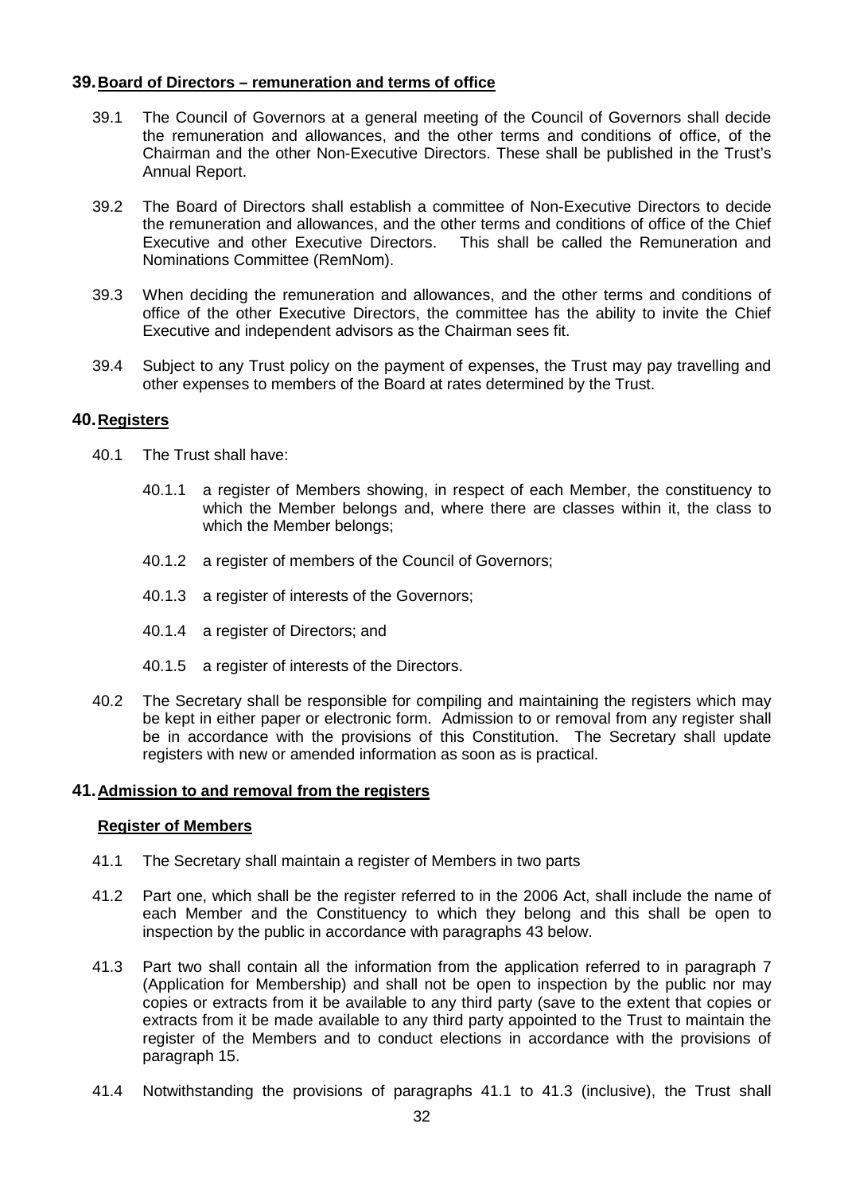## 39. Board of Directors – remuneration and terms of office

39.1 The Council of Governors at a general meeting of the Council of Governors shall decide the remuneration and allowances, and the other terms and conditions of office, of the Chairman and the other Non-Executive Directors. These shall be published in the Trust's Annual Report.

39.2 The Board of Directors shall establish a committee of Non-Executive Directors to decide the remuneration and allowances, and the other terms and conditions of office of the Chief Executive and other Executive Directors. This shall be called the Remuneration and Nominations Committee (RemNom).

39.3 When deciding the remuneration and allowances, and the other terms and conditions of office of the other Executive Directors, the committee has the ability to invite the Chief Executive and independent advisors as the Chairman sees fit.

39.4 Subject to any Trust policy on the payment of expenses, the Trust may pay travelling and other expenses to members of the Board at rates determined by the Trust.

## 40. Registers

40.1 The Trust shall have:

40.1.1 a register of Members showing, in respect of each Member, the constituency to which the Member belongs and, where there are classes within it, the class to which the Member belongs;

40.1.2 a register of members of the Council of Governors;

40.1.3 a register of interests of the Governors;

40.1.4 a register of Directors; and

40.1.5 a register of interests of the Directors.

40.2 The Secretary shall be responsible for compiling and maintaining the registers which may be kept in either paper or electronic form. Admission to or removal from any register shall be in accordance with the provisions of this Constitution. The Secretary shall update registers with new or amended information as soon as is practical.

## 41. Admission to and removal from the registers

**Register of Members**

41.1 The Secretary shall maintain a register of Members in two parts

41.2 Part one, which shall be the register referred to in the 2006 Act, shall include the name of each Member and the Constituency to which they belong and this shall be open to inspection by the public in accordance with paragraphs 43 below.

41.3 Part two shall contain all the information from the application referred to in paragraph 7 (Application for Membership) and shall not be open to inspection by the public nor may copies or extracts from it be available to any third party (save to the extent that copies or extracts from it be made available to any third party appointed to the Trust to maintain the register of the Members and to conduct elections in accordance with the provisions of paragraph 15.

41.4 Notwithstanding the provisions of paragraphs 41.1 to 41.3 (inclusive), the Trust shall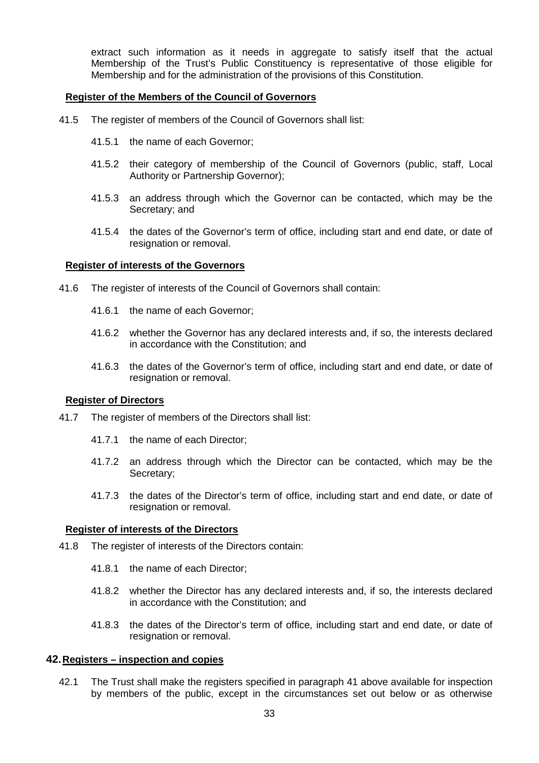extract such information as it needs in aggregate to satisfy itself that the actual Membership of the Trust's Public Constituency is representative of those eligible for Membership and for the administration of the provisions of this Constitution.

**Register of the Members of the Council of Governors**

41.5 The register of members of the Council of Governors shall list:

41.5.1 the name of each Governor;

41.5.2 their category of membership of the Council of Governors (public, staff, Local Authority or Partnership Governor);

41.5.3 an address through which the Governor can be contacted, which may be the Secretary; and

41.5.4 the dates of the Governor's term of office, including start and end date, or date of resignation or removal.

**Register of interests of the Governors**

41.6 The register of interests of the Council of Governors shall contain:

41.6.1 the name of each Governor;

41.6.2 whether the Governor has any declared interests and, if so, the interests declared in accordance with the Constitution; and

41.6.3 the dates of the Governor's term of office, including start and end date, or date of resignation or removal.

**Register of Directors**

41.7 The register of members of the Directors shall list:

41.7.1 the name of each Director;

41.7.2 an address through which the Director can be contacted, which may be the Secretary;

41.7.3 the dates of the Director's term of office, including start and end date, or date of resignation or removal.

**Register of interests of the Directors**

41.8 The register of interests of the Directors contain:

41.8.1 the name of each Director;

41.8.2 whether the Director has any declared interests and, if so, the interests declared in accordance with the Constitution; and

41.8.3 the dates of the Director's term of office, including start and end date, or date of resignation or removal.

## 42. Registers – inspection and copies

42.1 The Trust shall make the registers specified in paragraph 41 above available for inspection by members of the public, except in the circumstances set out below or as otherwise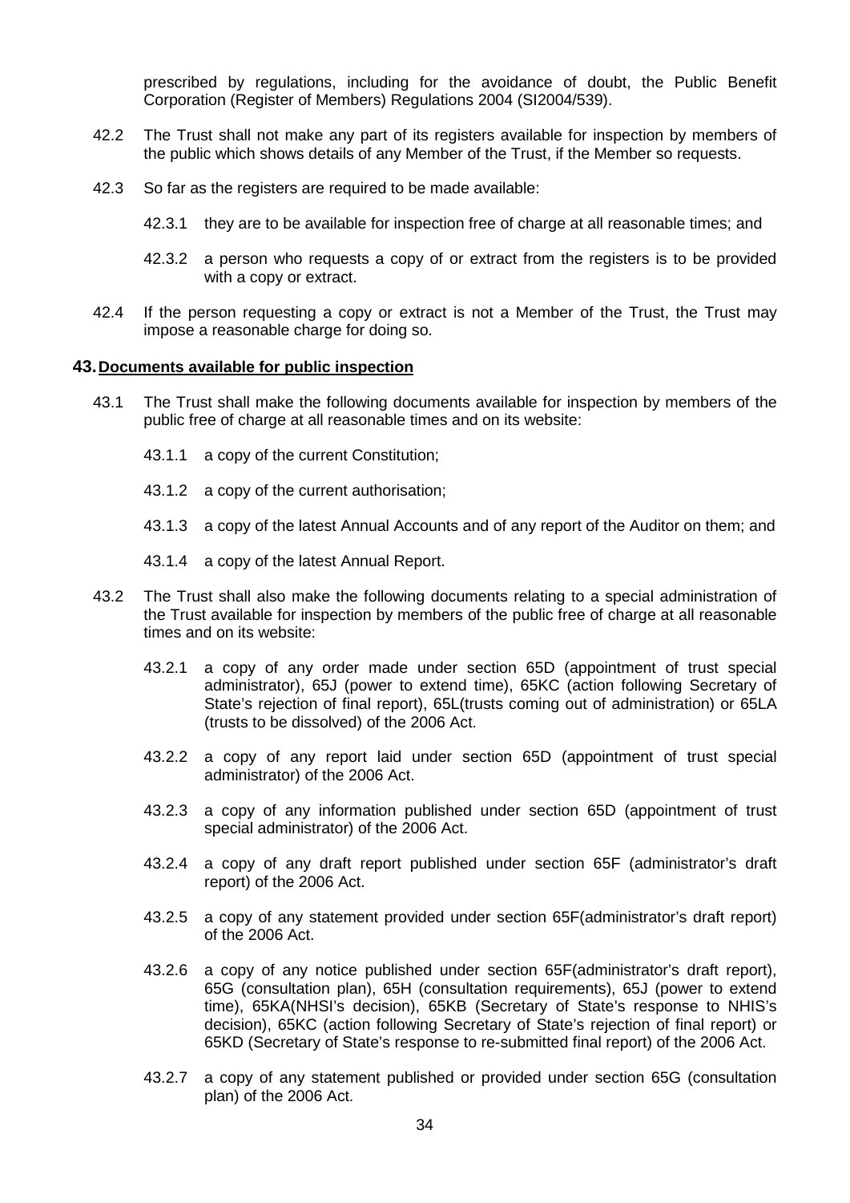prescribed by regulations, including for the avoidance of doubt, the Public Benefit Corporation (Register of Members) Regulations 2004 (SI2004/539).

42.2 The Trust shall not make any part of its registers available for inspection by members of the public which shows details of any Member of the Trust, if the Member so requests.

42.3 So far as the registers are required to be made available:

42.3.1 they are to be available for inspection free of charge at all reasonable times; and

42.3.2 a person who requests a copy of or extract from the registers is to be provided with a copy or extract.

42.4 If the person requesting a copy or extract is not a Member of the Trust, the Trust may impose a reasonable charge for doing so.

## 43. Documents available for public inspection

43.1 The Trust shall make the following documents available for inspection by members of the public free of charge at all reasonable times and on its website:

43.1.1 a copy of the current Constitution;

43.1.2 a copy of the current authorisation;

43.1.3 a copy of the latest Annual Accounts and of any report of the Auditor on them; and

43.1.4 a copy of the latest Annual Report.

43.2 The Trust shall also make the following documents relating to a special administration of the Trust available for inspection by members of the public free of charge at all reasonable times and on its website:

43.2.1 a copy of any order made under section 65D (appointment of trust special administrator), 65J (power to extend time), 65KC (action following Secretary of State's rejection of final report), 65L(trusts coming out of administration) or 65LA (trusts to be dissolved) of the 2006 Act.

43.2.2 a copy of any report laid under section 65D (appointment of trust special administrator) of the 2006 Act.

43.2.3 a copy of any information published under section 65D (appointment of trust special administrator) of the 2006 Act.

43.2.4 a copy of any draft report published under section 65F (administrator's draft report) of the 2006 Act.

43.2.5 a copy of any statement provided under section 65F(administrator's draft report) of the 2006 Act.

43.2.6 a copy of any notice published under section 65F(administrator's draft report), 65G (consultation plan), 65H (consultation requirements), 65J (power to extend time), 65KA(NHSI's decision), 65KB (Secretary of State's response to NHIS's decision), 65KC (action following Secretary of State's rejection of final report) or 65KD (Secretary of State's response to re-submitted final report) of the 2006 Act.

43.2.7 a copy of any statement published or provided under section 65G (consultation plan) of the 2006 Act.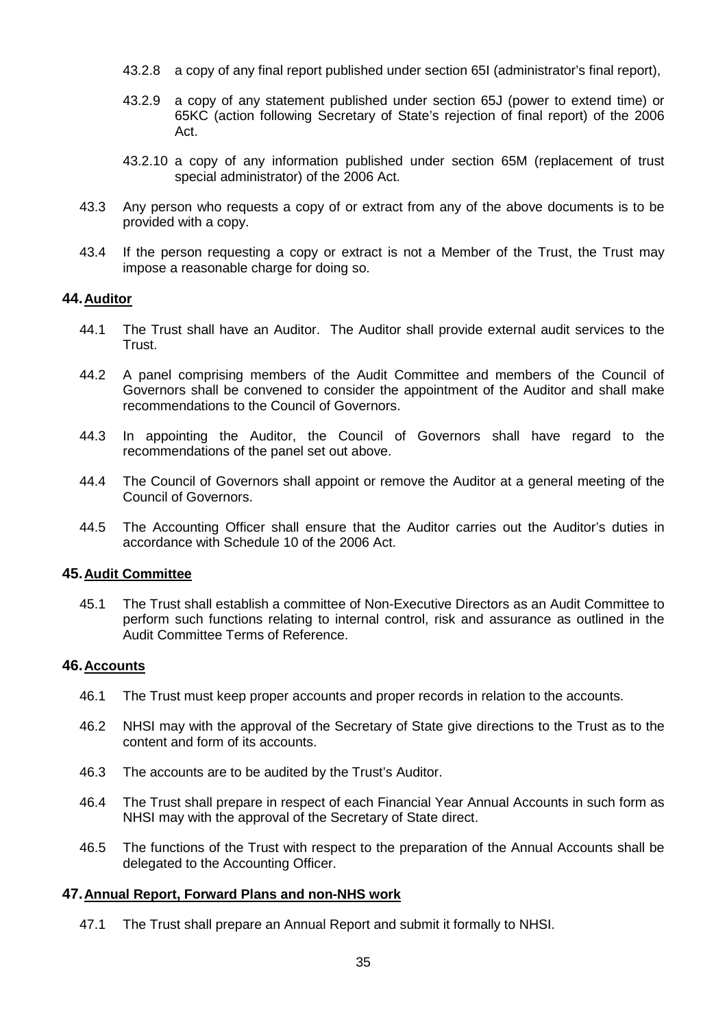43.2.8 a copy of any final report published under section 65I (administrator's final report),

43.2.9 a copy of any statement published under section 65J (power to extend time) or 65KC (action following Secretary of State's rejection of final report) of the 2006 Act.

43.2.10 a copy of any information published under section 65M (replacement of trust special administrator) of the 2006 Act.

43.3 Any person who requests a copy of or extract from any of the above documents is to be provided with a copy.

43.4 If the person requesting a copy or extract is not a Member of the Trust, the Trust may impose a reasonable charge for doing so.

## 44. Auditor

44.1 The Trust shall have an Auditor. The Auditor shall provide external audit services to the Trust.

44.2 A panel comprising members of the Audit Committee and members of the Council of Governors shall be convened to consider the appointment of the Auditor and shall make recommendations to the Council of Governors.

44.3 In appointing the Auditor, the Council of Governors shall have regard to the recommendations of the panel set out above.

44.4 The Council of Governors shall appoint or remove the Auditor at a general meeting of the Council of Governors.

44.5 The Accounting Officer shall ensure that the Auditor carries out the Auditor's duties in accordance with Schedule 10 of the 2006 Act.

## 45. Audit Committee

45.1 The Trust shall establish a committee of Non-Executive Directors as an Audit Committee to perform such functions relating to internal control, risk and assurance as outlined in the Audit Committee Terms of Reference.

## 46. Accounts

46.1 The Trust must keep proper accounts and proper records in relation to the accounts.

46.2 NHSI may with the approval of the Secretary of State give directions to the Trust as to the content and form of its accounts.

46.3 The accounts are to be audited by the Trust's Auditor.

46.4 The Trust shall prepare in respect of each Financial Year Annual Accounts in such form as NHSI may with the approval of the Secretary of State direct.

46.5 The functions of the Trust with respect to the preparation of the Annual Accounts shall be delegated to the Accounting Officer.

## 47. Annual Report, Forward Plans and non-NHS work

47.1 The Trust shall prepare an Annual Report and submit it formally to NHSI.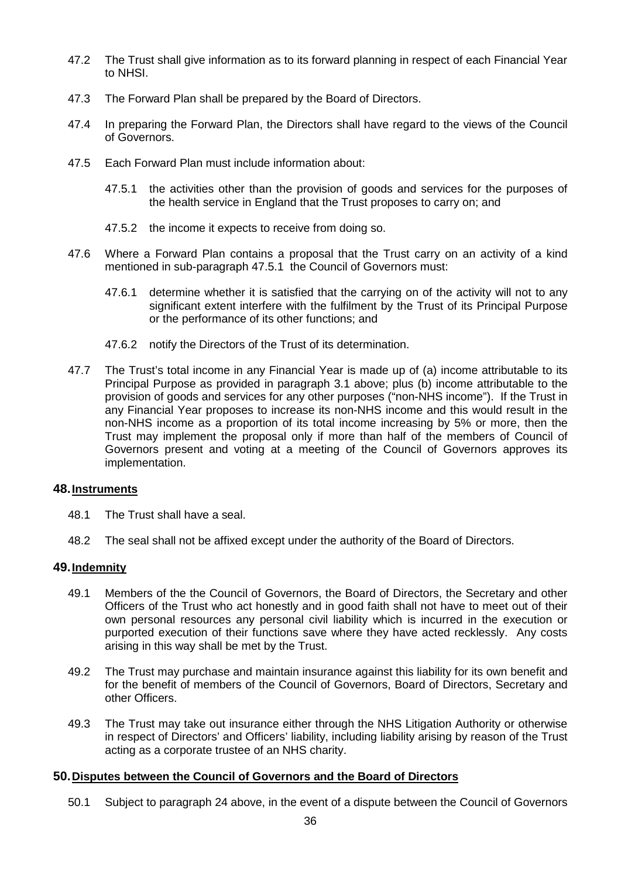47.2 The Trust shall give information as to its forward planning in respect of each Financial Year to NHSI.

47.3 The Forward Plan shall be prepared by the Board of Directors.

47.4 In preparing the Forward Plan, the Directors shall have regard to the views of the Council of Governors.

47.5 Each Forward Plan must include information about:

47.5.1 the activities other than the provision of goods and services for the purposes of the health service in England that the Trust proposes to carry on; and

47.5.2 the income it expects to receive from doing so.

47.6 Where a Forward Plan contains a proposal that the Trust carry on an activity of a kind mentioned in sub-paragraph 47.5.1 the Council of Governors must:

47.6.1 determine whether it is satisfied that the carrying on of the activity will not to any significant extent interfere with the fulfilment by the Trust of its Principal Purpose or the performance of its other functions; and

47.6.2 notify the Directors of the Trust of its determination.

47.7 The Trust's total income in any Financial Year is made up of (a) income attributable to its Principal Purpose as provided in paragraph 3.1 above; plus (b) income attributable to the provision of goods and services for any other purposes ("non-NHS income"). If the Trust in any Financial Year proposes to increase its non-NHS income and this would result in the non-NHS income as a proportion of its total income increasing by 5% or more, then the Trust may implement the proposal only if more than half of the members of Council of Governors present and voting at a meeting of the Council of Governors approves its implementation.

## 48. Instruments

48.1 The Trust shall have a seal.

48.2 The seal shall not be affixed except under the authority of the Board of Directors.

## 49. Indemnity

49.1 Members of the the Council of Governors, the Board of Directors, the Secretary and other Officers of the Trust who act honestly and in good faith shall not have to meet out of their own personal resources any personal civil liability which is incurred in the execution or purported execution of their functions save where they have acted recklessly. Any costs arising in this way shall be met by the Trust.

49.2 The Trust may purchase and maintain insurance against this liability for its own benefit and for the benefit of members of the Council of Governors, Board of Directors, Secretary and other Officers.

49.3 The Trust may take out insurance either through the NHS Litigation Authority or otherwise in respect of Directors' and Officers' liability, including liability arising by reason of the Trust acting as a corporate trustee of an NHS charity.

## 50. Disputes between the Council of Governors and the Board of Directors

50.1 Subject to paragraph 24 above, in the event of a dispute between the Council of Governors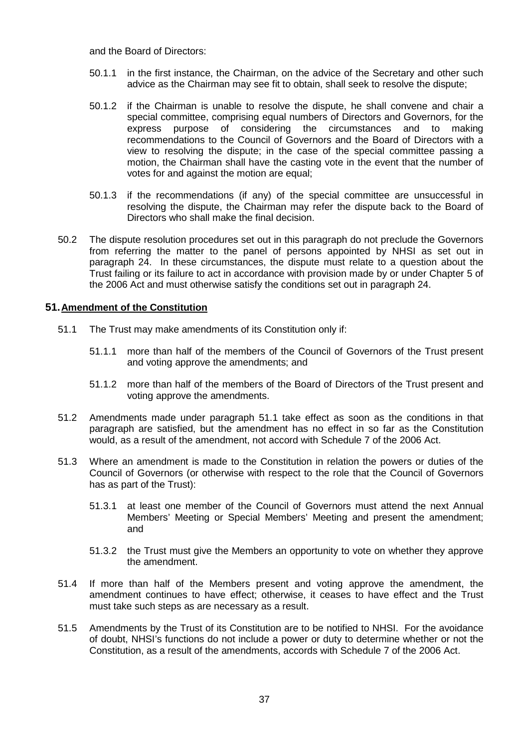and the Board of Directors:

50.1.1 in the first instance, the Chairman, on the advice of the Secretary and other such advice as the Chairman may see fit to obtain, shall seek to resolve the dispute;

50.1.2 if the Chairman is unable to resolve the dispute, he shall convene and chair a special committee, comprising equal numbers of Directors and Governors, for the express purpose of considering the circumstances and to making recommendations to the Council of Governors and the Board of Directors with a view to resolving the dispute; in the case of the special committee passing a motion, the Chairman shall have the casting vote in the event that the number of votes for and against the motion are equal;

50.1.3 if the recommendations (if any) of the special committee are unsuccessful in resolving the dispute, the Chairman may refer the dispute back to the Board of Directors who shall make the final decision.

50.2 The dispute resolution procedures set out in this paragraph do not preclude the Governors from referring the matter to the panel of persons appointed by NHSI as set out in paragraph 24. In these circumstances, the dispute must relate to a question about the Trust failing or its failure to act in accordance with provision made by or under Chapter 5 of the 2006 Act and must otherwise satisfy the conditions set out in paragraph 24.

## 51. Amendment of the Constitution

51.1 The Trust may make amendments of its Constitution only if:

51.1.1 more than half of the members of the Council of Governors of the Trust present and voting approve the amendments; and

51.1.2 more than half of the members of the Board of Directors of the Trust present and voting approve the amendments.

51.2 Amendments made under paragraph 51.1 take effect as soon as the conditions in that paragraph are satisfied, but the amendment has no effect in so far as the Constitution would, as a result of the amendment, not accord with Schedule 7 of the 2006 Act.

51.3 Where an amendment is made to the Constitution in relation the powers or duties of the Council of Governors (or otherwise with respect to the role that the Council of Governors has as part of the Trust):

51.3.1 at least one member of the Council of Governors must attend the next Annual Members' Meeting or Special Members' Meeting and present the amendment; and

51.3.2 the Trust must give the Members an opportunity to vote on whether they approve the amendment.

51.4 If more than half of the Members present and voting approve the amendment, the amendment continues to have effect; otherwise, it ceases to have effect and the Trust must take such steps as are necessary as a result.

51.5 Amendments by the Trust of its Constitution are to be notified to NHSI. For the avoidance of doubt, NHSI's functions do not include a power or duty to determine whether or not the Constitution, as a result of the amendments, accords with Schedule 7 of the 2006 Act.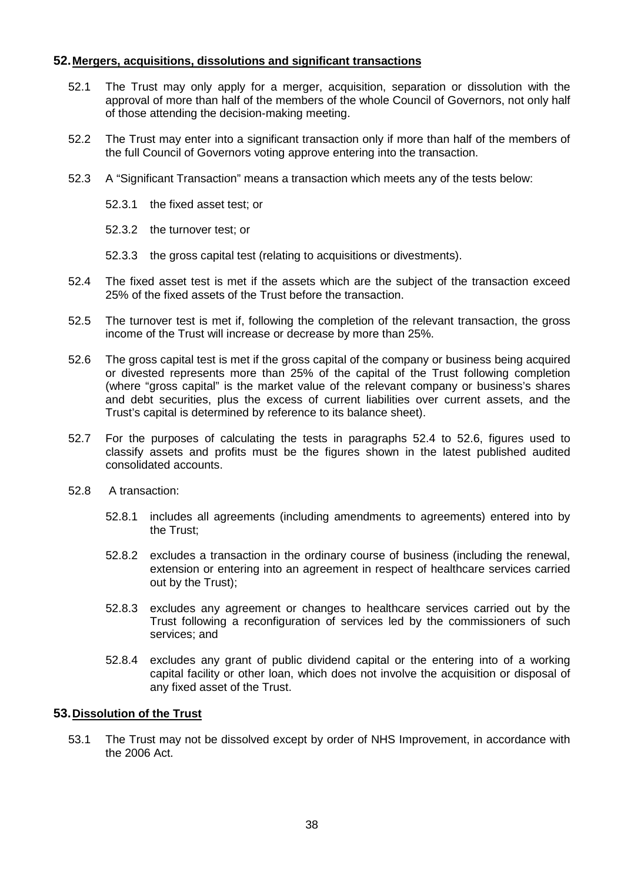## 52. Mergers, acquisitions, dissolutions and significant transactions

52.1 The Trust may only apply for a merger, acquisition, separation or dissolution with the approval of more than half of the members of the whole Council of Governors, not only half of those attending the decision-making meeting.

52.2 The Trust may enter into a significant transaction only if more than half of the members of the full Council of Governors voting approve entering into the transaction.

52.3 A "Significant Transaction" means a transaction which meets any of the tests below:

52.3.1 the fixed asset test; or

52.3.2 the turnover test; or

52.3.3 the gross capital test (relating to acquisitions or divestments).

52.4 The fixed asset test is met if the assets which are the subject of the transaction exceed 25% of the fixed assets of the Trust before the transaction.

52.5 The turnover test is met if, following the completion of the relevant transaction, the gross income of the Trust will increase or decrease by more than 25%.

52.6 The gross capital test is met if the gross capital of the company or business being acquired or divested represents more than 25% of the capital of the Trust following completion (where "gross capital" is the market value of the relevant company or business's shares and debt securities, plus the excess of current liabilities over current assets, and the Trust's capital is determined by reference to its balance sheet).

52.7 For the purposes of calculating the tests in paragraphs 52.4 to 52.6, figures used to classify assets and profits must be the figures shown in the latest published audited consolidated accounts.

52.8 A transaction:

52.8.1 includes all agreements (including amendments to agreements) entered into by the Trust;

52.8.2 excludes a transaction in the ordinary course of business (including the renewal, extension or entering into an agreement in respect of healthcare services carried out by the Trust);

52.8.3 excludes any agreement or changes to healthcare services carried out by the Trust following a reconfiguration of services led by the commissioners of such services; and

52.8.4 excludes any grant of public dividend capital or the entering into of a working capital facility or other loan, which does not involve the acquisition or disposal of any fixed asset of the Trust.

## 53. Dissolution of the Trust

53.1 The Trust may not be dissolved except by order of NHS Improvement, in accordance with the 2006 Act.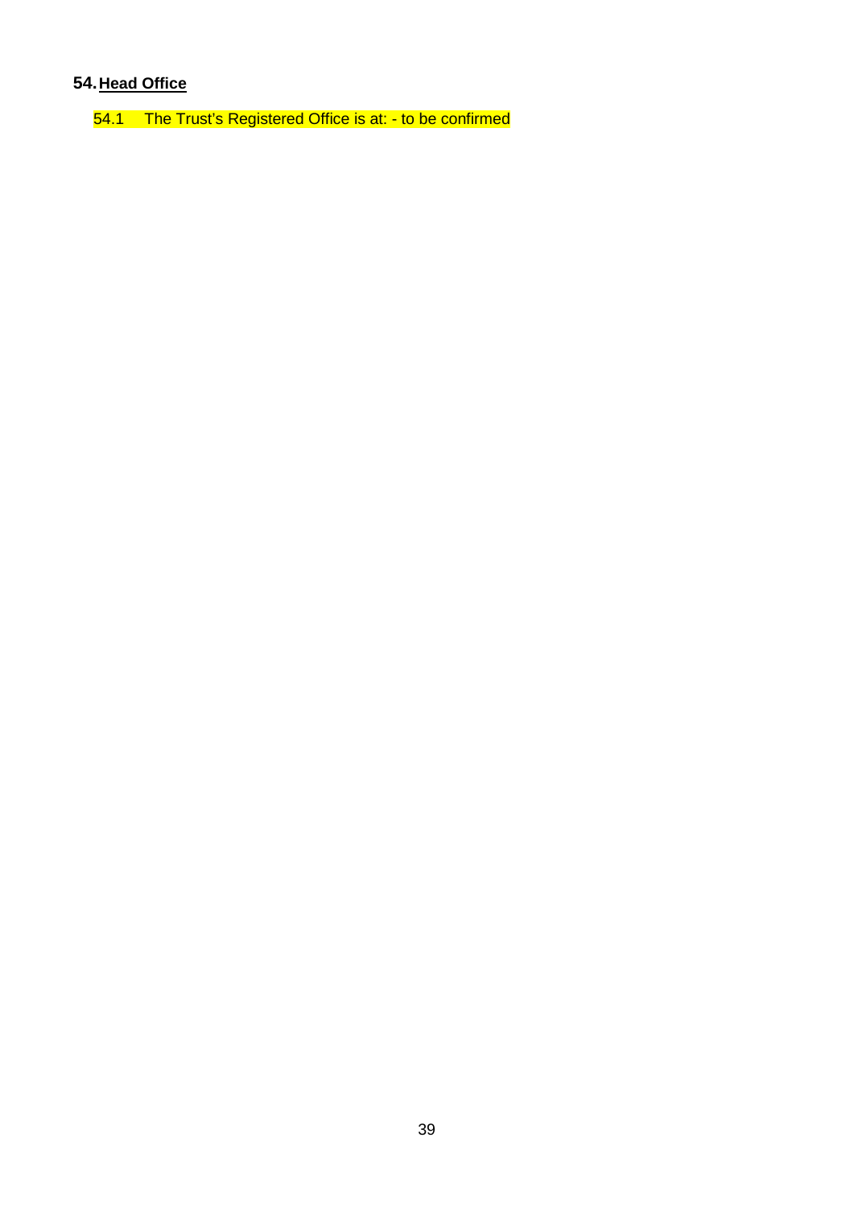## 54. Head Office

54.1 The Trust's Registered Office is at: - to be confirmed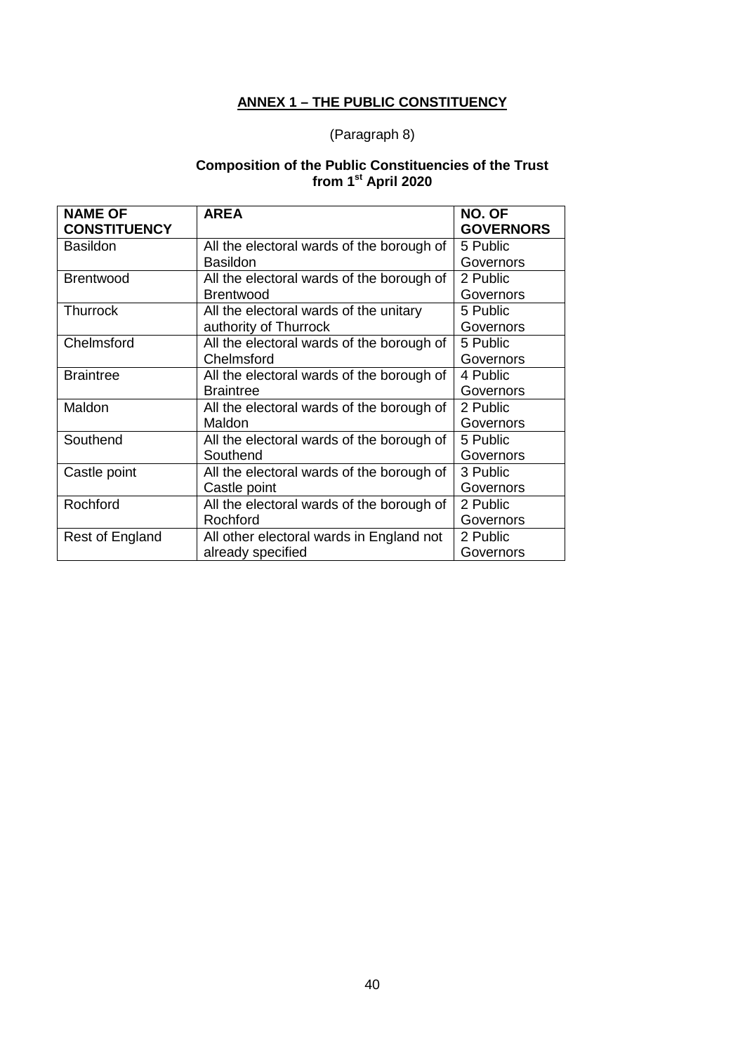## **ANNEX 1 – THE PUBLIC CONSTITUENCY**

(Paragraph 8)

**Composition of the Public Constituencies of the Trust from 1st April 2020**

| **NAME OF CONSTITUENCY** | **AREA** | **NO. OF GOVERNORS** |
|---|---|---|
| Basildon | All the electoral wards of the borough of Basildon | 5 Public Governors |
| Brentwood | All the electoral wards of the borough of Brentwood | 2 Public Governors |
| Thurrock | All the electoral wards of the unitary authority of Thurrock | 5 Public Governors |
| Chelmsford | All the electoral wards of the borough of Chelmsford | 5 Public Governors |
| Braintree | All the electoral wards of the borough of Braintree | 4 Public Governors |
| Maldon | All the electoral wards of the borough of Maldon | 2 Public Governors |
| Southend | All the electoral wards of the borough of Southend | 5 Public Governors |
| Castle point | All the electoral wards of the borough of Castle point | 3 Public Governors |
| Rochford | All the electoral wards of the borough of Rochford | 2 Public Governors |
| Rest of England | All other electoral wards in England not already specified | 2 Public Governors |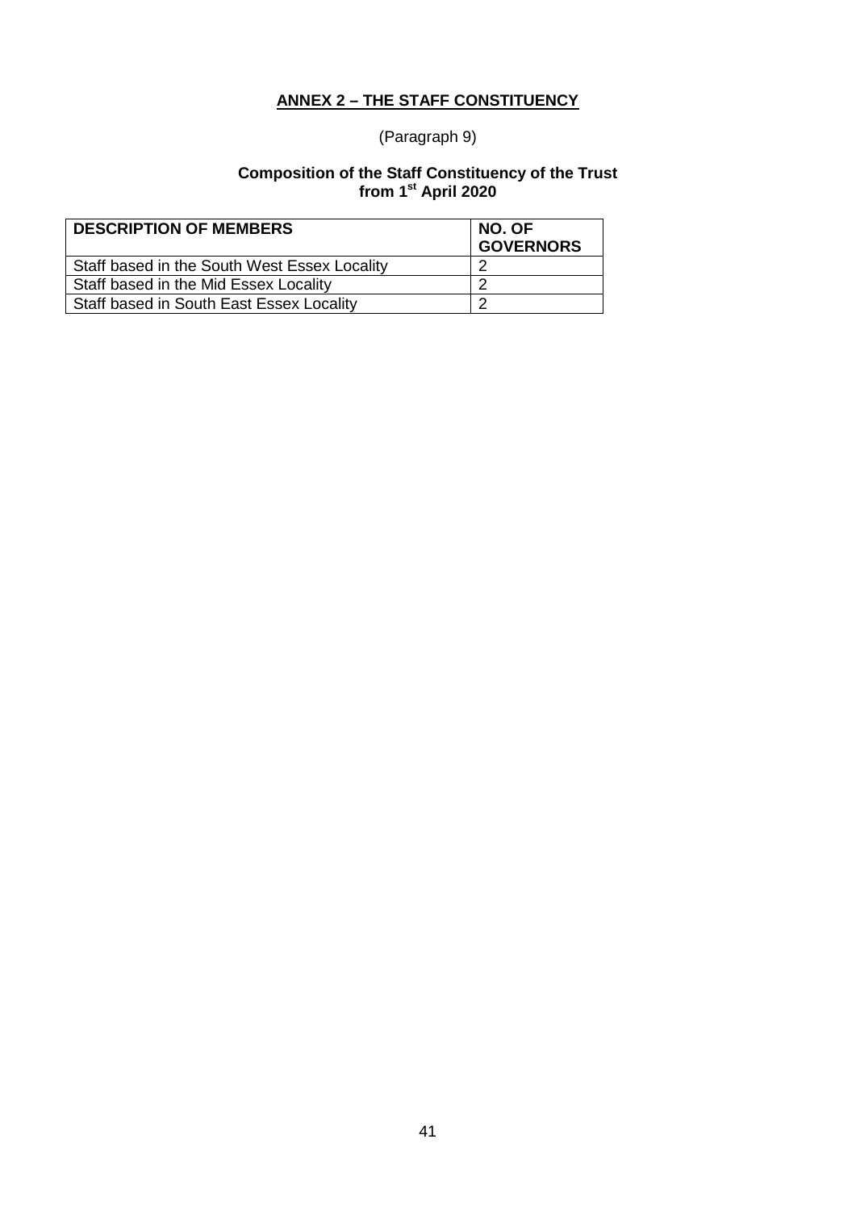## ANNEX 2 – THE STAFF CONSTITUENCY

(Paragraph 9)

**Composition of the Staff Constituency of the Trust from 1st April 2020**

| DESCRIPTION OF MEMBERS | NO. OF GOVERNORS |
|---|---|
| Staff based in the South West Essex Locality | 2 |
| Staff based in the Mid Essex Locality | 2 |
| Staff based in South East Essex Locality | 2 |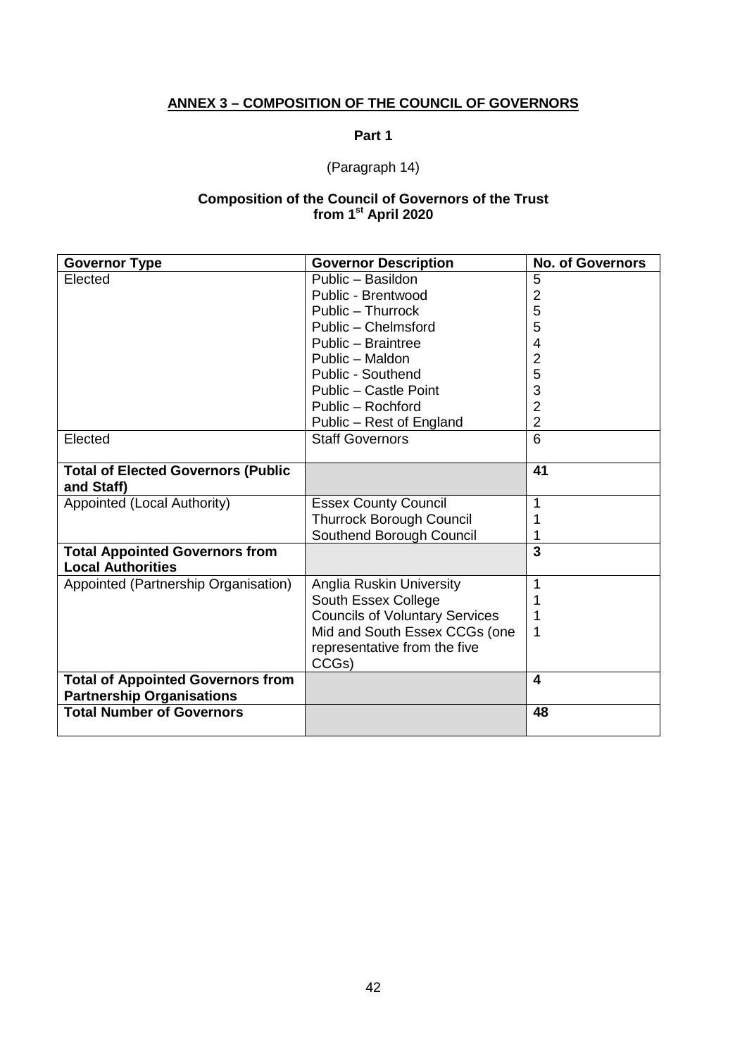## ANNEX 3 – COMPOSITION OF THE COUNCIL OF GOVERNORS

**Part 1**

(Paragraph 14)

**Composition of the Council of Governors of the Trust from 1st April 2020**

| Governor Type | Governor Description | No. of Governors |
|---|---|---|
| Elected | Public – Basildon<br>Public - Brentwood<br>Public – Thurrock<br>Public – Chelmsford<br>Public – Braintree<br>Public – Maldon<br>Public - Southend<br>Public – Castle Point<br>Public – Rochford<br>Public – Rest of England | 5<br>2<br>5<br>5<br>4<br>2<br>5<br>3<br>2<br>2 |
| Elected | Staff Governors | 6 |
| **Total of Elected Governors (Public and Staff)** | | **41** |
| Appointed (Local Authority) | Essex County Council<br>Thurrock Borough Council<br>Southend Borough Council | 1<br>1<br>1 |
| **Total Appointed Governors from Local Authorities** | | **3** |
| Appointed (Partnership Organisation) | Anglia Ruskin University<br>South Essex College<br>Councils of Voluntary Services<br>Mid and South Essex CCGs (one representative from the five CCGs) | 1<br>1<br>1<br>1 |
| **Total of Appointed Governors from Partnership Organisations** | | **4** |
| **Total Number of Governors** | | **48** |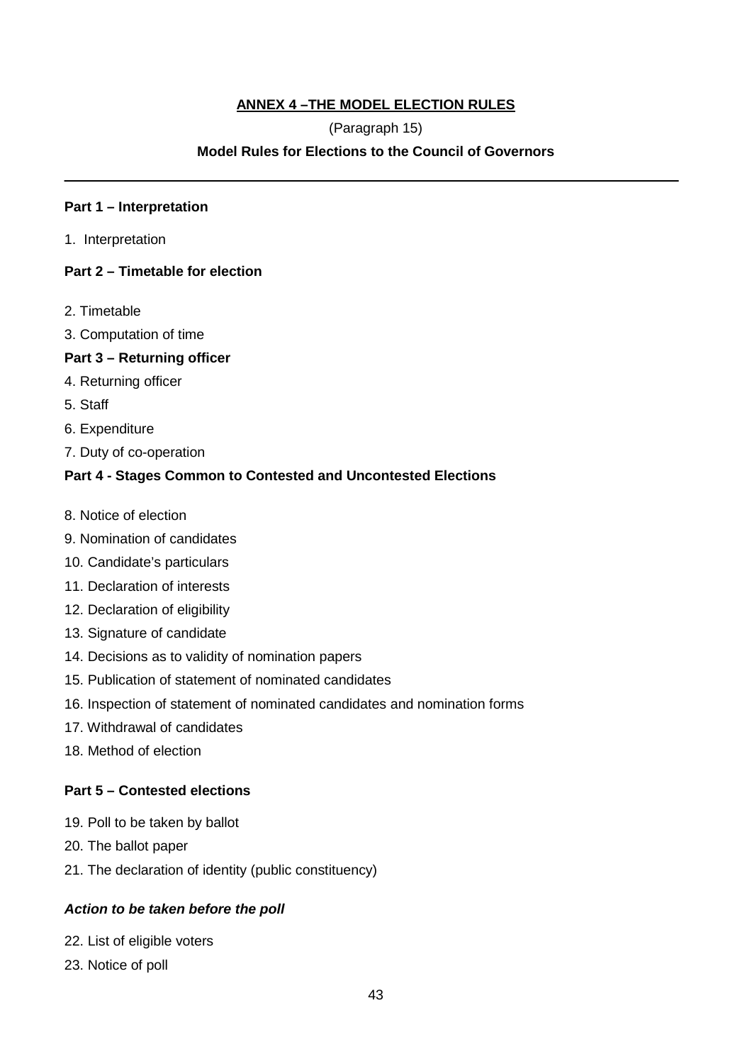**ANNEX 4 –THE MODEL ELECTION RULES**

(Paragraph 15)

**Model Rules for Elections to the Council of Governors**

---

**Part 1 – Interpretation**

1. Interpretation

**Part 2 – Timetable for election**

2. Timetable
3. Computation of time

**Part 3 – Returning officer**

4. Returning officer
5. Staff
6. Expenditure
7. Duty of co-operation

**Part 4 - Stages Common to Contested and Uncontested Elections**

8. Notice of election
9. Nomination of candidates
10. Candidate's particulars
11. Declaration of interests
12. Declaration of eligibility
13. Signature of candidate
14. Decisions as to validity of nomination papers
15. Publication of statement of nominated candidates
16. Inspection of statement of nominated candidates and nomination forms
17. Withdrawal of candidates
18. Method of election

**Part 5 – Contested elections**

19. Poll to be taken by ballot
20. The ballot paper
21. The declaration of identity (public constituency)

***Action to be taken before the poll***

22. List of eligible voters
23. Notice of poll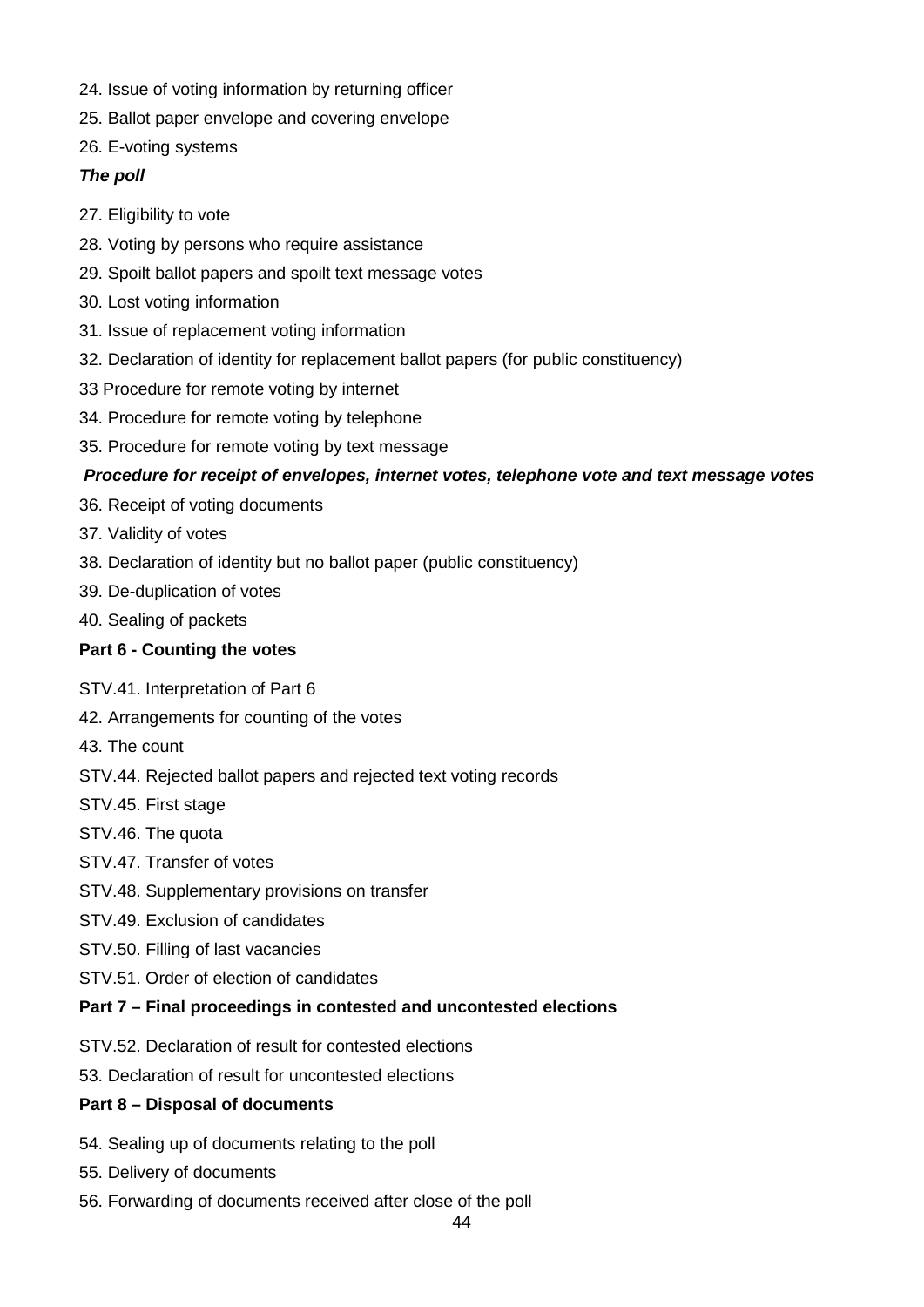24. Issue of voting information by returning officer

25. Ballot paper envelope and covering envelope

26. E-voting systems

***The poll***

27. Eligibility to vote

28. Voting by persons who require assistance

29. Spoilt ballot papers and spoilt text message votes

30. Lost voting information

31. Issue of replacement voting information

32. Declaration of identity for replacement ballot papers (for public constituency)

33 Procedure for remote voting by internet

34. Procedure for remote voting by telephone

35. Procedure for remote voting by text message

***Procedure for receipt of envelopes, internet votes, telephone vote and text message votes***

36. Receipt of voting documents

37. Validity of votes

38. Declaration of identity but no ballot paper (public constituency)

39. De-duplication of votes

40. Sealing of packets

**Part 6 - Counting the votes**

STV.41. Interpretation of Part 6

42. Arrangements for counting of the votes

43. The count

STV.44. Rejected ballot papers and rejected text voting records

STV.45. First stage

STV.46. The quota

STV.47. Transfer of votes

STV.48. Supplementary provisions on transfer

STV.49. Exclusion of candidates

STV.50. Filling of last vacancies

STV.51. Order of election of candidates

**Part 7 – Final proceedings in contested and uncontested elections**

STV.52. Declaration of result for contested elections

53. Declaration of result for uncontested elections

**Part 8 – Disposal of documents**

54. Sealing up of documents relating to the poll

55. Delivery of documents

56. Forwarding of documents received after close of the poll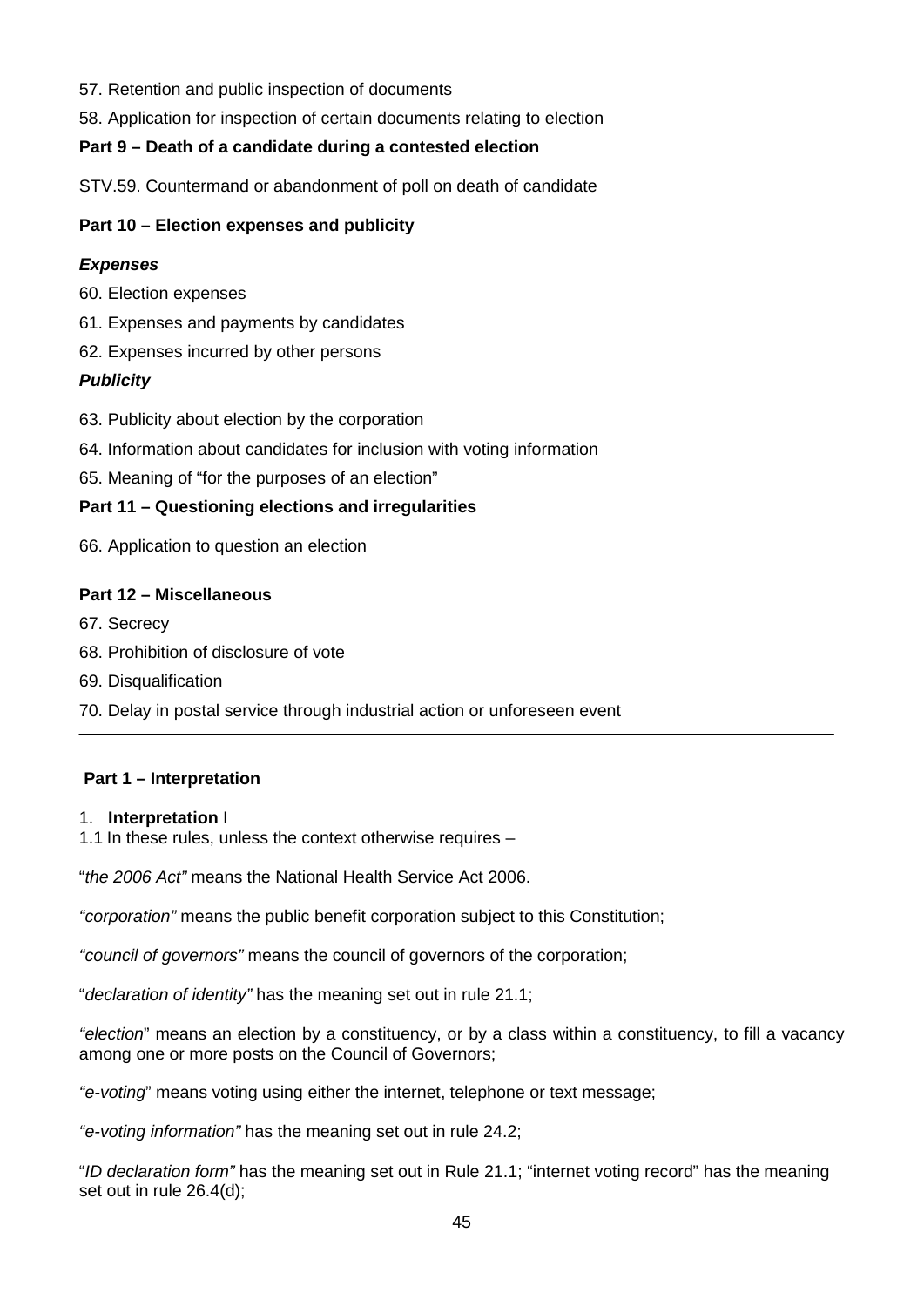57. Retention and public inspection of documents

58. Application for inspection of certain documents relating to election

**Part 9 – Death of a candidate during a contested election**

STV.59. Countermand or abandonment of poll on death of candidate

**Part 10 – Election expenses and publicity**

***Expenses***

60. Election expenses

61. Expenses and payments by candidates

62. Expenses incurred by other persons

***Publicity***

63. Publicity about election by the corporation

64. Information about candidates for inclusion with voting information

65. Meaning of "for the purposes of an election"

**Part 11 – Questioning elections and irregularities**

66. Application to question an election

**Part 12 – Miscellaneous**

67. Secrecy

68. Prohibition of disclosure of vote

69. Disqualification

70. Delay in postal service through industrial action or unforeseen event

---

**Part 1 – Interpretation**

1. **Interpretation** I

1.1 In these rules, unless the context otherwise requires –

"*the 2006 Act"* means the National Health Service Act 2006.

*"corporation"* means the public benefit corporation subject to this Constitution;

*"council of governors"* means the council of governors of the corporation;

"*declaration of identity"* has the meaning set out in rule 21.1;

*"election*" means an election by a constituency, or by a class within a constituency, to fill a vacancy among one or more posts on the Council of Governors;

*"e-voting*" means voting using either the internet, telephone or text message;

*"e-voting information"* has the meaning set out in rule 24.2;

"*ID declaration form"* has the meaning set out in Rule 21.1; "internet voting record" has the meaning set out in rule 26.4(d);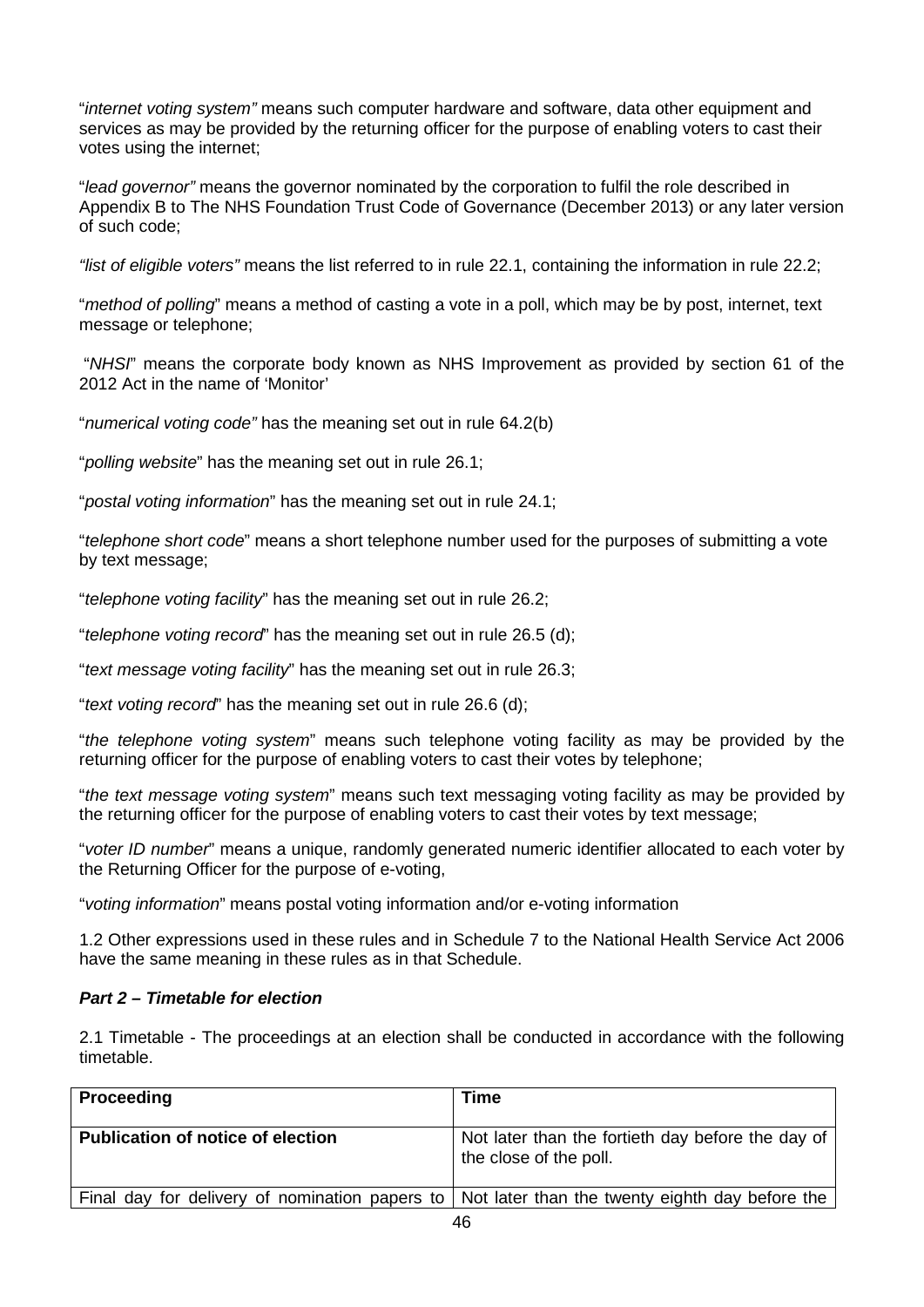"*internet voting system"* means such computer hardware and software, data other equipment and services as may be provided by the returning officer for the purpose of enabling voters to cast their votes using the internet;

"*lead governor"* means the governor nominated by the corporation to fulfil the role described in Appendix B to The NHS Foundation Trust Code of Governance (December 2013) or any later version of such code;

*"list of eligible voters"* means the list referred to in rule 22.1, containing the information in rule 22.2;

"*method of polling*" means a method of casting a vote in a poll, which may be by post, internet, text message or telephone;

"*NHSI*" means the corporate body known as NHS Improvement as provided by section 61 of the 2012 Act in the name of 'Monitor'

"*numerical voting code"* has the meaning set out in rule 64.2(b)

"*polling website*" has the meaning set out in rule 26.1;

"*postal voting information*" has the meaning set out in rule 24.1;

"*telephone short code*" means a short telephone number used for the purposes of submitting a vote by text message;

"*telephone voting facility*" has the meaning set out in rule 26.2;

"*telephone voting record*" has the meaning set out in rule 26.5 (d);

"*text message voting facility*" has the meaning set out in rule 26.3;

"*text voting record*" has the meaning set out in rule 26.6 (d);

"*the telephone voting system*" means such telephone voting facility as may be provided by the returning officer for the purpose of enabling voters to cast their votes by telephone;

"*the text message voting system*" means such text messaging voting facility as may be provided by the returning officer for the purpose of enabling voters to cast their votes by text message;

"*voter ID number*" means a unique, randomly generated numeric identifier allocated to each voter by the Returning Officer for the purpose of e-voting,

"*voting information*" means postal voting information and/or e-voting information

1.2 Other expressions used in these rules and in Schedule 7 to the National Health Service Act 2006 have the same meaning in these rules as in that Schedule.

***Part 2 – Timetable for election***

2.1 Timetable - The proceedings at an election shall be conducted in accordance with the following timetable.

| **Proceeding** | **Time** |
|---|---|
| **Publication of notice of election** | Not later than the fortieth day before the day of the close of the poll. |
| Final day for delivery of nomination papers to | Not later than the twenty eighth day before the |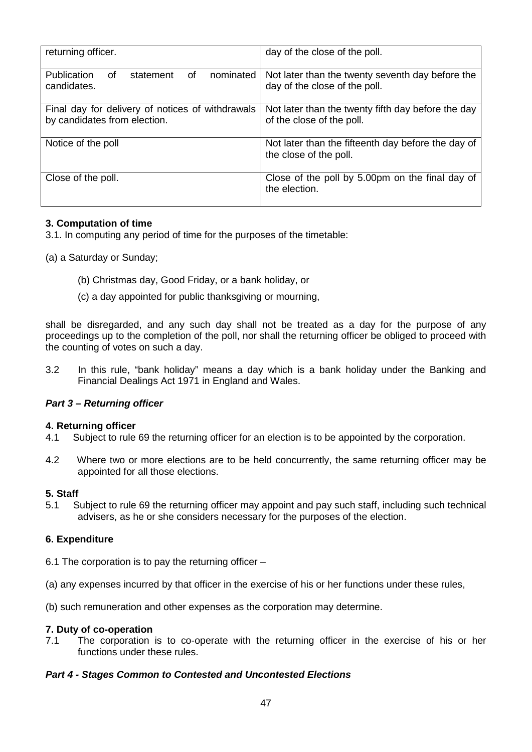| | |
|---|---|
| returning officer. | day of the close of the poll. |
| Publication of statement of nominated candidates. | Not later than the twenty seventh day before the day of the close of the poll. |
| Final day for delivery of notices of withdrawals by candidates from election. | Not later than the twenty fifth day before the day of the close of the poll. |
| Notice of the poll | Not later than the fifteenth day before the day of the close of the poll. |
| Close of the poll. | Close of the poll by 5.00pm on the final day of the election. |

**3. Computation of time**

3.1. In computing any period of time for the purposes of the timetable:

(a) a Saturday or Sunday;

(b) Christmas day, Good Friday, or a bank holiday, or

(c) a day appointed for public thanksgiving or mourning,

shall be disregarded, and any such day shall not be treated as a day for the purpose of any proceedings up to the completion of the poll, nor shall the returning officer be obliged to proceed with the counting of votes on such a day.

3.2 In this rule, "bank holiday" means a day which is a bank holiday under the Banking and Financial Dealings Act 1971 in England and Wales.

***Part 3 – Returning officer***

**4. Returning officer**

4.1 Subject to rule 69 the returning officer for an election is to be appointed by the corporation.

4.2 Where two or more elections are to be held concurrently, the same returning officer may be appointed for all those elections.

**5. Staff**

5.1 Subject to rule 69 the returning officer may appoint and pay such staff, including such technical advisers, as he or she considers necessary for the purposes of the election.

**6. Expenditure**

6.1 The corporation is to pay the returning officer –

(a) any expenses incurred by that officer in the exercise of his or her functions under these rules,

(b) such remuneration and other expenses as the corporation may determine.

**7. Duty of co-operation**

7.1 The corporation is to co-operate with the returning officer in the exercise of his or her functions under these rules.

***Part 4 - Stages Common to Contested and Uncontested Elections***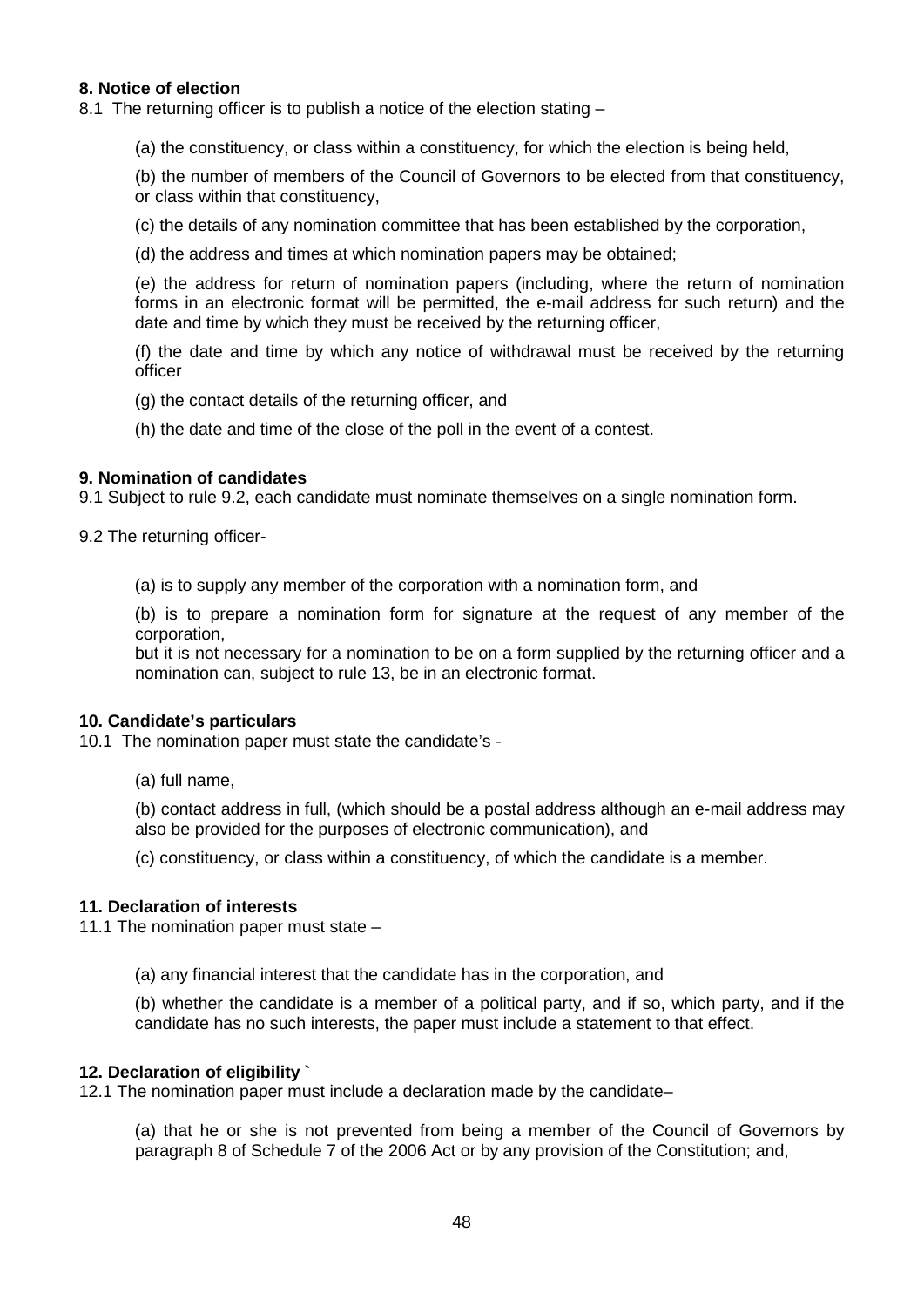**8. Notice of election**

8.1 The returning officer is to publish a notice of the election stating –

(a) the constituency, or class within a constituency, for which the election is being held,

(b) the number of members of the Council of Governors to be elected from that constituency, or class within that constituency,

(c) the details of any nomination committee that has been established by the corporation,

(d) the address and times at which nomination papers may be obtained;

(e) the address for return of nomination papers (including, where the return of nomination forms in an electronic format will be permitted, the e-mail address for such return) and the date and time by which they must be received by the returning officer,

(f) the date and time by which any notice of withdrawal must be received by the returning officer

(g) the contact details of the returning officer, and

(h) the date and time of the close of the poll in the event of a contest.

**9. Nomination of candidates**

9.1 Subject to rule 9.2, each candidate must nominate themselves on a single nomination form.

9.2 The returning officer-

(a) is to supply any member of the corporation with a nomination form, and

(b) is to prepare a nomination form for signature at the request of any member of the corporation,

but it is not necessary for a nomination to be on a form supplied by the returning officer and a nomination can, subject to rule 13, be in an electronic format.

**10. Candidate's particulars**

10.1 The nomination paper must state the candidate's -

(a) full name,

(b) contact address in full, (which should be a postal address although an e-mail address may also be provided for the purposes of electronic communication), and

(c) constituency, or class within a constituency, of which the candidate is a member.

**11. Declaration of interests**

11.1 The nomination paper must state –

(a) any financial interest that the candidate has in the corporation, and

(b) whether the candidate is a member of a political party, and if so, which party, and if the candidate has no such interests, the paper must include a statement to that effect.

**12. Declaration of eligibility `**

12.1 The nomination paper must include a declaration made by the candidate–

(a) that he or she is not prevented from being a member of the Council of Governors by paragraph 8 of Schedule 7 of the 2006 Act or by any provision of the Constitution; and,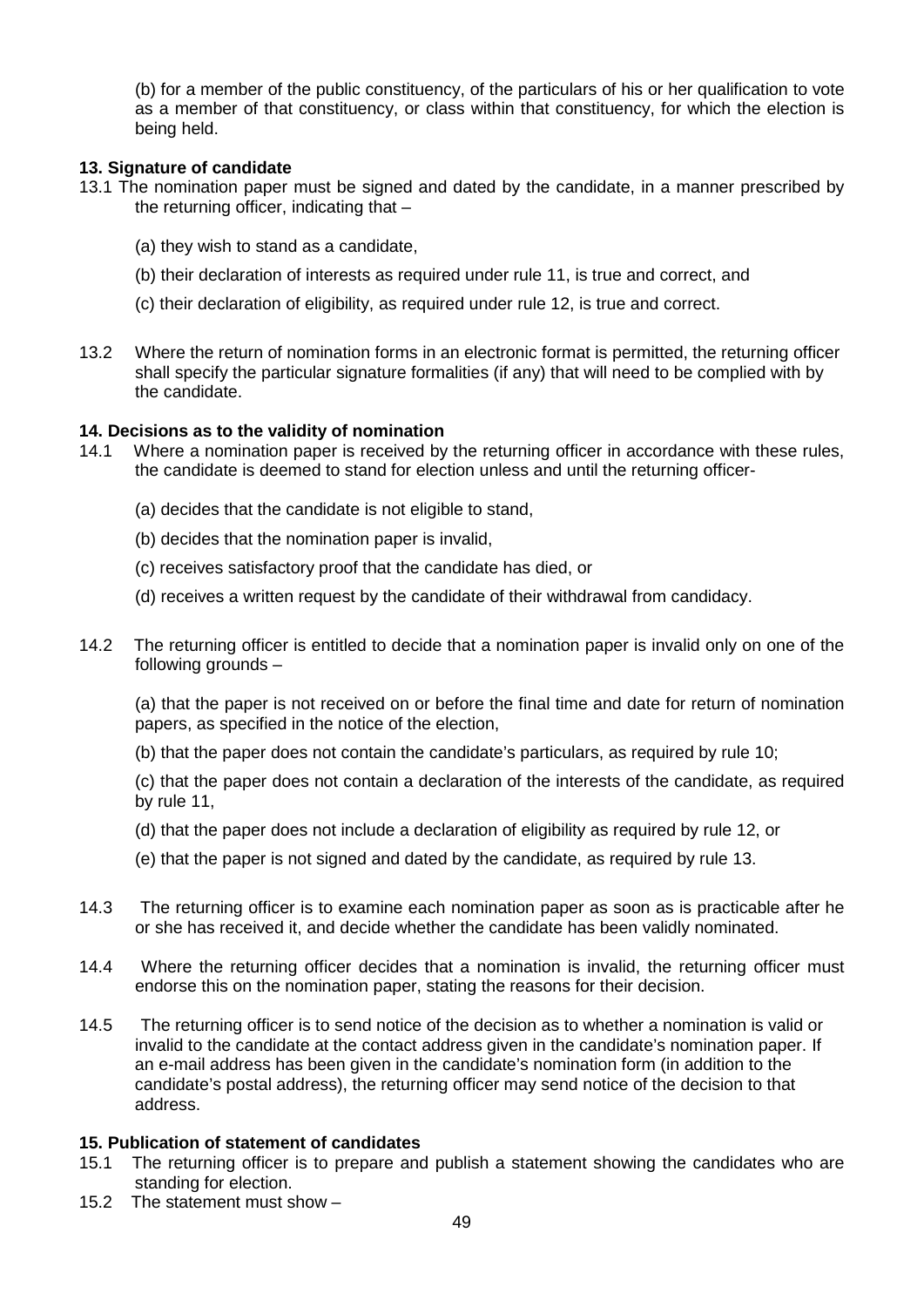(b) for a member of the public constituency, of the particulars of his or her qualification to vote as a member of that constituency, or class within that constituency, for which the election is being held.

**13. Signature of candidate**

13.1 The nomination paper must be signed and dated by the candidate, in a manner prescribed by the returning officer, indicating that –

(a) they wish to stand as a candidate,

(b) their declaration of interests as required under rule 11, is true and correct, and

(c) their declaration of eligibility, as required under rule 12, is true and correct.

13.2 Where the return of nomination forms in an electronic format is permitted, the returning officer shall specify the particular signature formalities (if any) that will need to be complied with by the candidate.

**14. Decisions as to the validity of nomination**

14.1 Where a nomination paper is received by the returning officer in accordance with these rules, the candidate is deemed to stand for election unless and until the returning officer-

(a) decides that the candidate is not eligible to stand,

(b) decides that the nomination paper is invalid,

(c) receives satisfactory proof that the candidate has died, or

(d) receives a written request by the candidate of their withdrawal from candidacy.

14.2 The returning officer is entitled to decide that a nomination paper is invalid only on one of the following grounds –

(a) that the paper is not received on or before the final time and date for return of nomination papers, as specified in the notice of the election,

(b) that the paper does not contain the candidate's particulars, as required by rule 10;

(c) that the paper does not contain a declaration of the interests of the candidate, as required by rule 11,

(d) that the paper does not include a declaration of eligibility as required by rule 12, or

(e) that the paper is not signed and dated by the candidate, as required by rule 13.

14.3 The returning officer is to examine each nomination paper as soon as is practicable after he or she has received it, and decide whether the candidate has been validly nominated.

14.4 Where the returning officer decides that a nomination is invalid, the returning officer must endorse this on the nomination paper, stating the reasons for their decision.

14.5 The returning officer is to send notice of the decision as to whether a nomination is valid or invalid to the candidate at the contact address given in the candidate's nomination paper. If an e-mail address has been given in the candidate's nomination form (in addition to the candidate's postal address), the returning officer may send notice of the decision to that address.

**15. Publication of statement of candidates**

15.1 The returning officer is to prepare and publish a statement showing the candidates who are standing for election.

15.2 The statement must show –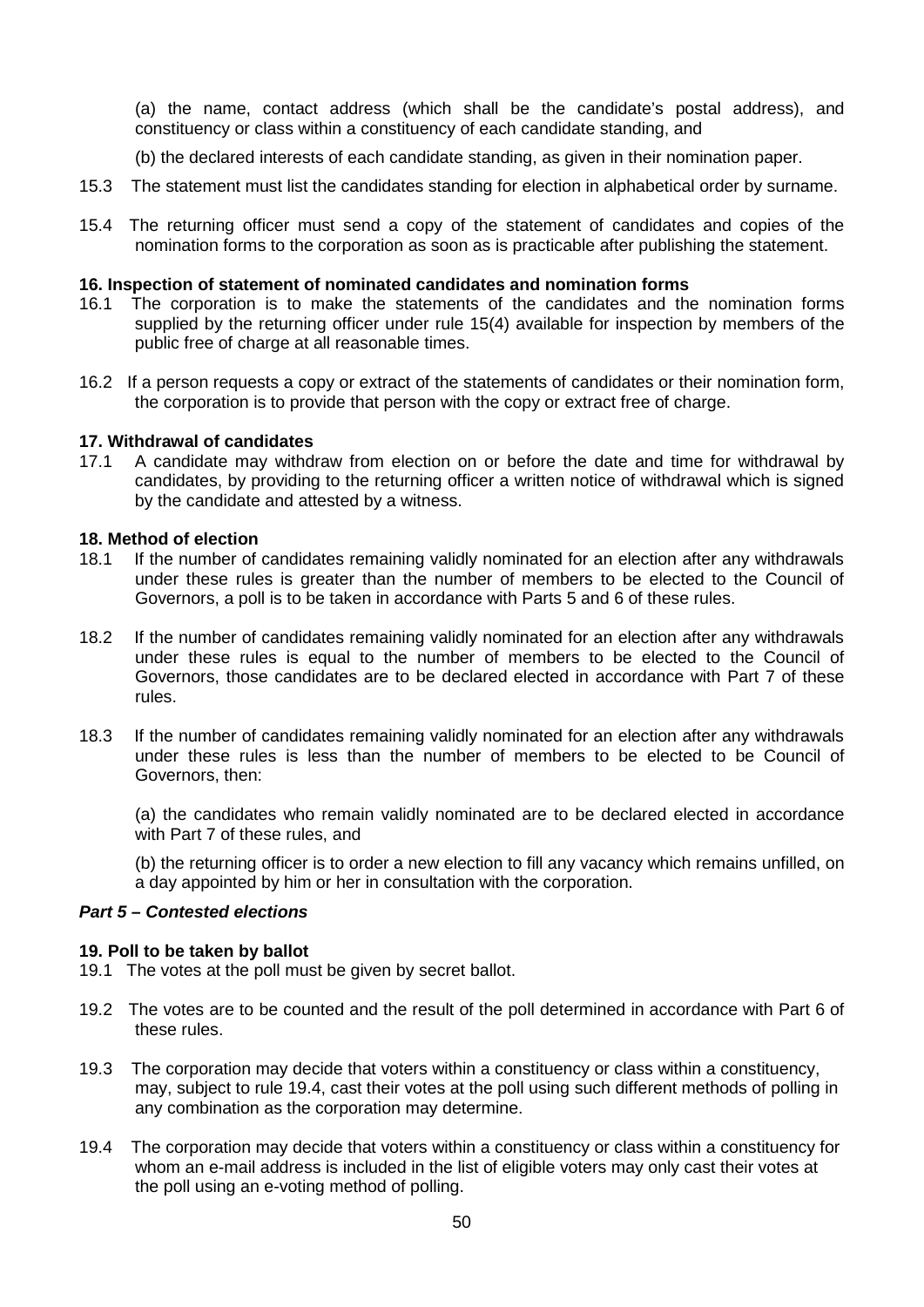(a) the name, contact address (which shall be the candidate's postal address), and constituency or class within a constituency of each candidate standing, and

(b) the declared interests of each candidate standing, as given in their nomination paper.

15.3 The statement must list the candidates standing for election in alphabetical order by surname.

15.4 The returning officer must send a copy of the statement of candidates and copies of the nomination forms to the corporation as soon as is practicable after publishing the statement.

**16. Inspection of statement of nominated candidates and nomination forms**

16.1 The corporation is to make the statements of the candidates and the nomination forms supplied by the returning officer under rule 15(4) available for inspection by members of the public free of charge at all reasonable times.

16.2 If a person requests a copy or extract of the statements of candidates or their nomination form, the corporation is to provide that person with the copy or extract free of charge.

**17. Withdrawal of candidates**

17.1 A candidate may withdraw from election on or before the date and time for withdrawal by candidates, by providing to the returning officer a written notice of withdrawal which is signed by the candidate and attested by a witness.

**18. Method of election**

18.1 If the number of candidates remaining validly nominated for an election after any withdrawals under these rules is greater than the number of members to be elected to the Council of Governors, a poll is to be taken in accordance with Parts 5 and 6 of these rules.

18.2 If the number of candidates remaining validly nominated for an election after any withdrawals under these rules is equal to the number of members to be elected to the Council of Governors, those candidates are to be declared elected in accordance with Part 7 of these rules.

18.3 If the number of candidates remaining validly nominated for an election after any withdrawals under these rules is less than the number of members to be elected to be Council of Governors, then:

(a) the candidates who remain validly nominated are to be declared elected in accordance with Part 7 of these rules, and

(b) the returning officer is to order a new election to fill any vacancy which remains unfilled, on a day appointed by him or her in consultation with the corporation.

***Part 5 – Contested elections***

**19. Poll to be taken by ballot**

19.1 The votes at the poll must be given by secret ballot.

19.2 The votes are to be counted and the result of the poll determined in accordance with Part 6 of these rules.

19.3 The corporation may decide that voters within a constituency or class within a constituency, may, subject to rule 19.4, cast their votes at the poll using such different methods of polling in any combination as the corporation may determine.

19.4 The corporation may decide that voters within a constituency or class within a constituency for whom an e-mail address is included in the list of eligible voters may only cast their votes at the poll using an e-voting method of polling.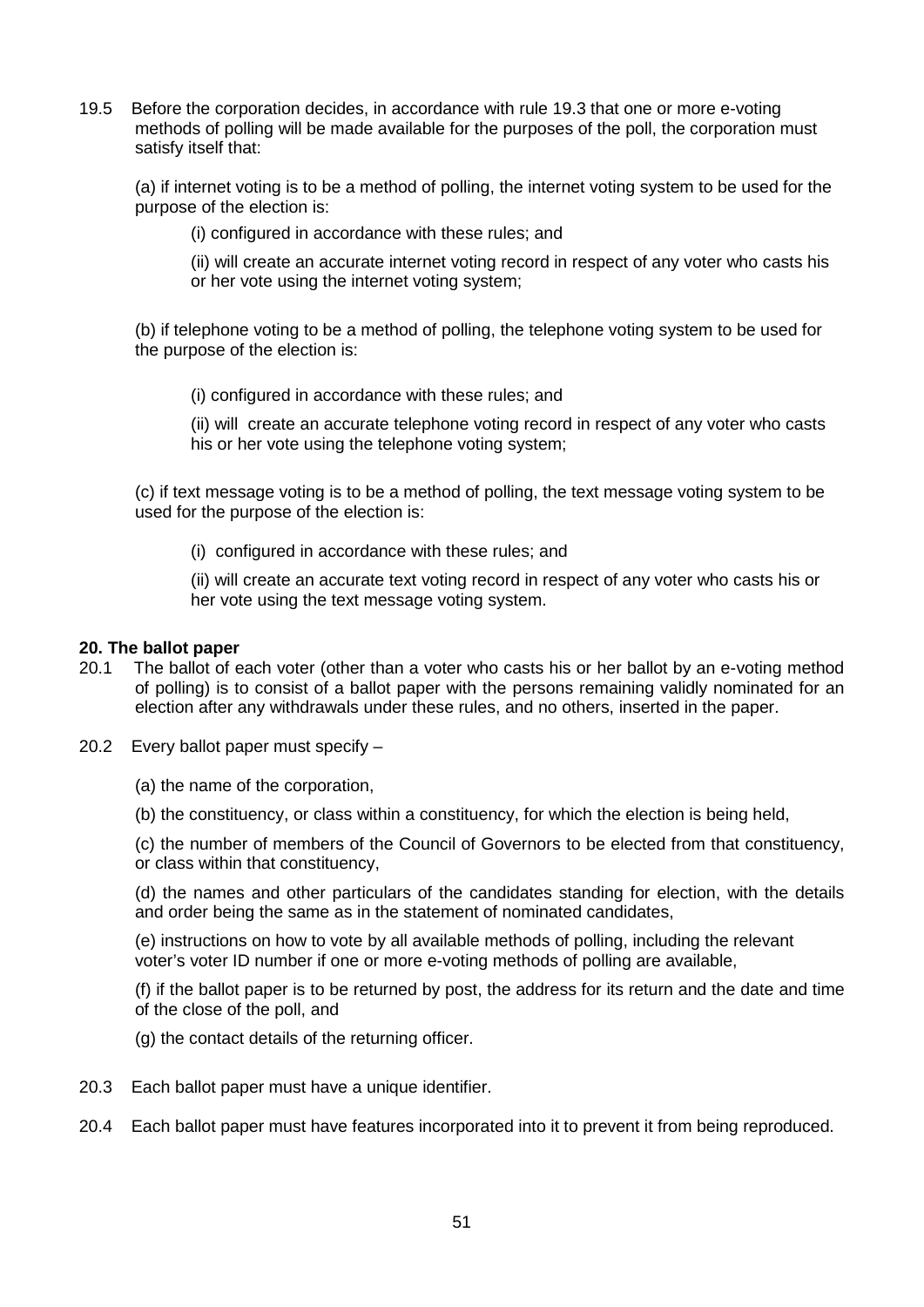19.5 Before the corporation decides, in accordance with rule 19.3 that one or more e-voting methods of polling will be made available for the purposes of the poll, the corporation must satisfy itself that:

(a) if internet voting is to be a method of polling, the internet voting system to be used for the purpose of the election is:

(i) configured in accordance with these rules; and

(ii) will create an accurate internet voting record in respect of any voter who casts his or her vote using the internet voting system;

(b) if telephone voting to be a method of polling, the telephone voting system to be used for the purpose of the election is:

(i) configured in accordance with these rules; and

(ii) will create an accurate telephone voting record in respect of any voter who casts his or her vote using the telephone voting system;

(c) if text message voting is to be a method of polling, the text message voting system to be used for the purpose of the election is:

(i) configured in accordance with these rules; and

(ii) will create an accurate text voting record in respect of any voter who casts his or her vote using the text message voting system.

**20. The ballot paper**

20.1 The ballot of each voter (other than a voter who casts his or her ballot by an e-voting method of polling) is to consist of a ballot paper with the persons remaining validly nominated for an election after any withdrawals under these rules, and no others, inserted in the paper.

20.2 Every ballot paper must specify –

(a) the name of the corporation,

(b) the constituency, or class within a constituency, for which the election is being held,

(c) the number of members of the Council of Governors to be elected from that constituency, or class within that constituency,

(d) the names and other particulars of the candidates standing for election, with the details and order being the same as in the statement of nominated candidates,

(e) instructions on how to vote by all available methods of polling, including the relevant voter's voter ID number if one or more e-voting methods of polling are available,

(f) if the ballot paper is to be returned by post, the address for its return and the date and time of the close of the poll, and

(g) the contact details of the returning officer.

20.3 Each ballot paper must have a unique identifier.

20.4 Each ballot paper must have features incorporated into it to prevent it from being reproduced.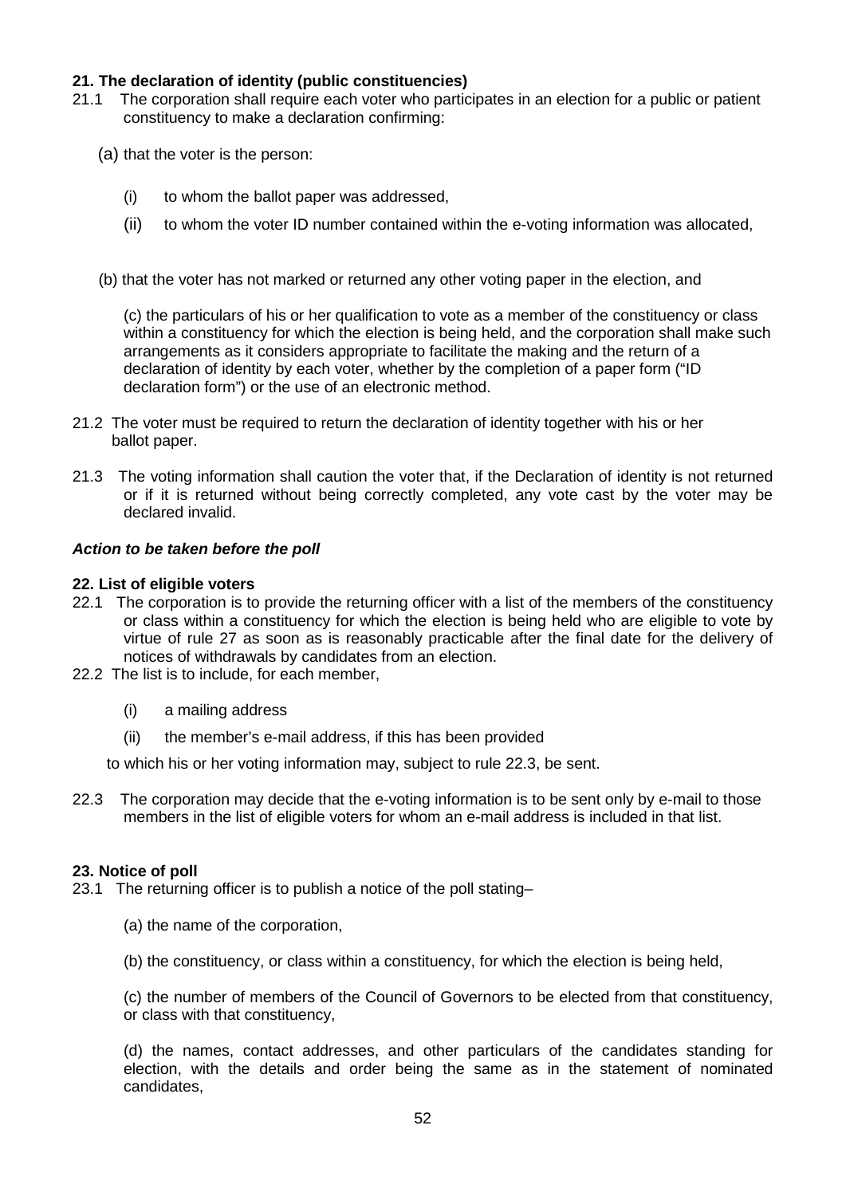**21. The declaration of identity (public constituencies)**

21.1 The corporation shall require each voter who participates in an election for a public or patient constituency to make a declaration confirming:

(a) that the voter is the person:

(i) to whom the ballot paper was addressed,

(ii) to whom the voter ID number contained within the e-voting information was allocated,

(b) that the voter has not marked or returned any other voting paper in the election, and

(c) the particulars of his or her qualification to vote as a member of the constituency or class within a constituency for which the election is being held, and the corporation shall make such arrangements as it considers appropriate to facilitate the making and the return of a declaration of identity by each voter, whether by the completion of a paper form ("ID declaration form") or the use of an electronic method.

21.2 The voter must be required to return the declaration of identity together with his or her ballot paper.

21.3 The voting information shall caution the voter that, if the Declaration of identity is not returned or if it is returned without being correctly completed, any vote cast by the voter may be declared invalid.

***Action to be taken before the poll***

**22. List of eligible voters**

22.1 The corporation is to provide the returning officer with a list of the members of the constituency or class within a constituency for which the election is being held who are eligible to vote by virtue of rule 27 as soon as is reasonably practicable after the final date for the delivery of notices of withdrawals by candidates from an election.

22.2 The list is to include, for each member,

(i) a mailing address

(ii) the member's e-mail address, if this has been provided

to which his or her voting information may, subject to rule 22.3, be sent.

22.3 The corporation may decide that the e-voting information is to be sent only by e-mail to those members in the list of eligible voters for whom an e-mail address is included in that list.

**23. Notice of poll**

23.1 The returning officer is to publish a notice of the poll stating–

(a) the name of the corporation,

(b) the constituency, or class within a constituency, for which the election is being held,

(c) the number of members of the Council of Governors to be elected from that constituency, or class with that constituency,

(d) the names, contact addresses, and other particulars of the candidates standing for election, with the details and order being the same as in the statement of nominated candidates,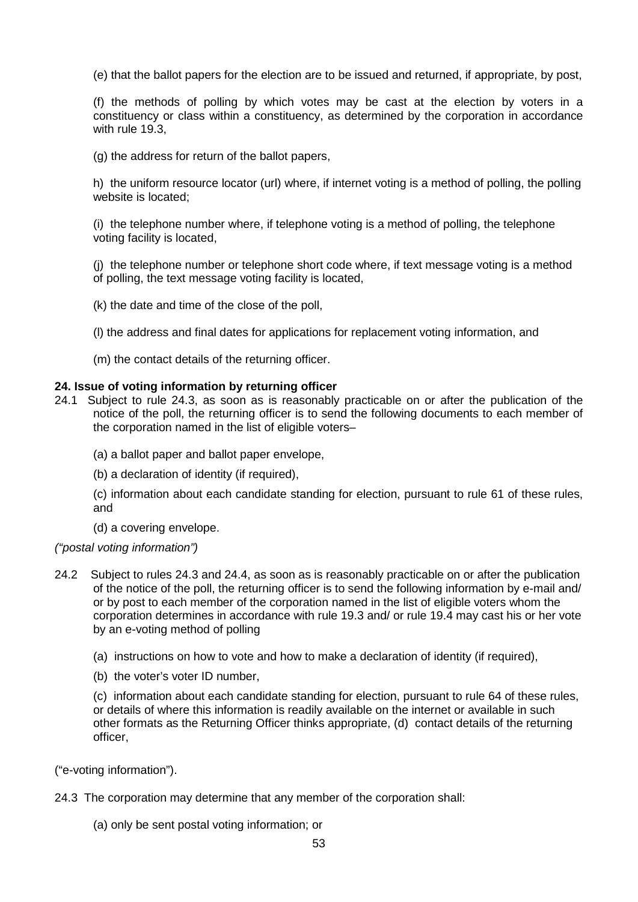(e) that the ballot papers for the election are to be issued and returned, if appropriate, by post,

(f) the methods of polling by which votes may be cast at the election by voters in a constituency or class within a constituency, as determined by the corporation in accordance with rule 19.3,

(g) the address for return of the ballot papers,

h) the uniform resource locator (url) where, if internet voting is a method of polling, the polling website is located;

(i) the telephone number where, if telephone voting is a method of polling, the telephone voting facility is located,

(j) the telephone number or telephone short code where, if text message voting is a method of polling, the text message voting facility is located,

(k) the date and time of the close of the poll,

(l) the address and final dates for applications for replacement voting information, and

(m) the contact details of the returning officer.

**24. Issue of voting information by returning officer**

24.1 Subject to rule 24.3, as soon as is reasonably practicable on or after the publication of the notice of the poll, the returning officer is to send the following documents to each member of the corporation named in the list of eligible voters–

(a) a ballot paper and ballot paper envelope,

(b) a declaration of identity (if required),

(c) information about each candidate standing for election, pursuant to rule 61 of these rules, and

(d) a covering envelope.

*("postal voting information")*

24.2 Subject to rules 24.3 and 24.4, as soon as is reasonably practicable on or after the publication of the notice of the poll, the returning officer is to send the following information by e-mail and/ or by post to each member of the corporation named in the list of eligible voters whom the corporation determines in accordance with rule 19.3 and/ or rule 19.4 may cast his or her vote by an e-voting method of polling

(a) instructions on how to vote and how to make a declaration of identity (if required),

(b) the voter's voter ID number,

(c) information about each candidate standing for election, pursuant to rule 64 of these rules, or details of where this information is readily available on the internet or available in such other formats as the Returning Officer thinks appropriate, (d) contact details of the returning officer,

("e-voting information").

24.3 The corporation may determine that any member of the corporation shall:

(a) only be sent postal voting information; or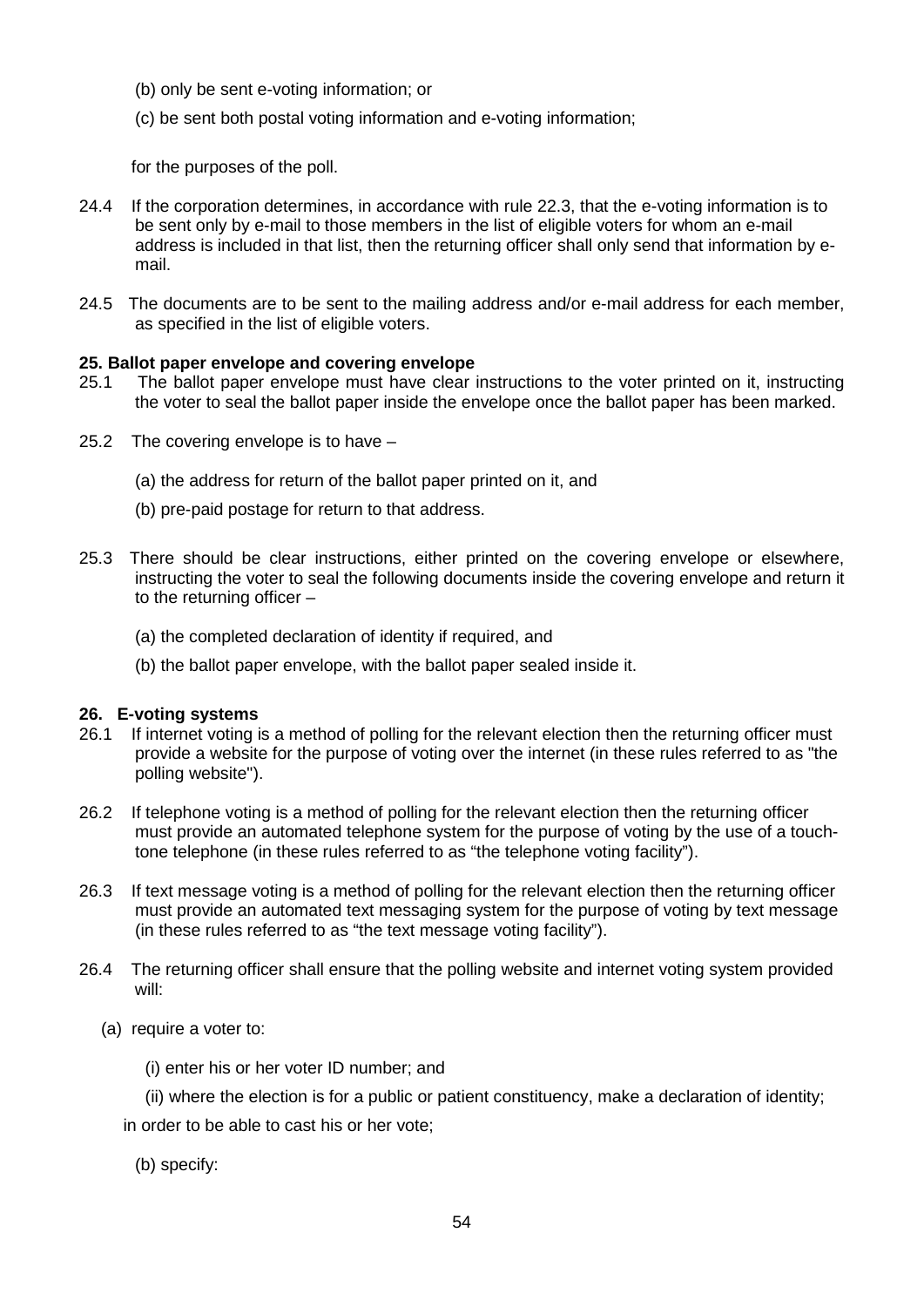(b) only be sent e-voting information; or

(c) be sent both postal voting information and e-voting information;

for the purposes of the poll.

24.4 If the corporation determines, in accordance with rule 22.3, that the e-voting information is to be sent only by e-mail to those members in the list of eligible voters for whom an e-mail address is included in that list, then the returning officer shall only send that information by e-mail.

24.5 The documents are to be sent to the mailing address and/or e-mail address for each member, as specified in the list of eligible voters.

**25. Ballot paper envelope and covering envelope**

25.1 The ballot paper envelope must have clear instructions to the voter printed on it, instructing the voter to seal the ballot paper inside the envelope once the ballot paper has been marked.

25.2 The covering envelope is to have –

(a) the address for return of the ballot paper printed on it, and

(b) pre-paid postage for return to that address.

25.3 There should be clear instructions, either printed on the covering envelope or elsewhere, instructing the voter to seal the following documents inside the covering envelope and return it to the returning officer –

(a) the completed declaration of identity if required, and

(b) the ballot paper envelope, with the ballot paper sealed inside it.

**26. E-voting systems**

26.1 If internet voting is a method of polling for the relevant election then the returning officer must provide a website for the purpose of voting over the internet (in these rules referred to as "the polling website").

26.2 If telephone voting is a method of polling for the relevant election then the returning officer must provide an automated telephone system for the purpose of voting by the use of a touch-tone telephone (in these rules referred to as "the telephone voting facility").

26.3 If text message voting is a method of polling for the relevant election then the returning officer must provide an automated text messaging system for the purpose of voting by text message (in these rules referred to as "the text message voting facility").

26.4 The returning officer shall ensure that the polling website and internet voting system provided will:

(a) require a voter to:

(i) enter his or her voter ID number; and

(ii) where the election is for a public or patient constituency, make a declaration of identity;

in order to be able to cast his or her vote;

(b) specify: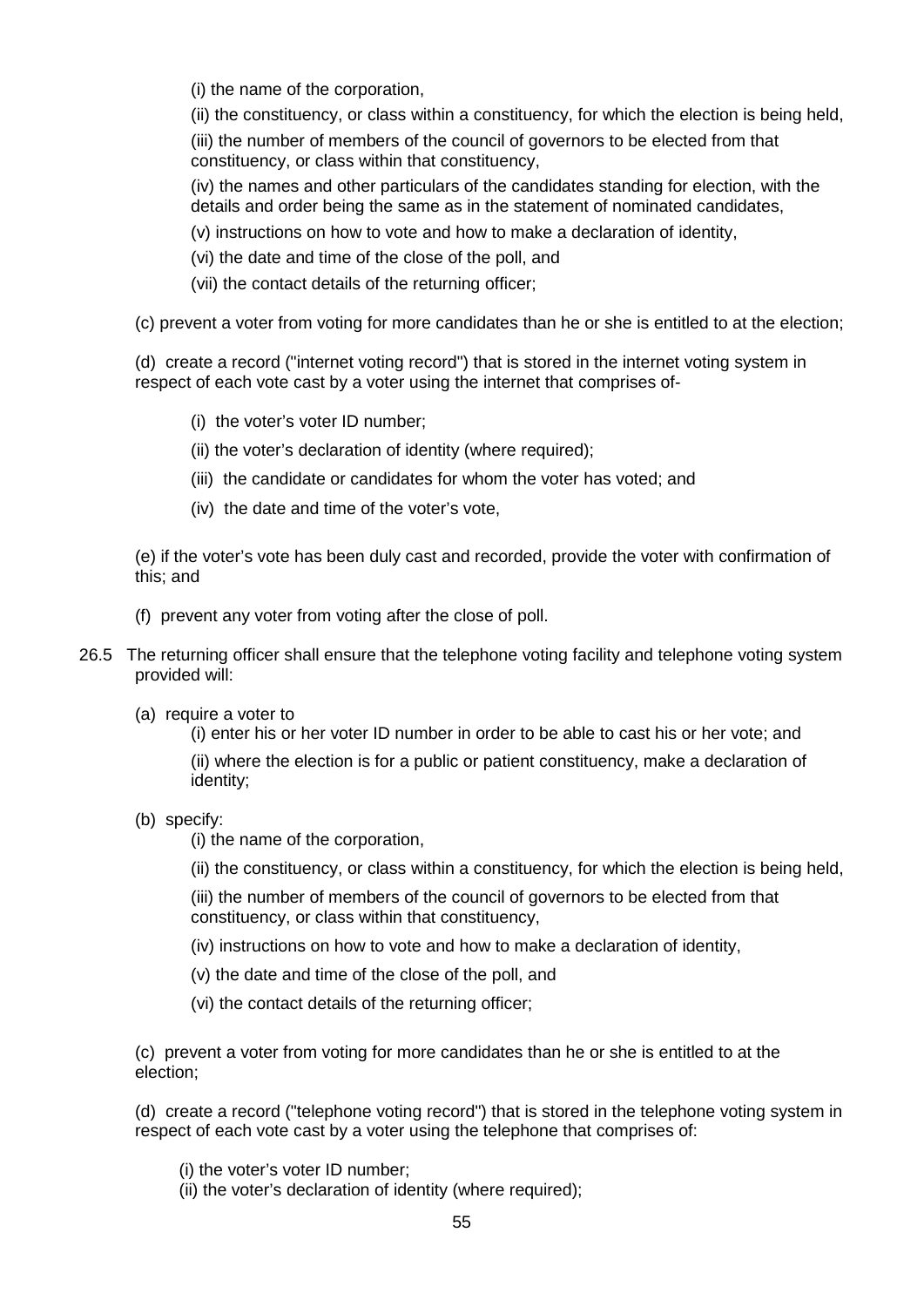(i) the name of the corporation,

(ii) the constituency, or class within a constituency, for which the election is being held,

(iii) the number of members of the council of governors to be elected from that constituency, or class within that constituency,

(iv) the names and other particulars of the candidates standing for election, with the details and order being the same as in the statement of nominated candidates,

(v) instructions on how to vote and how to make a declaration of identity,

(vi) the date and time of the close of the poll, and

(vii) the contact details of the returning officer;

(c) prevent a voter from voting for more candidates than he or she is entitled to at the election;

(d) create a record ("internet voting record") that is stored in the internet voting system in respect of each vote cast by a voter using the internet that comprises of-

(i) the voter's voter ID number;

(ii) the voter's declaration of identity (where required);

(iii) the candidate or candidates for whom the voter has voted; and

(iv) the date and time of the voter's vote,

(e) if the voter's vote has been duly cast and recorded, provide the voter with confirmation of this; and

(f) prevent any voter from voting after the close of poll.

26.5 The returning officer shall ensure that the telephone voting facility and telephone voting system provided will:

(a) require a voter to

(i) enter his or her voter ID number in order to be able to cast his or her vote; and

(ii) where the election is for a public or patient constituency, make a declaration of identity;

(b) specify:

(i) the name of the corporation,

(ii) the constituency, or class within a constituency, for which the election is being held,

(iii) the number of members of the council of governors to be elected from that constituency, or class within that constituency,

(iv) instructions on how to vote and how to make a declaration of identity,

(v) the date and time of the close of the poll, and

(vi) the contact details of the returning officer;

(c) prevent a voter from voting for more candidates than he or she is entitled to at the election;

(d) create a record ("telephone voting record") that is stored in the telephone voting system in respect of each vote cast by a voter using the telephone that comprises of:

(i) the voter's voter ID number;
(ii) the voter's declaration of identity (where required);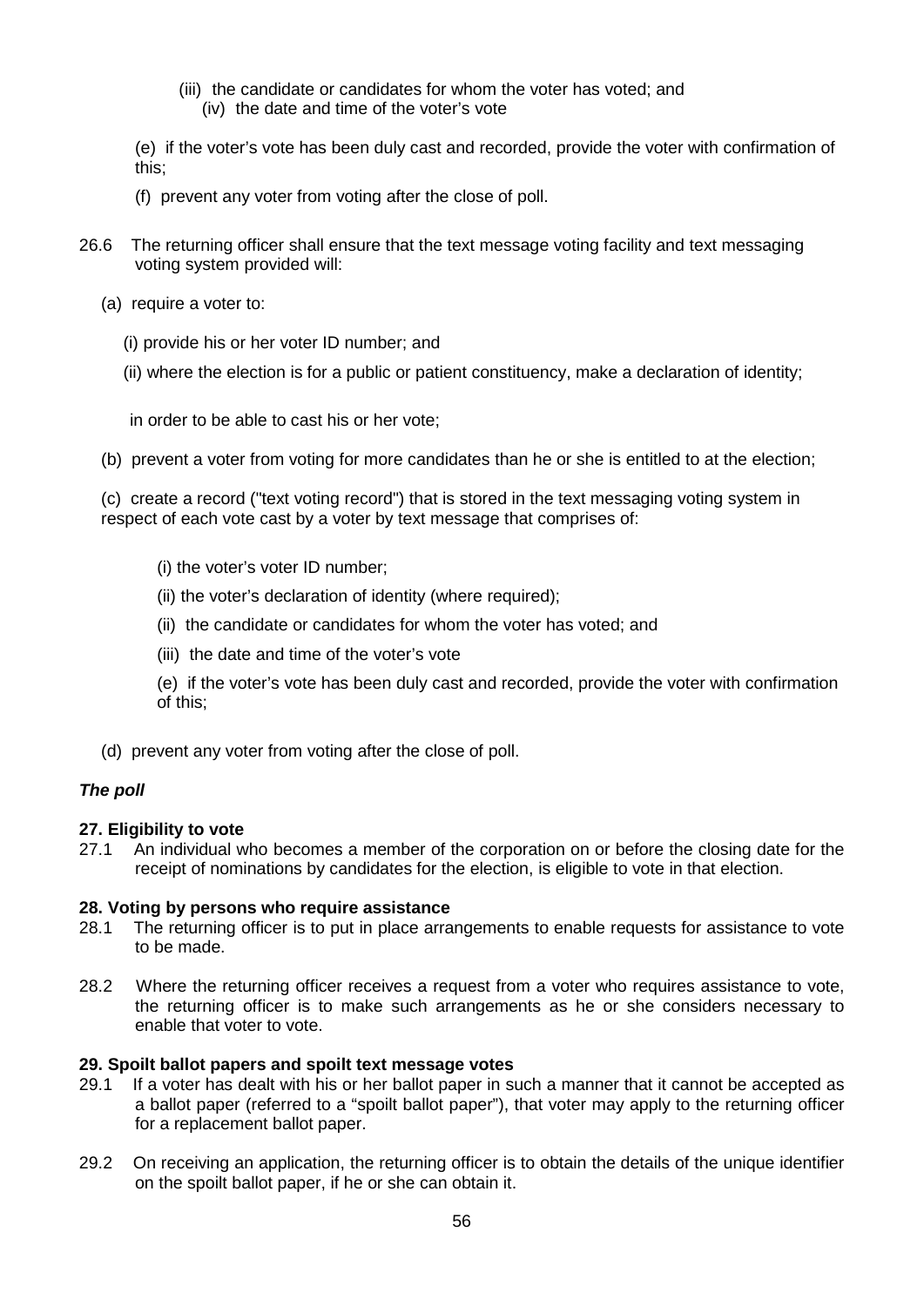(iii) the candidate or candidates for whom the voter has voted; and
(iv) the date and time of the voter's vote

(e) if the voter's vote has been duly cast and recorded, provide the voter with confirmation of this;

(f) prevent any voter from voting after the close of poll.

26.6 The returning officer shall ensure that the text message voting facility and text messaging voting system provided will:

(a) require a voter to:

(i) provide his or her voter ID number; and

(ii) where the election is for a public or patient constituency, make a declaration of identity;

in order to be able to cast his or her vote;

(b) prevent a voter from voting for more candidates than he or she is entitled to at the election;

(c) create a record ("text voting record") that is stored in the text messaging voting system in respect of each vote cast by a voter by text message that comprises of:

(i) the voter's voter ID number;

(ii) the voter's declaration of identity (where required);

(ii) the candidate or candidates for whom the voter has voted; and

(iii) the date and time of the voter's vote

(e) if the voter's vote has been duly cast and recorded, provide the voter with confirmation of this;

(d) prevent any voter from voting after the close of poll.

***The poll***

**27. Eligibility to vote**

27.1 An individual who becomes a member of the corporation on or before the closing date for the receipt of nominations by candidates for the election, is eligible to vote in that election.

**28. Voting by persons who require assistance**

28.1 The returning officer is to put in place arrangements to enable requests for assistance to vote to be made.

28.2 Where the returning officer receives a request from a voter who requires assistance to vote, the returning officer is to make such arrangements as he or she considers necessary to enable that voter to vote.

**29. Spoilt ballot papers and spoilt text message votes**

29.1 If a voter has dealt with his or her ballot paper in such a manner that it cannot be accepted as a ballot paper (referred to a "spoilt ballot paper"), that voter may apply to the returning officer for a replacement ballot paper.

29.2 On receiving an application, the returning officer is to obtain the details of the unique identifier on the spoilt ballot paper, if he or she can obtain it.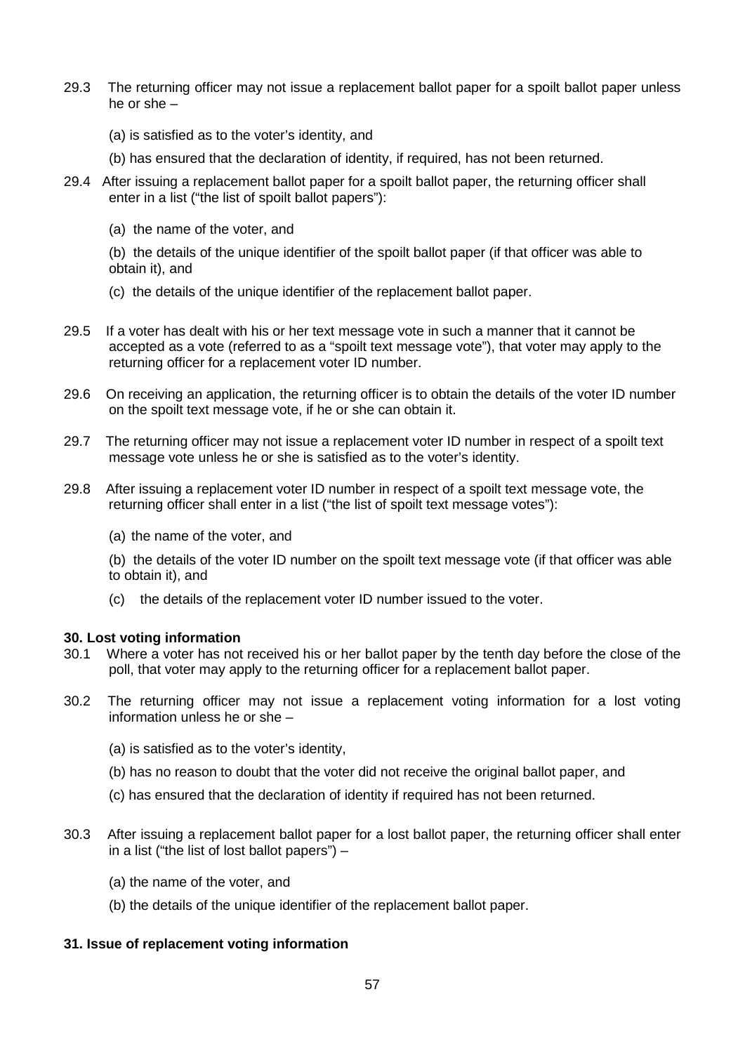29.3 The returning officer may not issue a replacement ballot paper for a spoilt ballot paper unless he or she –

(a) is satisfied as to the voter's identity, and

(b) has ensured that the declaration of identity, if required, has not been returned.

29.4 After issuing a replacement ballot paper for a spoilt ballot paper, the returning officer shall enter in a list ("the list of spoilt ballot papers"):

(a) the name of the voter, and

(b) the details of the unique identifier of the spoilt ballot paper (if that officer was able to obtain it), and

(c) the details of the unique identifier of the replacement ballot paper.

29.5 If a voter has dealt with his or her text message vote in such a manner that it cannot be accepted as a vote (referred to as a "spoilt text message vote"), that voter may apply to the returning officer for a replacement voter ID number.

29.6 On receiving an application, the returning officer is to obtain the details of the voter ID number on the spoilt text message vote, if he or she can obtain it.

29.7 The returning officer may not issue a replacement voter ID number in respect of a spoilt text message vote unless he or she is satisfied as to the voter's identity.

29.8 After issuing a replacement voter ID number in respect of a spoilt text message vote, the returning officer shall enter in a list ("the list of spoilt text message votes"):

(a) the name of the voter, and

(b) the details of the voter ID number on the spoilt text message vote (if that officer was able to obtain it), and

(c) the details of the replacement voter ID number issued to the voter.

**30. Lost voting information**

30.1 Where a voter has not received his or her ballot paper by the tenth day before the close of the poll, that voter may apply to the returning officer for a replacement ballot paper.

30.2 The returning officer may not issue a replacement voting information for a lost voting information unless he or she –

(a) is satisfied as to the voter's identity,

(b) has no reason to doubt that the voter did not receive the original ballot paper, and

(c) has ensured that the declaration of identity if required has not been returned.

30.3 After issuing a replacement ballot paper for a lost ballot paper, the returning officer shall enter in a list ("the list of lost ballot papers") –

(a) the name of the voter, and

(b) the details of the unique identifier of the replacement ballot paper.

**31. Issue of replacement voting information**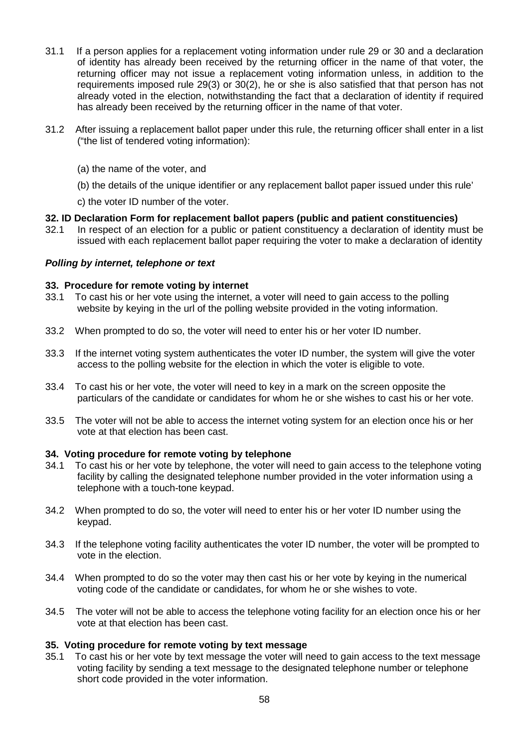31.1 If a person applies for a replacement voting information under rule 29 or 30 and a declaration of identity has already been received by the returning officer in the name of that voter, the returning officer may not issue a replacement voting information unless, in addition to the requirements imposed rule 29(3) or 30(2), he or she is also satisfied that that person has not already voted in the election, notwithstanding the fact that a declaration of identity if required has already been received by the returning officer in the name of that voter.

31.2 After issuing a replacement ballot paper under this rule, the returning officer shall enter in a list ("the list of tendered voting information):

(a) the name of the voter, and

(b) the details of the unique identifier or any replacement ballot paper issued under this rule'

c) the voter ID number of the voter.

**32. ID Declaration Form for replacement ballot papers (public and patient constituencies)**

32.1 In respect of an election for a public or patient constituency a declaration of identity must be issued with each replacement ballot paper requiring the voter to make a declaration of identity

***Polling by internet, telephone or text***

**33. Procedure for remote voting by internet**

33.1 To cast his or her vote using the internet, a voter will need to gain access to the polling website by keying in the url of the polling website provided in the voting information.

33.2 When prompted to do so, the voter will need to enter his or her voter ID number.

33.3 If the internet voting system authenticates the voter ID number, the system will give the voter access to the polling website for the election in which the voter is eligible to vote.

33.4 To cast his or her vote, the voter will need to key in a mark on the screen opposite the particulars of the candidate or candidates for whom he or she wishes to cast his or her vote.

33.5 The voter will not be able to access the internet voting system for an election once his or her vote at that election has been cast.

**34. Voting procedure for remote voting by telephone**

34.1 To cast his or her vote by telephone, the voter will need to gain access to the telephone voting facility by calling the designated telephone number provided in the voter information using a telephone with a touch-tone keypad.

34.2 When prompted to do so, the voter will need to enter his or her voter ID number using the keypad.

34.3 If the telephone voting facility authenticates the voter ID number, the voter will be prompted to vote in the election.

34.4 When prompted to do so the voter may then cast his or her vote by keying in the numerical voting code of the candidate or candidates, for whom he or she wishes to vote.

34.5 The voter will not be able to access the telephone voting facility for an election once his or her vote at that election has been cast.

**35. Voting procedure for remote voting by text message**

35.1 To cast his or her vote by text message the voter will need to gain access to the text message voting facility by sending a text message to the designated telephone number or telephone short code provided in the voter information.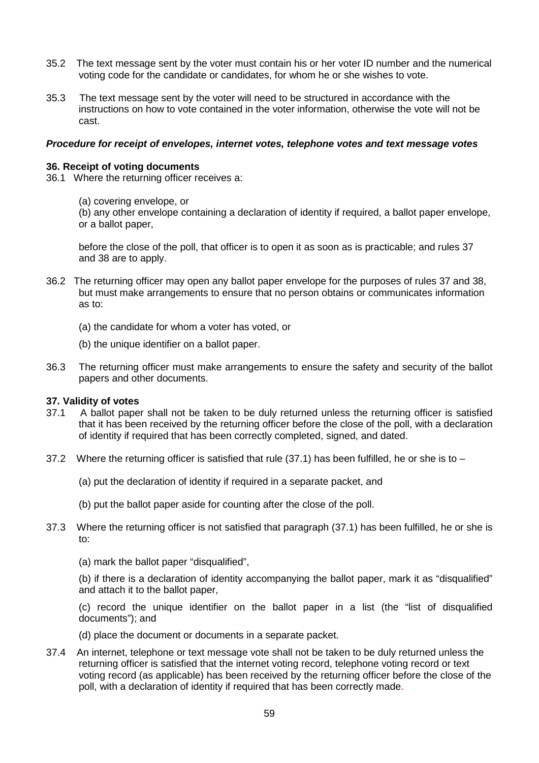35.2 The text message sent by the voter must contain his or her voter ID number and the numerical voting code for the candidate or candidates, for whom he or she wishes to vote.

35.3 The text message sent by the voter will need to be structured in accordance with the instructions on how to vote contained in the voter information, otherwise the vote will not be cast.

***Procedure for receipt of envelopes, internet votes, telephone votes and text message votes***

**36. Receipt of voting documents**

36.1 Where the returning officer receives a:

(a) covering envelope, or

(b) any other envelope containing a declaration of identity if required, a ballot paper envelope, or a ballot paper,

before the close of the poll, that officer is to open it as soon as is practicable; and rules 37 and 38 are to apply.

36.2 The returning officer may open any ballot paper envelope for the purposes of rules 37 and 38, but must make arrangements to ensure that no person obtains or communicates information as to:

(a) the candidate for whom a voter has voted, or

(b) the unique identifier on a ballot paper.

36.3 The returning officer must make arrangements to ensure the safety and security of the ballot papers and other documents.

**37. Validity of votes**

37.1 A ballot paper shall not be taken to be duly returned unless the returning officer is satisfied that it has been received by the returning officer before the close of the poll, with a declaration of identity if required that has been correctly completed, signed, and dated.

37.2 Where the returning officer is satisfied that rule (37.1) has been fulfilled, he or she is to –

(a) put the declaration of identity if required in a separate packet, and

(b) put the ballot paper aside for counting after the close of the poll.

37.3 Where the returning officer is not satisfied that paragraph (37.1) has been fulfilled, he or she is to:

(a) mark the ballot paper "disqualified",

(b) if there is a declaration of identity accompanying the ballot paper, mark it as "disqualified" and attach it to the ballot paper,

(c) record the unique identifier on the ballot paper in a list (the "list of disqualified documents"); and

(d) place the document or documents in a separate packet.

37.4 An internet, telephone or text message vote shall not be taken to be duly returned unless the returning officer is satisfied that the internet voting record, telephone voting record or text voting record (as applicable) has been received by the returning officer before the close of the poll, with a declaration of identity if required that has been correctly made.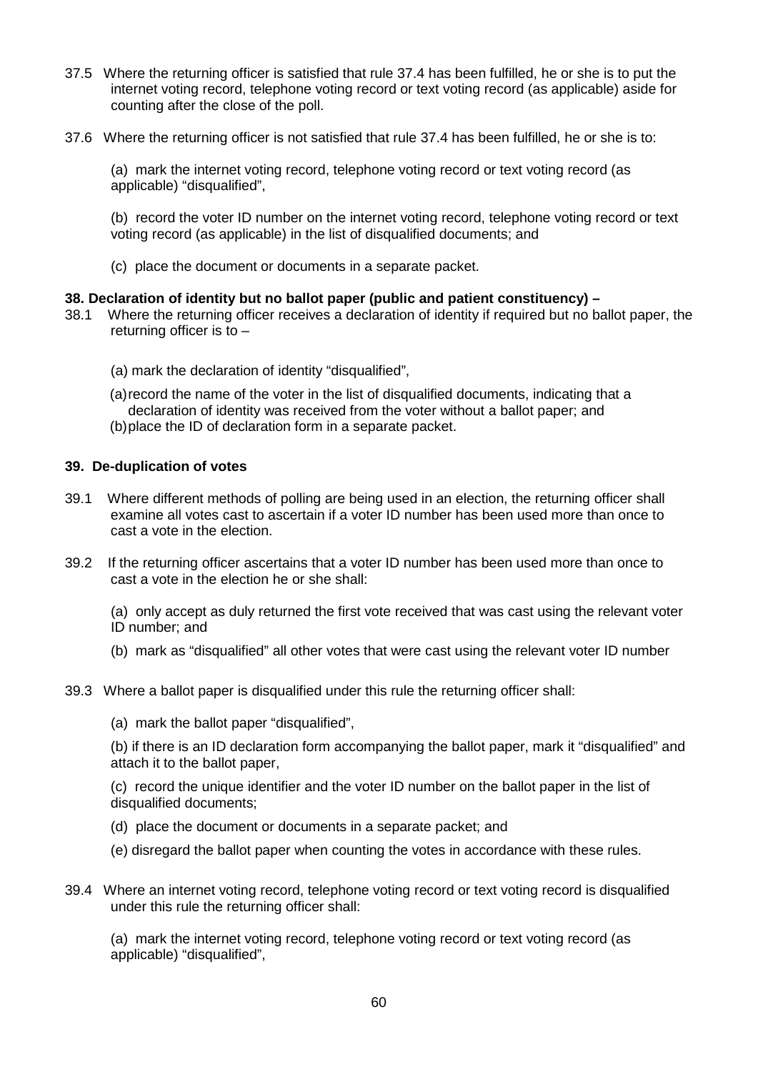37.5 Where the returning officer is satisfied that rule 37.4 has been fulfilled, he or she is to put the internet voting record, telephone voting record or text voting record (as applicable) aside for counting after the close of the poll.

37.6 Where the returning officer is not satisfied that rule 37.4 has been fulfilled, he or she is to:

(a) mark the internet voting record, telephone voting record or text voting record (as applicable) "disqualified",

(b) record the voter ID number on the internet voting record, telephone voting record or text voting record (as applicable) in the list of disqualified documents; and

(c) place the document or documents in a separate packet.

**38. Declaration of identity but no ballot paper (public and patient constituency) –**

38.1 Where the returning officer receives a declaration of identity if required but no ballot paper, the returning officer is to –

(a) mark the declaration of identity "disqualified",

(a) record the name of the voter in the list of disqualified documents, indicating that a declaration of identity was received from the voter without a ballot paper; and

(b) place the ID of declaration form in a separate packet.

**39. De-duplication of votes**

39.1 Where different methods of polling are being used in an election, the returning officer shall examine all votes cast to ascertain if a voter ID number has been used more than once to cast a vote in the election.

39.2 If the returning officer ascertains that a voter ID number has been used more than once to cast a vote in the election he or she shall:

(a) only accept as duly returned the first vote received that was cast using the relevant voter ID number; and

(b) mark as "disqualified" all other votes that were cast using the relevant voter ID number

39.3 Where a ballot paper is disqualified under this rule the returning officer shall:

(a) mark the ballot paper "disqualified",

(b) if there is an ID declaration form accompanying the ballot paper, mark it "disqualified" and attach it to the ballot paper,

(c) record the unique identifier and the voter ID number on the ballot paper in the list of disqualified documents;

(d) place the document or documents in a separate packet; and

(e) disregard the ballot paper when counting the votes in accordance with these rules.

39.4 Where an internet voting record, telephone voting record or text voting record is disqualified under this rule the returning officer shall:

(a) mark the internet voting record, telephone voting record or text voting record (as applicable) "disqualified",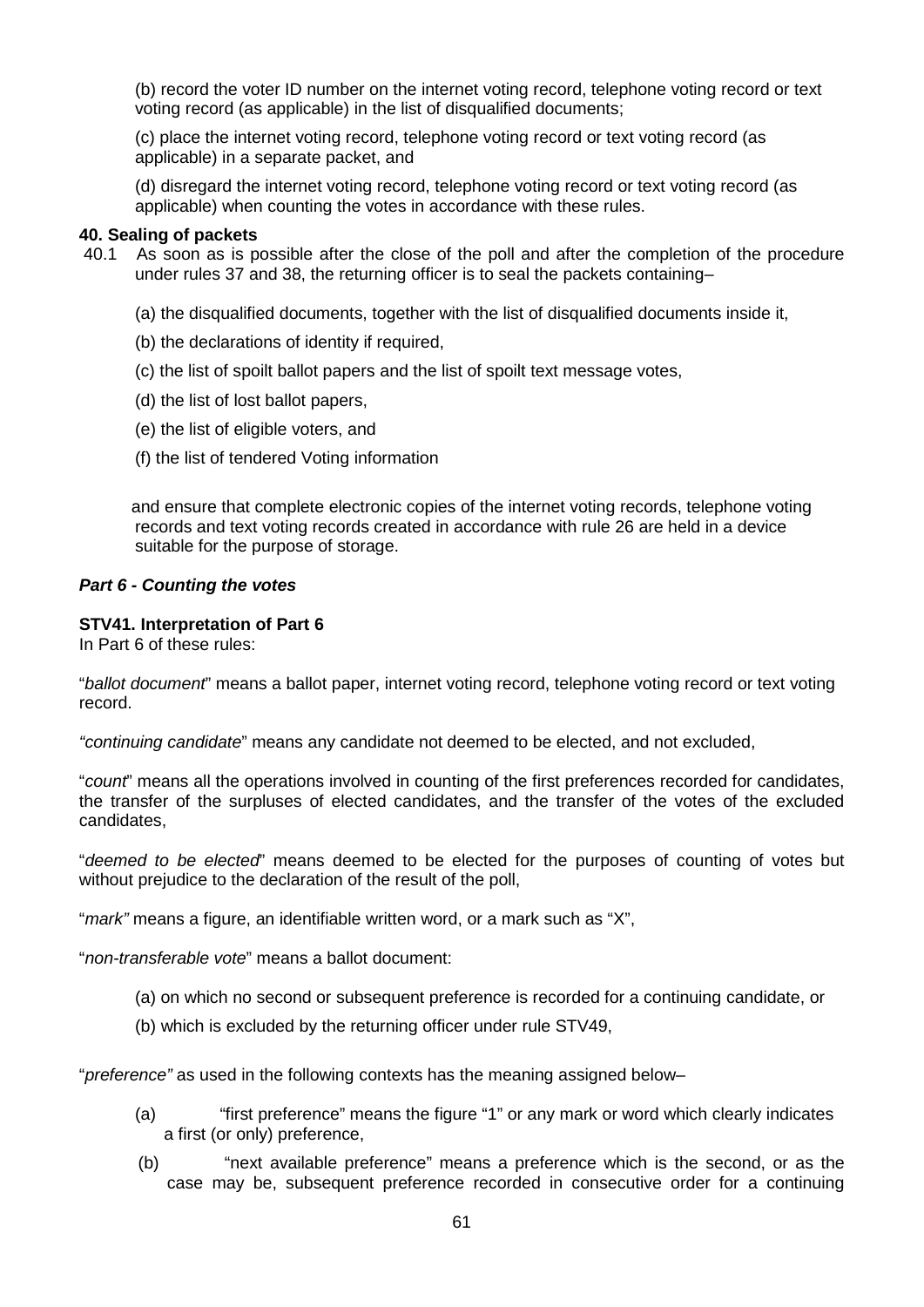(b) record the voter ID number on the internet voting record, telephone voting record or text voting record (as applicable) in the list of disqualified documents;

(c) place the internet voting record, telephone voting record or text voting record (as applicable) in a separate packet, and

(d) disregard the internet voting record, telephone voting record or text voting record (as applicable) when counting the votes in accordance with these rules.

**40. Sealing of packets**

40.1 As soon as is possible after the close of the poll and after the completion of the procedure under rules 37 and 38, the returning officer is to seal the packets containing–

(a) the disqualified documents, together with the list of disqualified documents inside it,

(b) the declarations of identity if required,

(c) the list of spoilt ballot papers and the list of spoilt text message votes,

(d) the list of lost ballot papers,

(e) the list of eligible voters, and

(f) the list of tendered Voting information

and ensure that complete electronic copies of the internet voting records, telephone voting records and text voting records created in accordance with rule 26 are held in a device suitable for the purpose of storage.

***Part 6 - Counting the votes***

**STV41. Interpretation of Part 6**

In Part 6 of these rules:

"*ballot document*" means a ballot paper, internet voting record, telephone voting record or text voting record.

*"continuing candidate*" means any candidate not deemed to be elected, and not excluded,

"*count*" means all the operations involved in counting of the first preferences recorded for candidates, the transfer of the surpluses of elected candidates, and the transfer of the votes of the excluded candidates,

"*deemed to be elected*" means deemed to be elected for the purposes of counting of votes but without prejudice to the declaration of the result of the poll,

"*mark"* means a figure, an identifiable written word, or a mark such as "X",

"*non-transferable vote*" means a ballot document:

(a) on which no second or subsequent preference is recorded for a continuing candidate, or

(b) which is excluded by the returning officer under rule STV49,

"*preference"* as used in the following contexts has the meaning assigned below–

(a) "first preference" means the figure "1" or any mark or word which clearly indicates a first (or only) preference,

(b) "next available preference" means a preference which is the second, or as the case may be, subsequent preference recorded in consecutive order for a continuing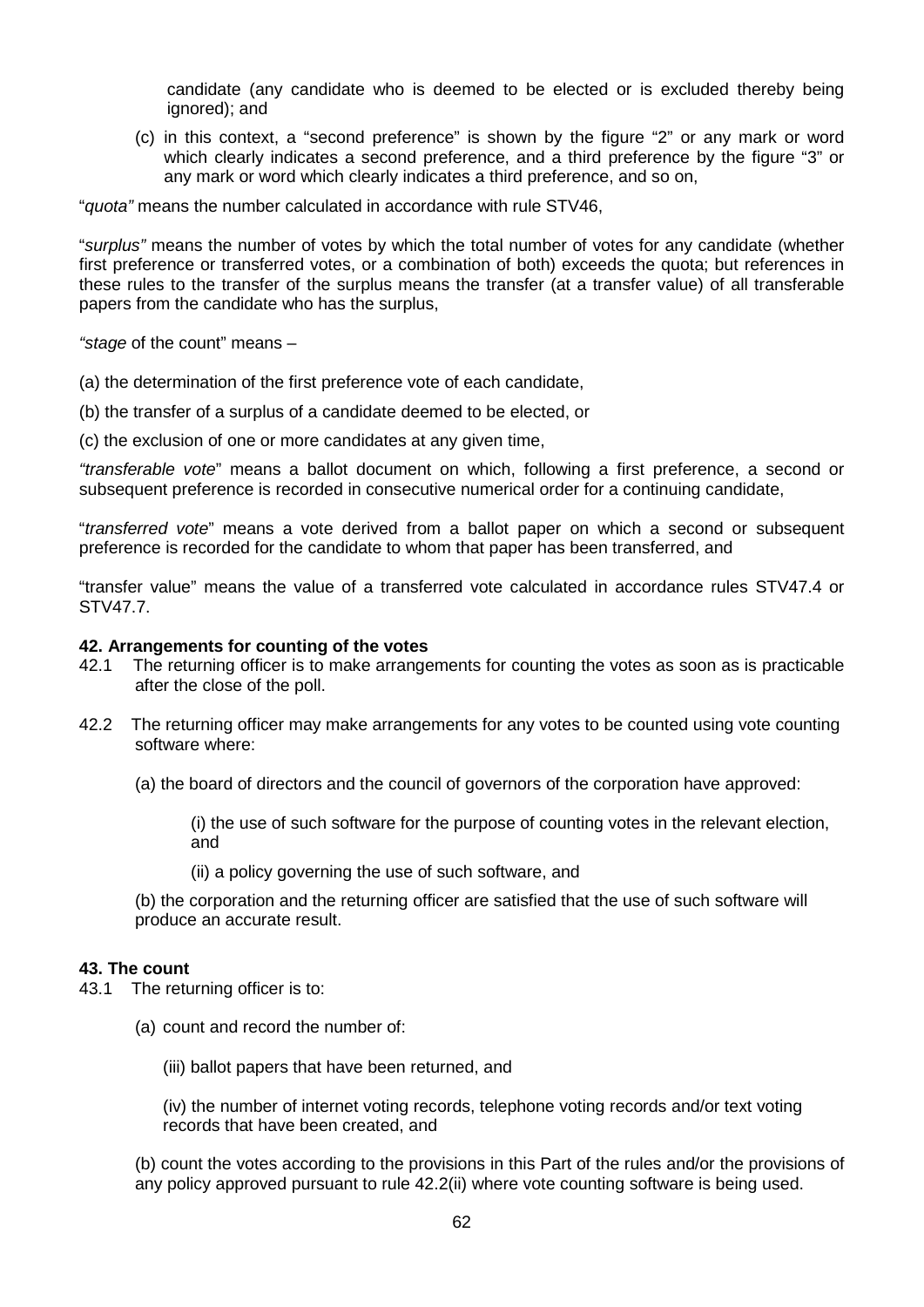candidate (any candidate who is deemed to be elected or is excluded thereby being ignored); and

(c) in this context, a "second preference" is shown by the figure "2" or any mark or word which clearly indicates a second preference, and a third preference by the figure "3" or any mark or word which clearly indicates a third preference, and so on,

"*quota"* means the number calculated in accordance with rule STV46,

"*surplus"* means the number of votes by which the total number of votes for any candidate (whether first preference or transferred votes, or a combination of both) exceeds the quota; but references in these rules to the transfer of the surplus means the transfer (at a transfer value) of all transferable papers from the candidate who has the surplus,

*"stage* of the count" means –

(a) the determination of the first preference vote of each candidate,

(b) the transfer of a surplus of a candidate deemed to be elected, or

(c) the exclusion of one or more candidates at any given time,

*"transferable vote*" means a ballot document on which, following a first preference, a second or subsequent preference is recorded in consecutive numerical order for a continuing candidate,

"*transferred vote*" means a vote derived from a ballot paper on which a second or subsequent preference is recorded for the candidate to whom that paper has been transferred, and

"transfer value" means the value of a transferred vote calculated in accordance rules STV47.4 or STV47.7.

**42. Arrangements for counting of the votes**

42.1 The returning officer is to make arrangements for counting the votes as soon as is practicable after the close of the poll.

42.2 The returning officer may make arrangements for any votes to be counted using vote counting software where:

(a) the board of directors and the council of governors of the corporation have approved:

(i) the use of such software for the purpose of counting votes in the relevant election, and

(ii) a policy governing the use of such software, and

(b) the corporation and the returning officer are satisfied that the use of such software will produce an accurate result.

**43. The count**

43.1 The returning officer is to:

(a) count and record the number of:

(iii) ballot papers that have been returned, and

(iv) the number of internet voting records, telephone voting records and/or text voting records that have been created, and

(b) count the votes according to the provisions in this Part of the rules and/or the provisions of any policy approved pursuant to rule 42.2(ii) where vote counting software is being used.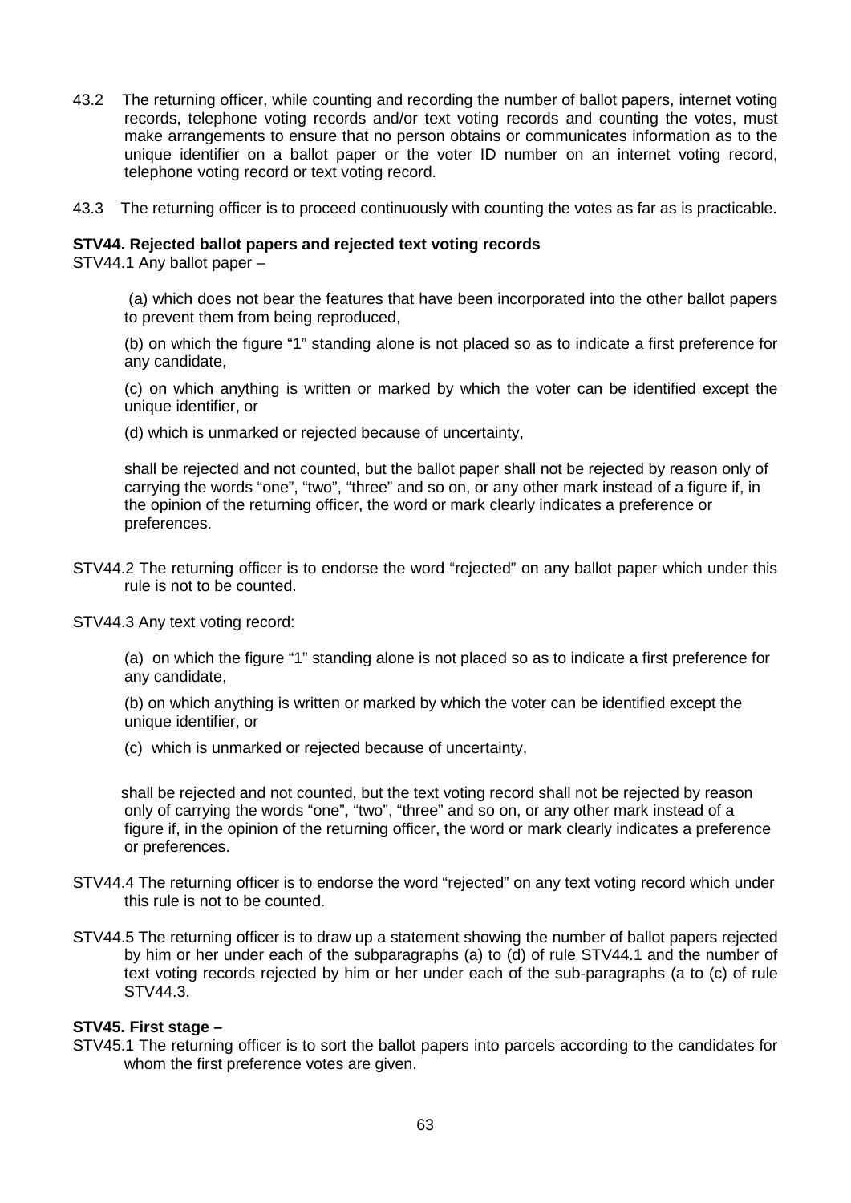43.2 The returning officer, while counting and recording the number of ballot papers, internet voting records, telephone voting records and/or text voting records and counting the votes, must make arrangements to ensure that no person obtains or communicates information as to the unique identifier on a ballot paper or the voter ID number on an internet voting record, telephone voting record or text voting record.

43.3 The returning officer is to proceed continuously with counting the votes as far as is practicable.

**STV44. Rejected ballot papers and rejected text voting records**

STV44.1 Any ballot paper –

(a) which does not bear the features that have been incorporated into the other ballot papers to prevent them from being reproduced,

(b) on which the figure "1" standing alone is not placed so as to indicate a first preference for any candidate,

(c) on which anything is written or marked by which the voter can be identified except the unique identifier, or

(d) which is unmarked or rejected because of uncertainty,

shall be rejected and not counted, but the ballot paper shall not be rejected by reason only of carrying the words "one", "two", "three" and so on, or any other mark instead of a figure if, in the opinion of the returning officer, the word or mark clearly indicates a preference or preferences.

STV44.2 The returning officer is to endorse the word "rejected" on any ballot paper which under this rule is not to be counted.

STV44.3 Any text voting record:

(a) on which the figure "1" standing alone is not placed so as to indicate a first preference for any candidate,

(b) on which anything is written or marked by which the voter can be identified except the unique identifier, or

(c) which is unmarked or rejected because of uncertainty,

shall be rejected and not counted, but the text voting record shall not be rejected by reason only of carrying the words "one", "two", "three" and so on, or any other mark instead of a figure if, in the opinion of the returning officer, the word or mark clearly indicates a preference or preferences.

STV44.4 The returning officer is to endorse the word "rejected" on any text voting record which under this rule is not to be counted.

STV44.5 The returning officer is to draw up a statement showing the number of ballot papers rejected by him or her under each of the subparagraphs (a) to (d) of rule STV44.1 and the number of text voting records rejected by him or her under each of the sub-paragraphs (a to (c) of rule STV44.3.

**STV45. First stage –**

STV45.1 The returning officer is to sort the ballot papers into parcels according to the candidates for whom the first preference votes are given.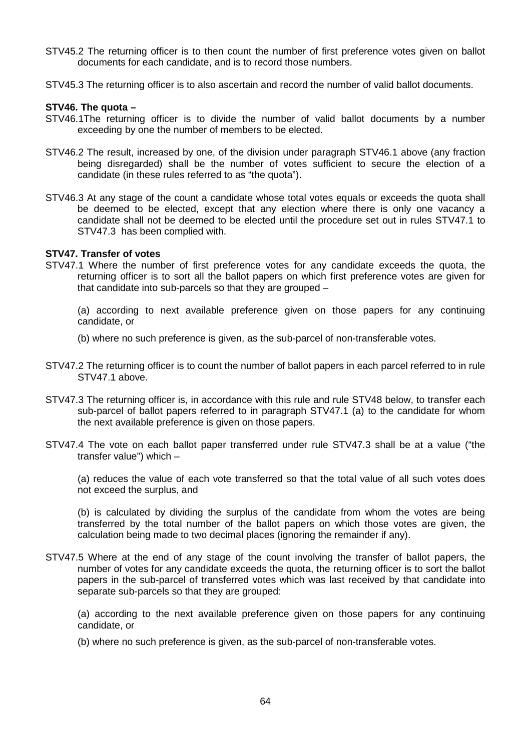STV45.2 The returning officer is to then count the number of first preference votes given on ballot documents for each candidate, and is to record those numbers.

STV45.3 The returning officer is to also ascertain and record the number of valid ballot documents.

**STV46. The quota –**

STV46.1The returning officer is to divide the number of valid ballot documents by a number exceeding by one the number of members to be elected.

STV46.2 The result, increased by one, of the division under paragraph STV46.1 above (any fraction being disregarded) shall be the number of votes sufficient to secure the election of a candidate (in these rules referred to as "the quota").

STV46.3 At any stage of the count a candidate whose total votes equals or exceeds the quota shall be deemed to be elected, except that any election where there is only one vacancy a candidate shall not be deemed to be elected until the procedure set out in rules STV47.1 to STV47.3 has been complied with.

**STV47. Transfer of votes**

STV47.1 Where the number of first preference votes for any candidate exceeds the quota, the returning officer is to sort all the ballot papers on which first preference votes are given for that candidate into sub-parcels so that they are grouped –

(a) according to next available preference given on those papers for any continuing candidate, or

(b) where no such preference is given, as the sub-parcel of non-transferable votes.

STV47.2 The returning officer is to count the number of ballot papers in each parcel referred to in rule STV47.1 above.

STV47.3 The returning officer is, in accordance with this rule and rule STV48 below, to transfer each sub-parcel of ballot papers referred to in paragraph STV47.1 (a) to the candidate for whom the next available preference is given on those papers.

STV47.4 The vote on each ballot paper transferred under rule STV47.3 shall be at a value ("the transfer value") which –

(a) reduces the value of each vote transferred so that the total value of all such votes does not exceed the surplus, and

(b) is calculated by dividing the surplus of the candidate from whom the votes are being transferred by the total number of the ballot papers on which those votes are given, the calculation being made to two decimal places (ignoring the remainder if any).

STV47.5 Where at the end of any stage of the count involving the transfer of ballot papers, the number of votes for any candidate exceeds the quota, the returning officer is to sort the ballot papers in the sub-parcel of transferred votes which was last received by that candidate into separate sub-parcels so that they are grouped:

(a) according to the next available preference given on those papers for any continuing candidate, or

(b) where no such preference is given, as the sub-parcel of non-transferable votes.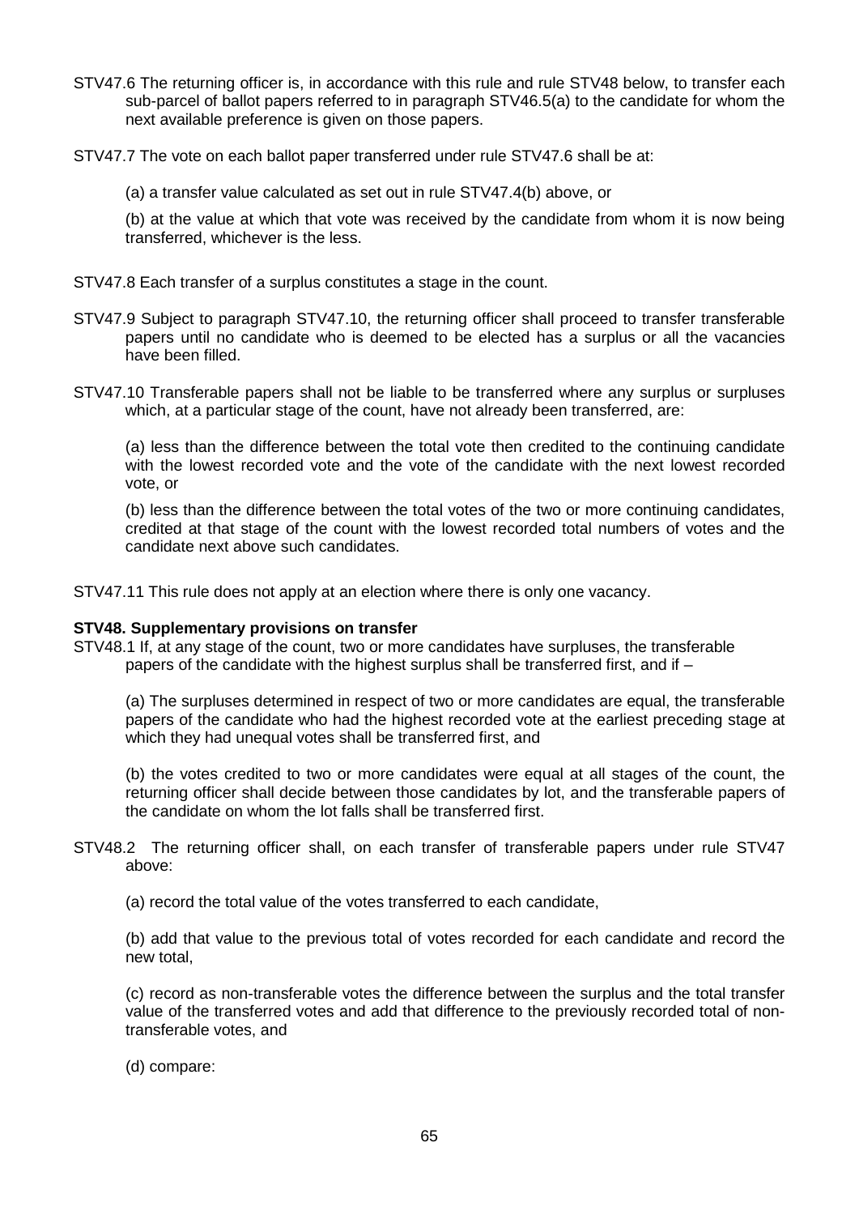STV47.6 The returning officer is, in accordance with this rule and rule STV48 below, to transfer each sub-parcel of ballot papers referred to in paragraph STV46.5(a) to the candidate for whom the next available preference is given on those papers.

STV47.7 The vote on each ballot paper transferred under rule STV47.6 shall be at:

(a) a transfer value calculated as set out in rule STV47.4(b) above, or

(b) at the value at which that vote was received by the candidate from whom it is now being transferred, whichever is the less.

STV47.8 Each transfer of a surplus constitutes a stage in the count.

STV47.9 Subject to paragraph STV47.10, the returning officer shall proceed to transfer transferable papers until no candidate who is deemed to be elected has a surplus or all the vacancies have been filled.

STV47.10 Transferable papers shall not be liable to be transferred where any surplus or surpluses which, at a particular stage of the count, have not already been transferred, are:

(a) less than the difference between the total vote then credited to the continuing candidate with the lowest recorded vote and the vote of the candidate with the next lowest recorded vote, or

(b) less than the difference between the total votes of the two or more continuing candidates, credited at that stage of the count with the lowest recorded total numbers of votes and the candidate next above such candidates.

STV47.11 This rule does not apply at an election where there is only one vacancy.

**STV48. Supplementary provisions on transfer**

STV48.1 If, at any stage of the count, two or more candidates have surpluses, the transferable papers of the candidate with the highest surplus shall be transferred first, and if –

(a) The surpluses determined in respect of two or more candidates are equal, the transferable papers of the candidate who had the highest recorded vote at the earliest preceding stage at which they had unequal votes shall be transferred first, and

(b) the votes credited to two or more candidates were equal at all stages of the count, the returning officer shall decide between those candidates by lot, and the transferable papers of the candidate on whom the lot falls shall be transferred first.

STV48.2 The returning officer shall, on each transfer of transferable papers under rule STV47 above:

(a) record the total value of the votes transferred to each candidate,

(b) add that value to the previous total of votes recorded for each candidate and record the new total,

(c) record as non-transferable votes the difference between the surplus and the total transfer value of the transferred votes and add that difference to the previously recorded total of non-transferable votes, and

(d) compare: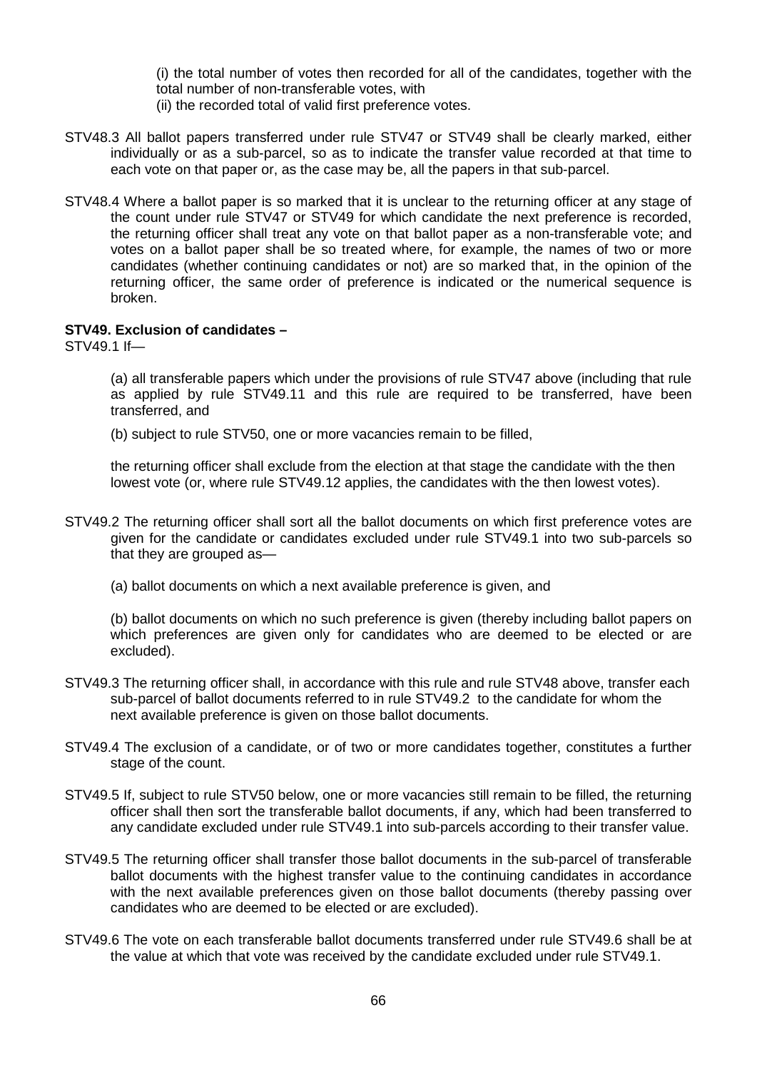(i) the total number of votes then recorded for all of the candidates, together with the total number of non-transferable votes, with

(ii) the recorded total of valid first preference votes.

STV48.3 All ballot papers transferred under rule STV47 or STV49 shall be clearly marked, either individually or as a sub-parcel, so as to indicate the transfer value recorded at that time to each vote on that paper or, as the case may be, all the papers in that sub-parcel.

STV48.4 Where a ballot paper is so marked that it is unclear to the returning officer at any stage of the count under rule STV47 or STV49 for which candidate the next preference is recorded, the returning officer shall treat any vote on that ballot paper as a non-transferable vote; and votes on a ballot paper shall be so treated where, for example, the names of two or more candidates (whether continuing candidates or not) are so marked that, in the opinion of the returning officer, the same order of preference is indicated or the numerical sequence is broken.

**STV49. Exclusion of candidates –**

STV49.1 If—

(a) all transferable papers which under the provisions of rule STV47 above (including that rule as applied by rule STV49.11 and this rule are required to be transferred, have been transferred, and

(b) subject to rule STV50, one or more vacancies remain to be filled,

the returning officer shall exclude from the election at that stage the candidate with the then lowest vote (or, where rule STV49.12 applies, the candidates with the then lowest votes).

STV49.2 The returning officer shall sort all the ballot documents on which first preference votes are given for the candidate or candidates excluded under rule STV49.1 into two sub-parcels so that they are grouped as—

(a) ballot documents on which a next available preference is given, and

(b) ballot documents on which no such preference is given (thereby including ballot papers on which preferences are given only for candidates who are deemed to be elected or are excluded).

STV49.3 The returning officer shall, in accordance with this rule and rule STV48 above, transfer each sub-parcel of ballot documents referred to in rule STV49.2 to the candidate for whom the next available preference is given on those ballot documents.

STV49.4 The exclusion of a candidate, or of two or more candidates together, constitutes a further stage of the count.

STV49.5 If, subject to rule STV50 below, one or more vacancies still remain to be filled, the returning officer shall then sort the transferable ballot documents, if any, which had been transferred to any candidate excluded under rule STV49.1 into sub-parcels according to their transfer value.

STV49.5 The returning officer shall transfer those ballot documents in the sub-parcel of transferable ballot documents with the highest transfer value to the continuing candidates in accordance with the next available preferences given on those ballot documents (thereby passing over candidates who are deemed to be elected or are excluded).

STV49.6 The vote on each transferable ballot documents transferred under rule STV49.6 shall be at the value at which that vote was received by the candidate excluded under rule STV49.1.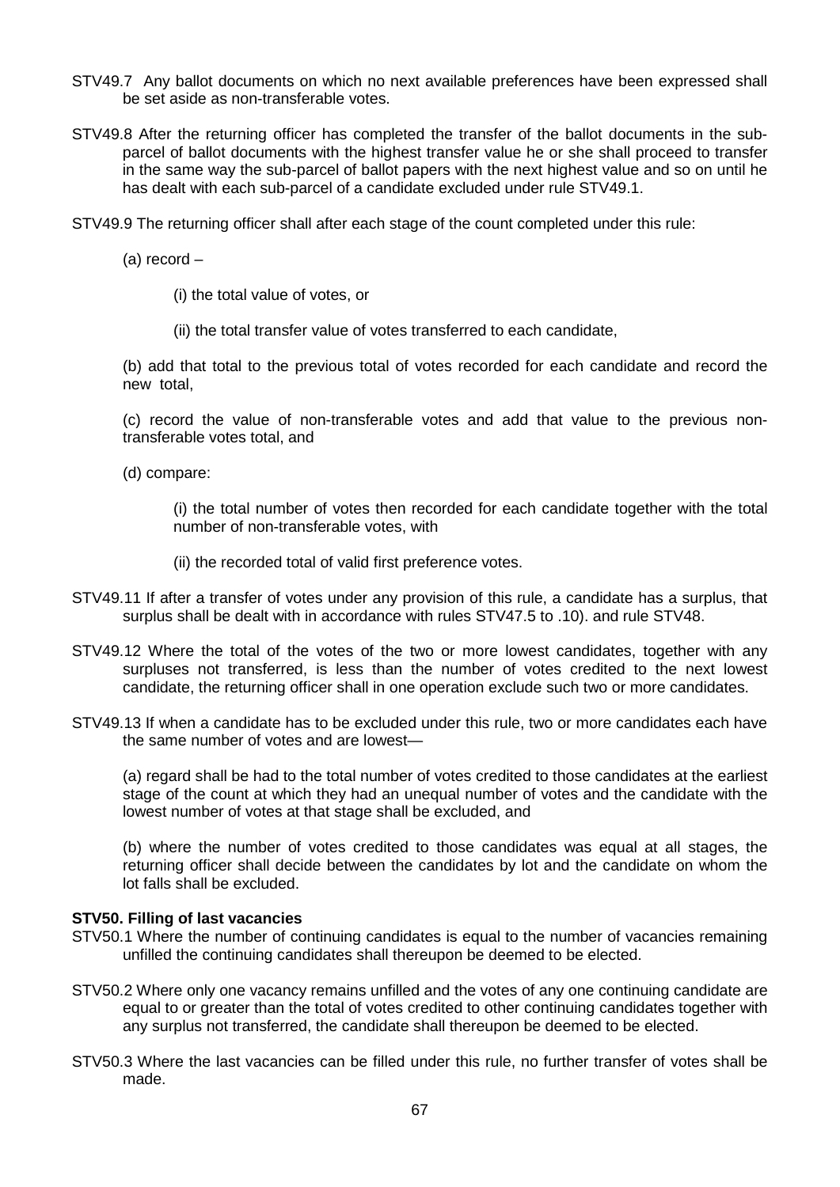STV49.7 Any ballot documents on which no next available preferences have been expressed shall be set aside as non-transferable votes.

STV49.8 After the returning officer has completed the transfer of the ballot documents in the sub-parcel of ballot documents with the highest transfer value he or she shall proceed to transfer in the same way the sub-parcel of ballot papers with the next highest value and so on until he has dealt with each sub-parcel of a candidate excluded under rule STV49.1.

STV49.9 The returning officer shall after each stage of the count completed under this rule:

(a) record –

(i) the total value of votes, or

(ii) the total transfer value of votes transferred to each candidate,

(b) add that total to the previous total of votes recorded for each candidate and record the new total,

(c) record the value of non-transferable votes and add that value to the previous non-transferable votes total, and

(d) compare:

(i) the total number of votes then recorded for each candidate together with the total number of non-transferable votes, with

(ii) the recorded total of valid first preference votes.

STV49.11 If after a transfer of votes under any provision of this rule, a candidate has a surplus, that surplus shall be dealt with in accordance with rules STV47.5 to .10). and rule STV48.

STV49.12 Where the total of the votes of the two or more lowest candidates, together with any surpluses not transferred, is less than the number of votes credited to the next lowest candidate, the returning officer shall in one operation exclude such two or more candidates.

STV49.13 If when a candidate has to be excluded under this rule, two or more candidates each have the same number of votes and are lowest—

(a) regard shall be had to the total number of votes credited to those candidates at the earliest stage of the count at which they had an unequal number of votes and the candidate with the lowest number of votes at that stage shall be excluded, and

(b) where the number of votes credited to those candidates was equal at all stages, the returning officer shall decide between the candidates by lot and the candidate on whom the lot falls shall be excluded.

**STV50. Filling of last vacancies**

STV50.1 Where the number of continuing candidates is equal to the number of vacancies remaining unfilled the continuing candidates shall thereupon be deemed to be elected.

STV50.2 Where only one vacancy remains unfilled and the votes of any one continuing candidate are equal to or greater than the total of votes credited to other continuing candidates together with any surplus not transferred, the candidate shall thereupon be deemed to be elected.

STV50.3 Where the last vacancies can be filled under this rule, no further transfer of votes shall be made.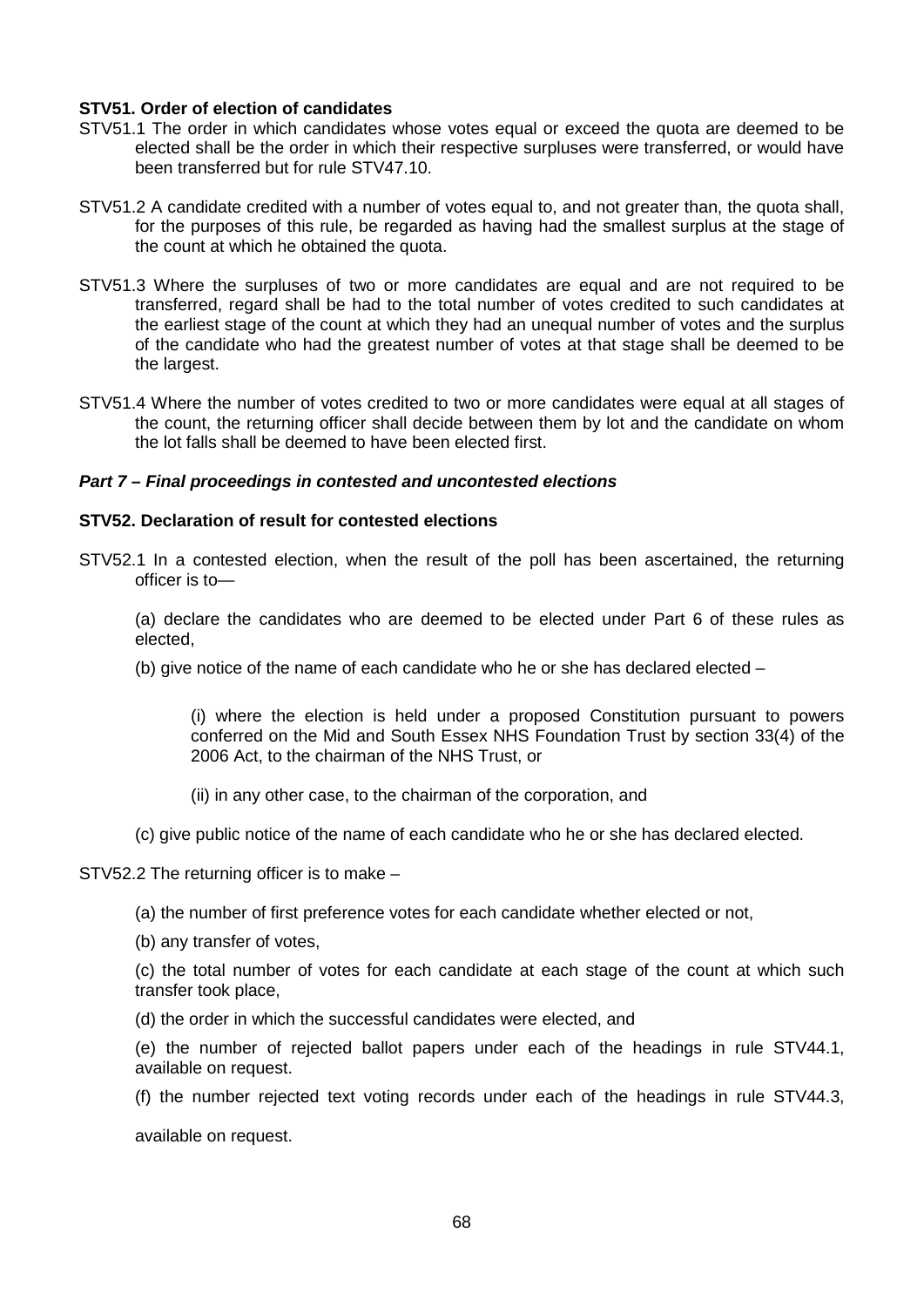**STV51. Order of election of candidates**

STV51.1 The order in which candidates whose votes equal or exceed the quota are deemed to be elected shall be the order in which their respective surpluses were transferred, or would have been transferred but for rule STV47.10.

STV51.2 A candidate credited with a number of votes equal to, and not greater than, the quota shall, for the purposes of this rule, be regarded as having had the smallest surplus at the stage of the count at which he obtained the quota.

STV51.3 Where the surpluses of two or more candidates are equal and are not required to be transferred, regard shall be had to the total number of votes credited to such candidates at the earliest stage of the count at which they had an unequal number of votes and the surplus of the candidate who had the greatest number of votes at that stage shall be deemed to be the largest.

STV51.4 Where the number of votes credited to two or more candidates were equal at all stages of the count, the returning officer shall decide between them by lot and the candidate on whom the lot falls shall be deemed to have been elected first.

***Part 7 – Final proceedings in contested and uncontested elections***

**STV52. Declaration of result for contested elections**

STV52.1 In a contested election, when the result of the poll has been ascertained, the returning officer is to—

(a) declare the candidates who are deemed to be elected under Part 6 of these rules as elected,

(b) give notice of the name of each candidate who he or she has declared elected –

(i) where the election is held under a proposed Constitution pursuant to powers conferred on the Mid and South Essex NHS Foundation Trust by section 33(4) of the 2006 Act, to the chairman of the NHS Trust, or

(ii) in any other case, to the chairman of the corporation, and

(c) give public notice of the name of each candidate who he or she has declared elected.

STV52.2 The returning officer is to make –

(a) the number of first preference votes for each candidate whether elected or not,

(b) any transfer of votes,

(c) the total number of votes for each candidate at each stage of the count at which such transfer took place,

(d) the order in which the successful candidates were elected, and

(e) the number of rejected ballot papers under each of the headings in rule STV44.1, available on request.

(f) the number rejected text voting records under each of the headings in rule STV44.3,

available on request.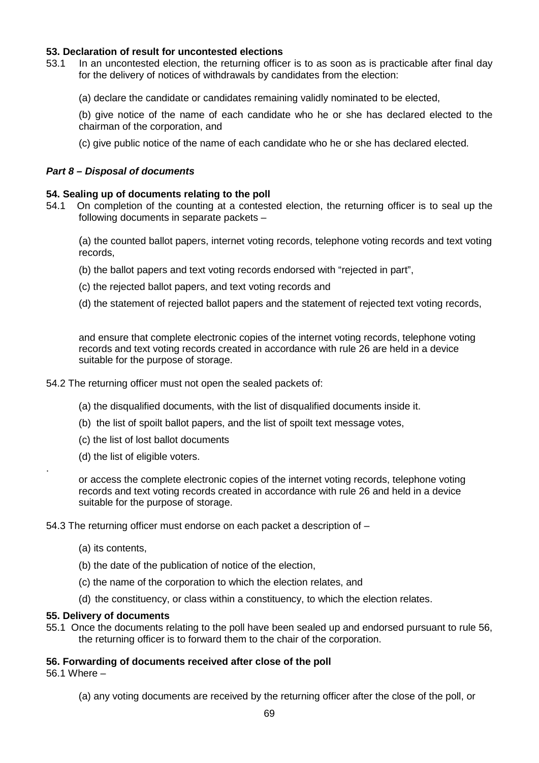**53. Declaration of result for uncontested elections**

53.1 In an uncontested election, the returning officer is to as soon as is practicable after final day for the delivery of notices of withdrawals by candidates from the election:

(a) declare the candidate or candidates remaining validly nominated to be elected,

(b) give notice of the name of each candidate who he or she has declared elected to the chairman of the corporation, and

(c) give public notice of the name of each candidate who he or she has declared elected.

***Part 8 – Disposal of documents***

**54. Sealing up of documents relating to the poll**

54.1 On completion of the counting at a contested election, the returning officer is to seal up the following documents in separate packets –

(a) the counted ballot papers, internet voting records, telephone voting records and text voting records,

(b) the ballot papers and text voting records endorsed with "rejected in part",

(c) the rejected ballot papers, and text voting records and

(d) the statement of rejected ballot papers and the statement of rejected text voting records,

and ensure that complete electronic copies of the internet voting records, telephone voting records and text voting records created in accordance with rule 26 are held in a device suitable for the purpose of storage.

54.2 The returning officer must not open the sealed packets of:

(a) the disqualified documents, with the list of disqualified documents inside it.

(b) the list of spoilt ballot papers, and the list of spoilt text message votes,

(c) the list of lost ballot documents

(d) the list of eligible voters.

.

or access the complete electronic copies of the internet voting records, telephone voting records and text voting records created in accordance with rule 26 and held in a device suitable for the purpose of storage.

54.3 The returning officer must endorse on each packet a description of –

(a) its contents,

(b) the date of the publication of notice of the election,

(c) the name of the corporation to which the election relates, and

(d) the constituency, or class within a constituency, to which the election relates.

**55. Delivery of documents**

55.1 Once the documents relating to the poll have been sealed up and endorsed pursuant to rule 56, the returning officer is to forward them to the chair of the corporation.

**56. Forwarding of documents received after close of the poll**

56.1 Where –

(a) any voting documents are received by the returning officer after the close of the poll, or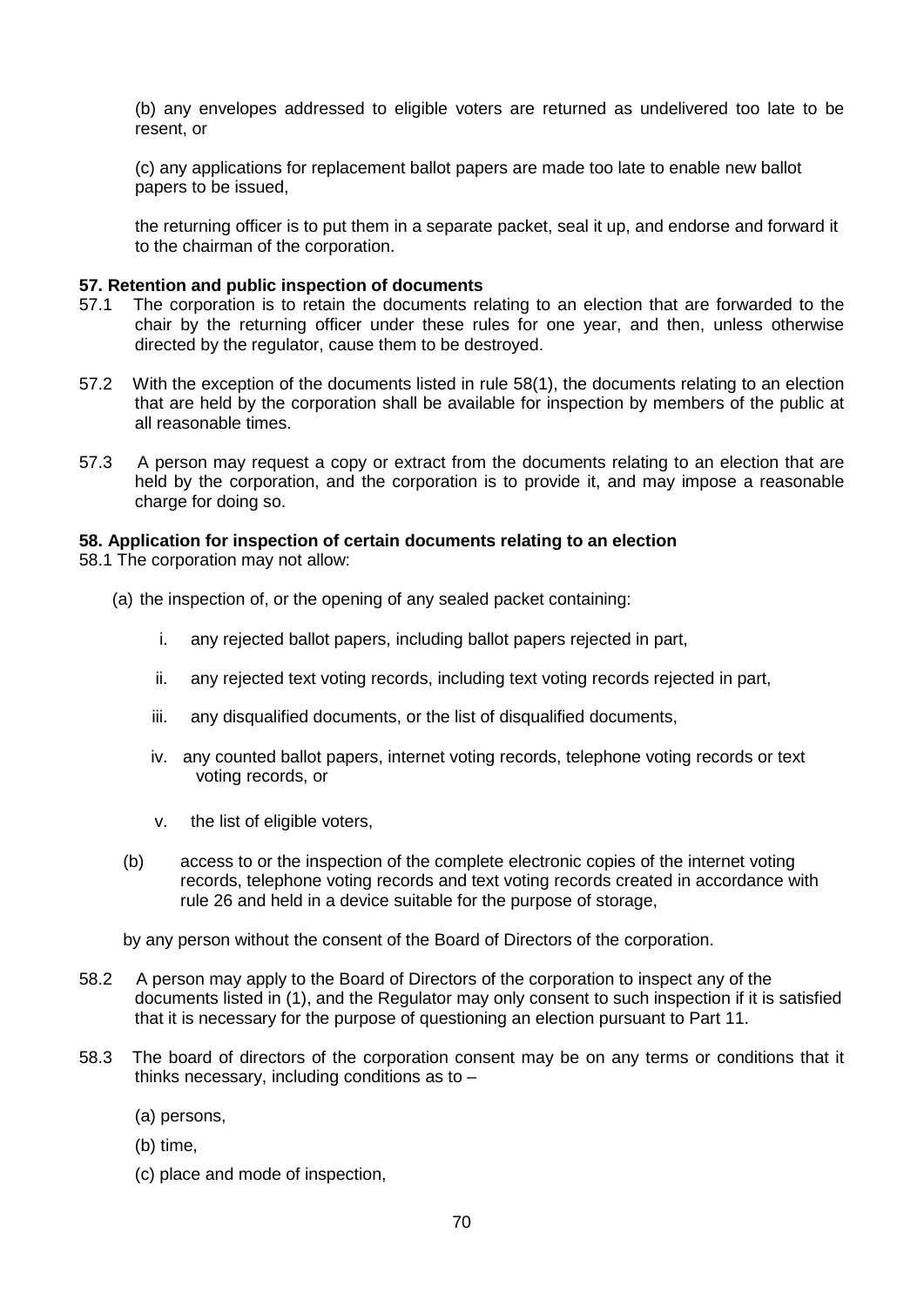(b) any envelopes addressed to eligible voters are returned as undelivered too late to be resent, or

(c) any applications for replacement ballot papers are made too late to enable new ballot papers to be issued,

the returning officer is to put them in a separate packet, seal it up, and endorse and forward it to the chairman of the corporation.

**57. Retention and public inspection of documents**

57.1 The corporation is to retain the documents relating to an election that are forwarded to the chair by the returning officer under these rules for one year, and then, unless otherwise directed by the regulator, cause them to be destroyed.

57.2 With the exception of the documents listed in rule 58(1), the documents relating to an election that are held by the corporation shall be available for inspection by members of the public at all reasonable times.

57.3 A person may request a copy or extract from the documents relating to an election that are held by the corporation, and the corporation is to provide it, and may impose a reasonable charge for doing so.

**58. Application for inspection of certain documents relating to an election**

58.1 The corporation may not allow:

(a) the inspection of, or the opening of any sealed packet containing:

i. any rejected ballot papers, including ballot papers rejected in part,

ii. any rejected text voting records, including text voting records rejected in part,

iii. any disqualified documents, or the list of disqualified documents,

iv. any counted ballot papers, internet voting records, telephone voting records or text voting records, or

v. the list of eligible voters,

(b) access to or the inspection of the complete electronic copies of the internet voting records, telephone voting records and text voting records created in accordance with rule 26 and held in a device suitable for the purpose of storage,

by any person without the consent of the Board of Directors of the corporation.

58.2 A person may apply to the Board of Directors of the corporation to inspect any of the documents listed in (1), and the Regulator may only consent to such inspection if it is satisfied that it is necessary for the purpose of questioning an election pursuant to Part 11.

58.3 The board of directors of the corporation consent may be on any terms or conditions that it thinks necessary, including conditions as to –

(a) persons,

(b) time,

(c) place and mode of inspection,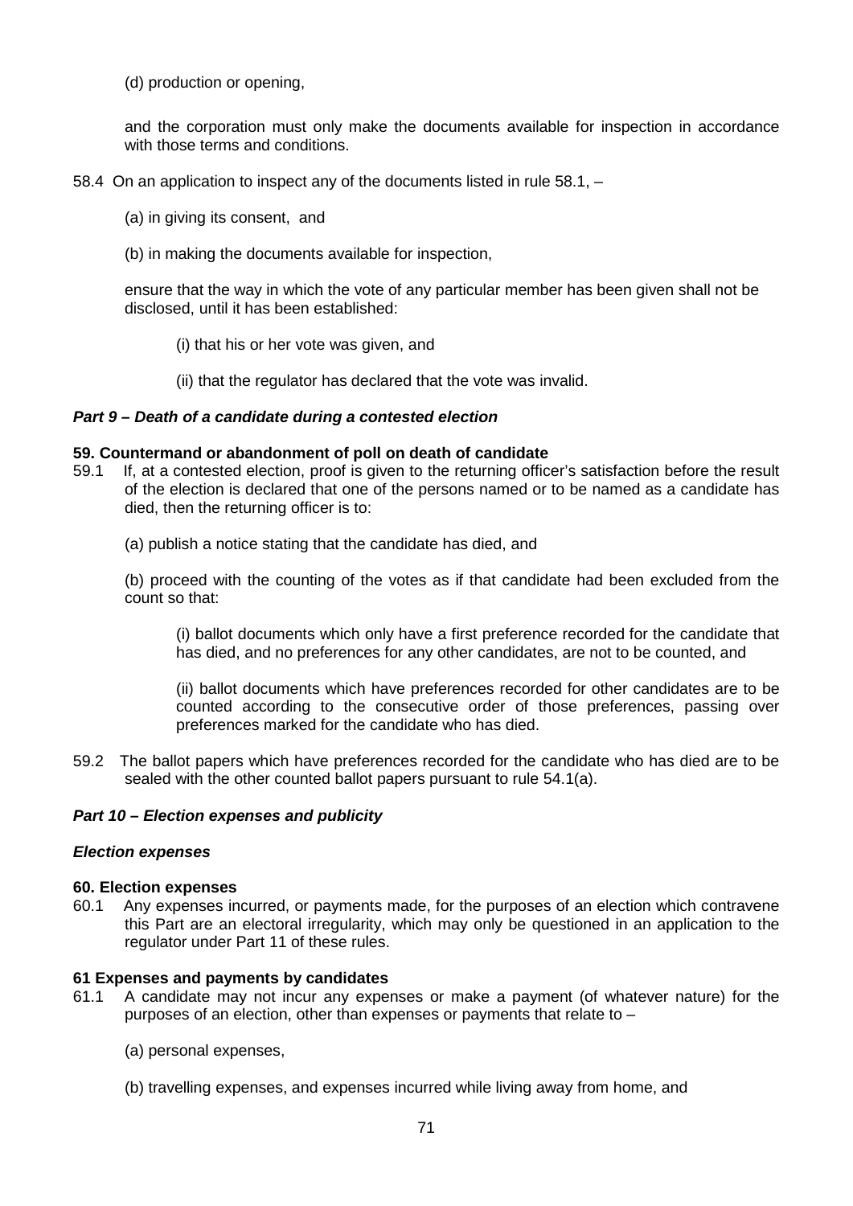(d) production or opening,

and the corporation must only make the documents available for inspection in accordance with those terms and conditions.

58.4 On an application to inspect any of the documents listed in rule 58.1, –

(a) in giving its consent, and

(b) in making the documents available for inspection,

ensure that the way in which the vote of any particular member has been given shall not be disclosed, until it has been established:

(i) that his or her vote was given, and

(ii) that the regulator has declared that the vote was invalid.

### *Part 9 – Death of a candidate during a contested election*

**59. Countermand or abandonment of poll on death of candidate**

59.1 If, at a contested election, proof is given to the returning officer's satisfaction before the result of the election is declared that one of the persons named or to be named as a candidate has died, then the returning officer is to:

(a) publish a notice stating that the candidate has died, and

(b) proceed with the counting of the votes as if that candidate had been excluded from the count so that:

(i) ballot documents which only have a first preference recorded for the candidate that has died, and no preferences for any other candidates, are not to be counted, and

(ii) ballot documents which have preferences recorded for other candidates are to be counted according to the consecutive order of those preferences, passing over preferences marked for the candidate who has died.

59.2 The ballot papers which have preferences recorded for the candidate who has died are to be sealed with the other counted ballot papers pursuant to rule 54.1(a).

### *Part 10 – Election expenses and publicity*

#### *Election expenses*

**60. Election expenses**

60.1 Any expenses incurred, or payments made, for the purposes of an election which contravene this Part are an electoral irregularity, which may only be questioned in an application to the regulator under Part 11 of these rules.

**61 Expenses and payments by candidates**

61.1 A candidate may not incur any expenses or make a payment (of whatever nature) for the purposes of an election, other than expenses or payments that relate to –

(a) personal expenses,

(b) travelling expenses, and expenses incurred while living away from home, and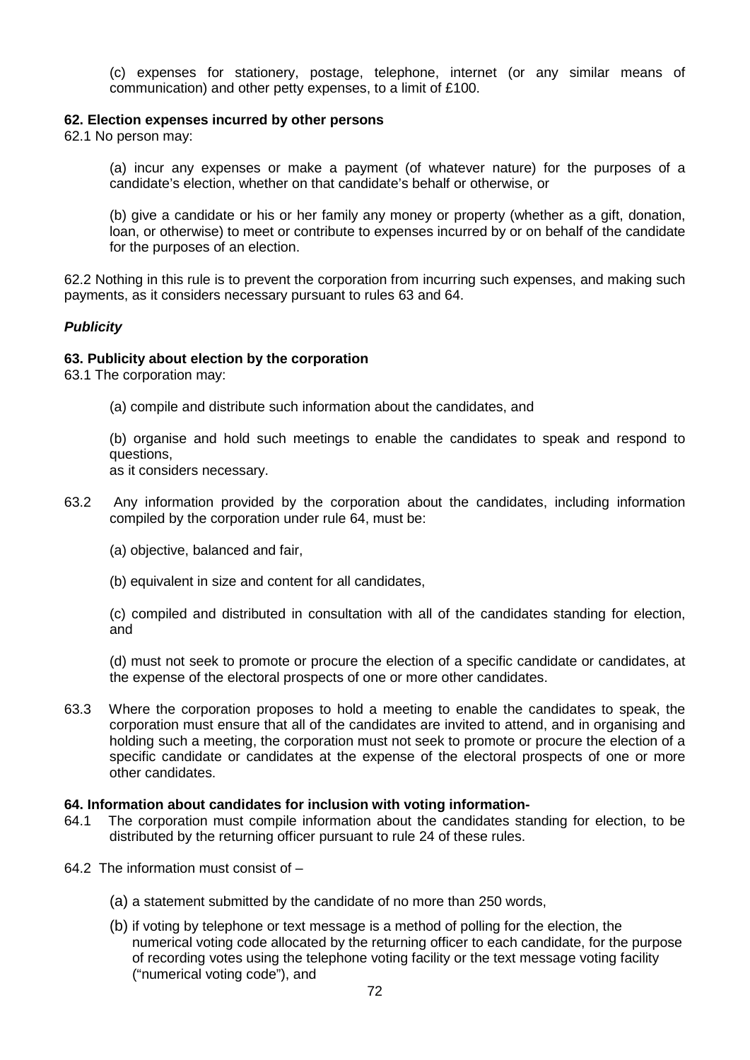(c) expenses for stationery, postage, telephone, internet (or any similar means of communication) and other petty expenses, to a limit of £100.

**62. Election expenses incurred by other persons**

62.1 No person may:

(a) incur any expenses or make a payment (of whatever nature) for the purposes of a candidate's election, whether on that candidate's behalf or otherwise, or

(b) give a candidate or his or her family any money or property (whether as a gift, donation, loan, or otherwise) to meet or contribute to expenses incurred by or on behalf of the candidate for the purposes of an election.

62.2 Nothing in this rule is to prevent the corporation from incurring such expenses, and making such payments, as it considers necessary pursuant to rules 63 and 64.

***Publicity***

**63. Publicity about election by the corporation**

63.1 The corporation may:

(a) compile and distribute such information about the candidates, and

(b) organise and hold such meetings to enable the candidates to speak and respond to questions,

as it considers necessary.

63.2 Any information provided by the corporation about the candidates, including information compiled by the corporation under rule 64, must be:

(a) objective, balanced and fair,

(b) equivalent in size and content for all candidates,

(c) compiled and distributed in consultation with all of the candidates standing for election, and

(d) must not seek to promote or procure the election of a specific candidate or candidates, at the expense of the electoral prospects of one or more other candidates.

63.3 Where the corporation proposes to hold a meeting to enable the candidates to speak, the corporation must ensure that all of the candidates are invited to attend, and in organising and holding such a meeting, the corporation must not seek to promote or procure the election of a specific candidate or candidates at the expense of the electoral prospects of one or more other candidates.

**64. Information about candidates for inclusion with voting information-**

64.1 The corporation must compile information about the candidates standing for election, to be distributed by the returning officer pursuant to rule 24 of these rules.

64.2 The information must consist of –

(a) a statement submitted by the candidate of no more than 250 words,

(b) if voting by telephone or text message is a method of polling for the election, the numerical voting code allocated by the returning officer to each candidate, for the purpose of recording votes using the telephone voting facility or the text message voting facility ("numerical voting code"), and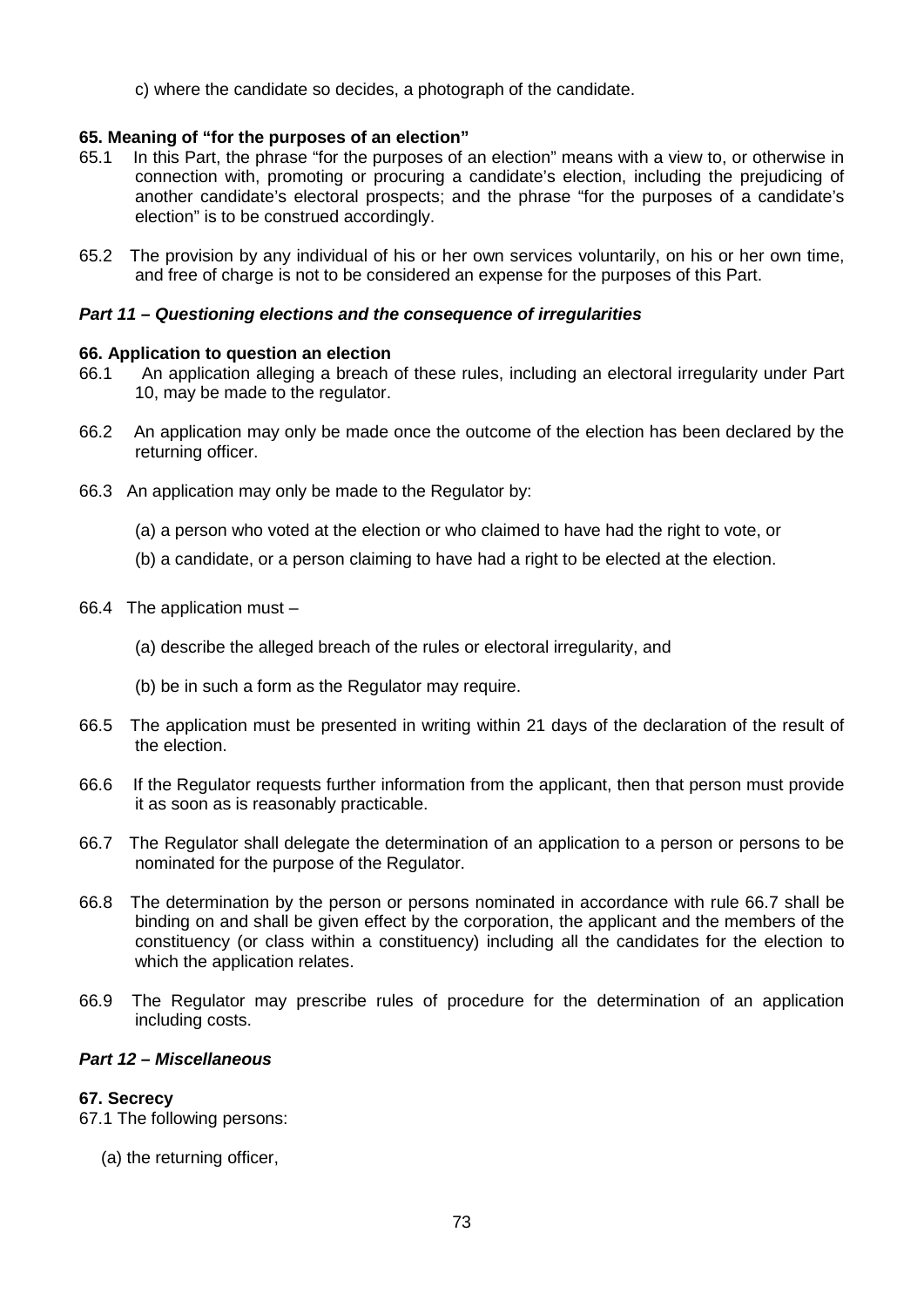c) where the candidate so decides, a photograph of the candidate.

**65. Meaning of "for the purposes of an election"**

65.1 In this Part, the phrase "for the purposes of an election" means with a view to, or otherwise in connection with, promoting or procuring a candidate's election, including the prejudicing of another candidate's electoral prospects; and the phrase "for the purposes of a candidate's election" is to be construed accordingly.

65.2 The provision by any individual of his or her own services voluntarily, on his or her own time, and free of charge is not to be considered an expense for the purposes of this Part.

### *Part 11 – Questioning elections and the consequence of irregularities*

**66. Application to question an election**

66.1 An application alleging a breach of these rules, including an electoral irregularity under Part 10, may be made to the regulator.

66.2 An application may only be made once the outcome of the election has been declared by the returning officer.

66.3 An application may only be made to the Regulator by:

(a) a person who voted at the election or who claimed to have had the right to vote, or

(b) a candidate, or a person claiming to have had a right to be elected at the election.

66.4 The application must –

(a) describe the alleged breach of the rules or electoral irregularity, and

(b) be in such a form as the Regulator may require.

66.5 The application must be presented in writing within 21 days of the declaration of the result of the election.

66.6 If the Regulator requests further information from the applicant, then that person must provide it as soon as is reasonably practicable.

66.7 The Regulator shall delegate the determination of an application to a person or persons to be nominated for the purpose of the Regulator.

66.8 The determination by the person or persons nominated in accordance with rule 66.7 shall be binding on and shall be given effect by the corporation, the applicant and the members of the constituency (or class within a constituency) including all the candidates for the election to which the application relates.

66.9 The Regulator may prescribe rules of procedure for the determination of an application including costs.

### *Part 12 – Miscellaneous*

**67. Secrecy**

67.1 The following persons:

(a) the returning officer,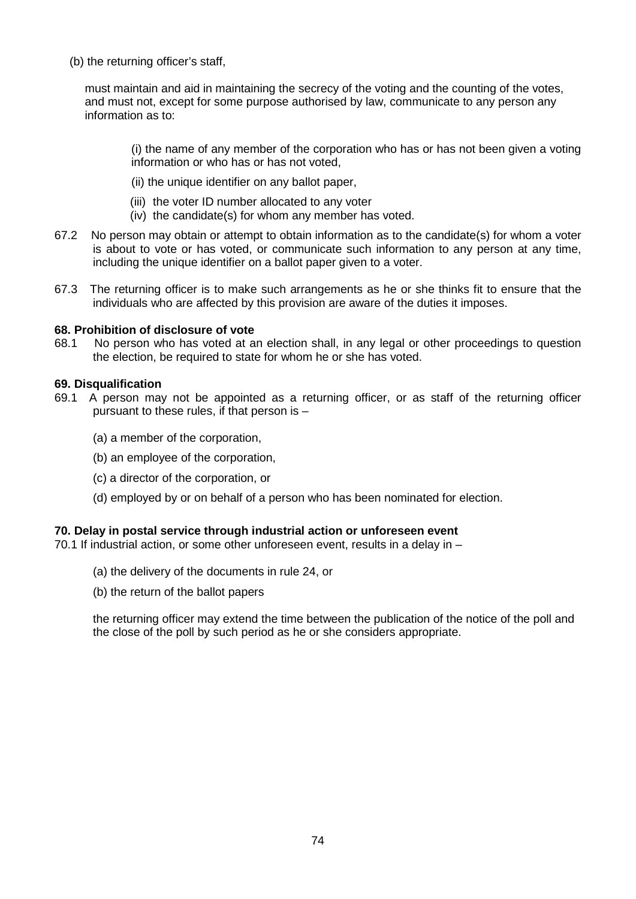(b) the returning officer's staff,

must maintain and aid in maintaining the secrecy of the voting and the counting of the votes, and must not, except for some purpose authorised by law, communicate to any person any information as to:

(i) the name of any member of the corporation who has or has not been given a voting information or who has or has not voted,

(ii) the unique identifier on any ballot paper,

(iii) the voter ID number allocated to any voter

(iv) the candidate(s) for whom any member has voted.

67.2 No person may obtain or attempt to obtain information as to the candidate(s) for whom a voter is about to vote or has voted, or communicate such information to any person at any time, including the unique identifier on a ballot paper given to a voter.

67.3 The returning officer is to make such arrangements as he or she thinks fit to ensure that the individuals who are affected by this provision are aware of the duties it imposes.

**68. Prohibition of disclosure of vote**

68.1 No person who has voted at an election shall, in any legal or other proceedings to question the election, be required to state for whom he or she has voted.

**69. Disqualification**

69.1 A person may not be appointed as a returning officer, or as staff of the returning officer pursuant to these rules, if that person is –

(a) a member of the corporation,

(b) an employee of the corporation,

(c) a director of the corporation, or

(d) employed by or on behalf of a person who has been nominated for election.

**70. Delay in postal service through industrial action or unforeseen event**

70.1 If industrial action, or some other unforeseen event, results in a delay in –

(a) the delivery of the documents in rule 24, or

(b) the return of the ballot papers

the returning officer may extend the time between the publication of the notice of the poll and the close of the poll by such period as he or she considers appropriate.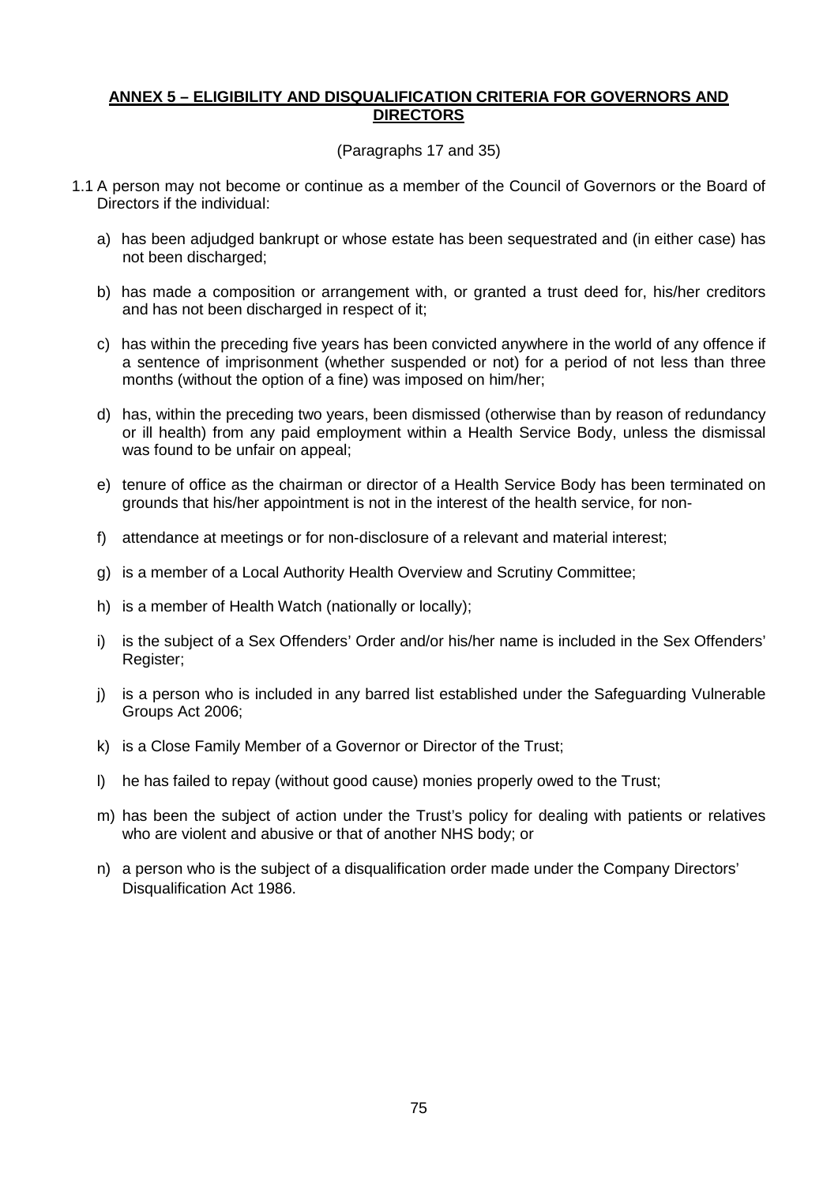## ANNEX 5 – ELIGIBILITY AND DISQUALIFICATION CRITERIA FOR GOVERNORS AND DIRECTORS

(Paragraphs 17 and 35)

1.1 A person may not become or continue as a member of the Council of Governors or the Board of Directors if the individual:

a) has been adjudged bankrupt or whose estate has been sequestrated and (in either case) has not been discharged;

b) has made a composition or arrangement with, or granted a trust deed for, his/her creditors and has not been discharged in respect of it;

c) has within the preceding five years has been convicted anywhere in the world of any offence if a sentence of imprisonment (whether suspended or not) for a period of not less than three months (without the option of a fine) was imposed on him/her;

d) has, within the preceding two years, been dismissed (otherwise than by reason of redundancy or ill health) from any paid employment within a Health Service Body, unless the dismissal was found to be unfair on appeal;

e) tenure of office as the chairman or director of a Health Service Body has been terminated on grounds that his/her appointment is not in the interest of the health service, for non-

f) attendance at meetings or for non-disclosure of a relevant and material interest;

g) is a member of a Local Authority Health Overview and Scrutiny Committee;

h) is a member of Health Watch (nationally or locally);

i) is the subject of a Sex Offenders' Order and/or his/her name is included in the Sex Offenders' Register;

j) is a person who is included in any barred list established under the Safeguarding Vulnerable Groups Act 2006;

k) is a Close Family Member of a Governor or Director of the Trust;

l) he has failed to repay (without good cause) monies properly owed to the Trust;

m) has been the subject of action under the Trust's policy for dealing with patients or relatives who are violent and abusive or that of another NHS body; or

n) a person who is the subject of a disqualification order made under the Company Directors' Disqualification Act 1986.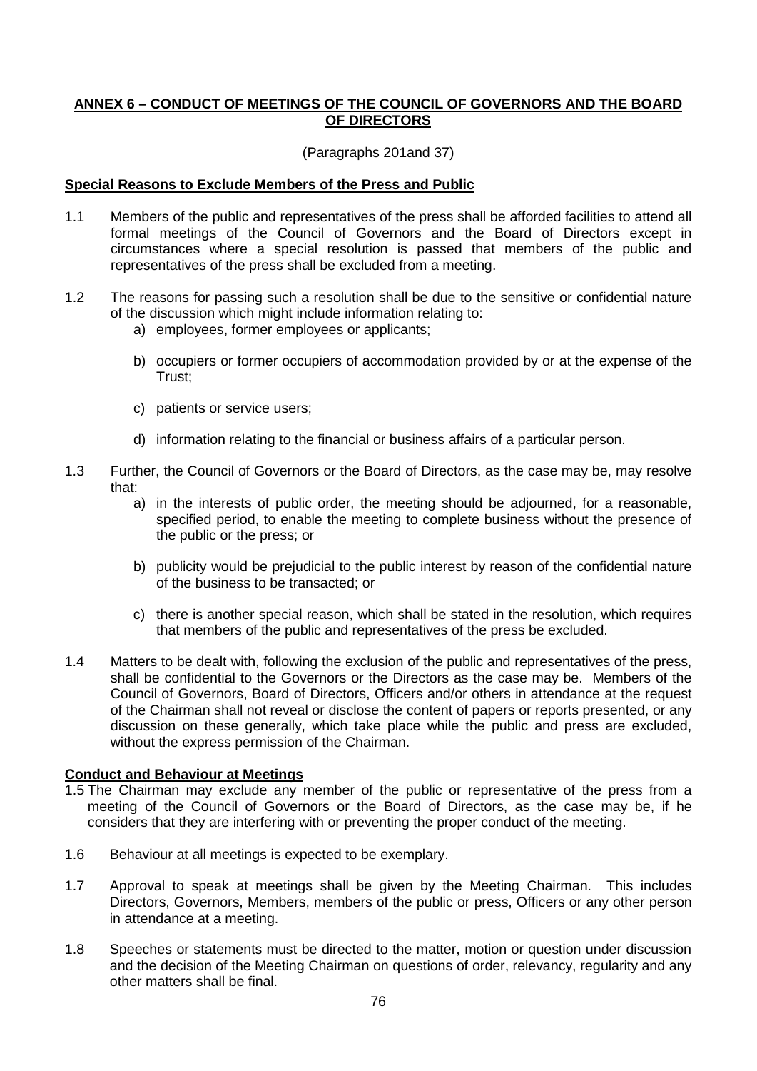## ANNEX 6 – CONDUCT OF MEETINGS OF THE COUNCIL OF GOVERNORS AND THE BOARD OF DIRECTORS

(Paragraphs 201and 37)

**Special Reasons to Exclude Members of the Press and Public**

1.1 Members of the public and representatives of the press shall be afforded facilities to attend all formal meetings of the Council of Governors and the Board of Directors except in circumstances where a special resolution is passed that members of the public and representatives of the press shall be excluded from a meeting.

1.2 The reasons for passing such a resolution shall be due to the sensitive or confidential nature of the discussion which might include information relating to:

a) employees, former employees or applicants;

b) occupiers or former occupiers of accommodation provided by or at the expense of the Trust;

c) patients or service users;

d) information relating to the financial or business affairs of a particular person.

1.3 Further, the Council of Governors or the Board of Directors, as the case may be, may resolve that:

a) in the interests of public order, the meeting should be adjourned, for a reasonable, specified period, to enable the meeting to complete business without the presence of the public or the press; or

b) publicity would be prejudicial to the public interest by reason of the confidential nature of the business to be transacted; or

c) there is another special reason, which shall be stated in the resolution, which requires that members of the public and representatives of the press be excluded.

1.4 Matters to be dealt with, following the exclusion of the public and representatives of the press, shall be confidential to the Governors or the Directors as the case may be. Members of the Council of Governors, Board of Directors, Officers and/or others in attendance at the request of the Chairman shall not reveal or disclose the content of papers or reports presented, or any discussion on these generally, which take place while the public and press are excluded, without the express permission of the Chairman.

**Conduct and Behaviour at Meetings**

1.5 The Chairman may exclude any member of the public or representative of the press from a meeting of the Council of Governors or the Board of Directors, as the case may be, if he considers that they are interfering with or preventing the proper conduct of the meeting.

1.6 Behaviour at all meetings is expected to be exemplary.

1.7 Approval to speak at meetings shall be given by the Meeting Chairman. This includes Directors, Governors, Members, members of the public or press, Officers or any other person in attendance at a meeting.

1.8 Speeches or statements must be directed to the matter, motion or question under discussion and the decision of the Meeting Chairman on questions of order, relevancy, regularity and any other matters shall be final.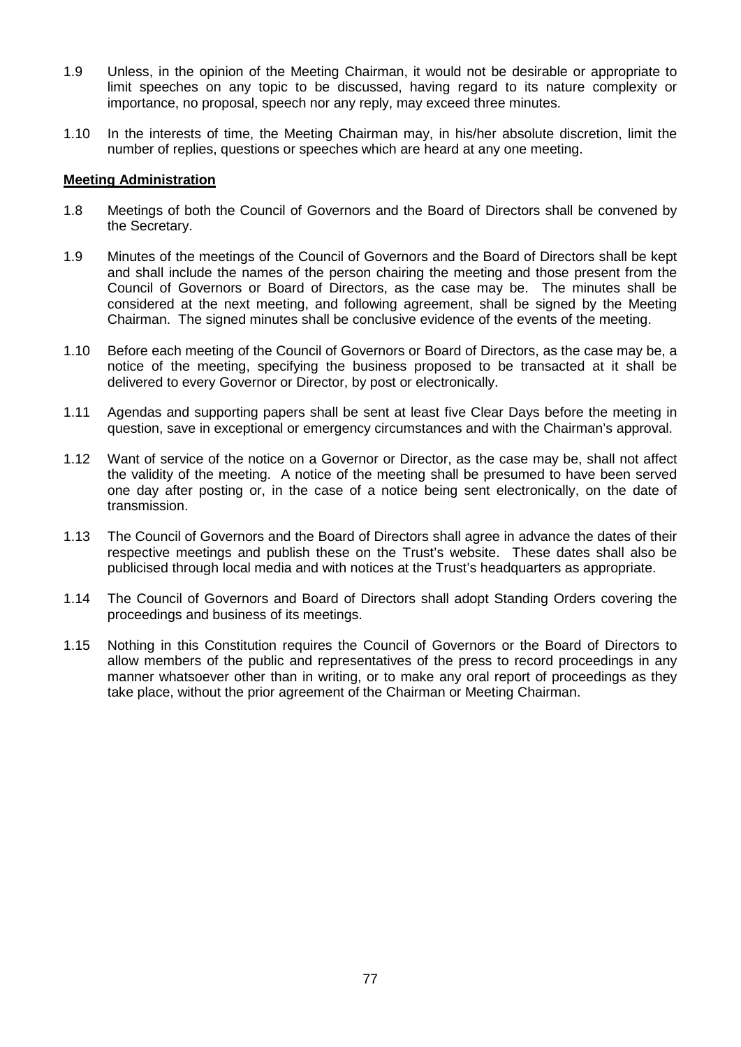1.9 Unless, in the opinion of the Meeting Chairman, it would not be desirable or appropriate to limit speeches on any topic to be discussed, having regard to its nature complexity or importance, no proposal, speech nor any reply, may exceed three minutes.

1.10 In the interests of time, the Meeting Chairman may, in his/her absolute discretion, limit the number of replies, questions or speeches which are heard at any one meeting.

**Meeting Administration**

1.8 Meetings of both the Council of Governors and the Board of Directors shall be convened by the Secretary.

1.9 Minutes of the meetings of the Council of Governors and the Board of Directors shall be kept and shall include the names of the person chairing the meeting and those present from the Council of Governors or Board of Directors, as the case may be. The minutes shall be considered at the next meeting, and following agreement, shall be signed by the Meeting Chairman. The signed minutes shall be conclusive evidence of the events of the meeting.

1.10 Before each meeting of the Council of Governors or Board of Directors, as the case may be, a notice of the meeting, specifying the business proposed to be transacted at it shall be delivered to every Governor or Director, by post or electronically.

1.11 Agendas and supporting papers shall be sent at least five Clear Days before the meeting in question, save in exceptional or emergency circumstances and with the Chairman's approval.

1.12 Want of service of the notice on a Governor or Director, as the case may be, shall not affect the validity of the meeting. A notice of the meeting shall be presumed to have been served one day after posting or, in the case of a notice being sent electronically, on the date of transmission.

1.13 The Council of Governors and the Board of Directors shall agree in advance the dates of their respective meetings and publish these on the Trust's website. These dates shall also be publicised through local media and with notices at the Trust's headquarters as appropriate.

1.14 The Council of Governors and Board of Directors shall adopt Standing Orders covering the proceedings and business of its meetings.

1.15 Nothing in this Constitution requires the Council of Governors or the Board of Directors to allow members of the public and representatives of the press to record proceedings in any manner whatsoever other than in writing, or to make any oral report of proceedings as they take place, without the prior agreement of the Chairman or Meeting Chairman.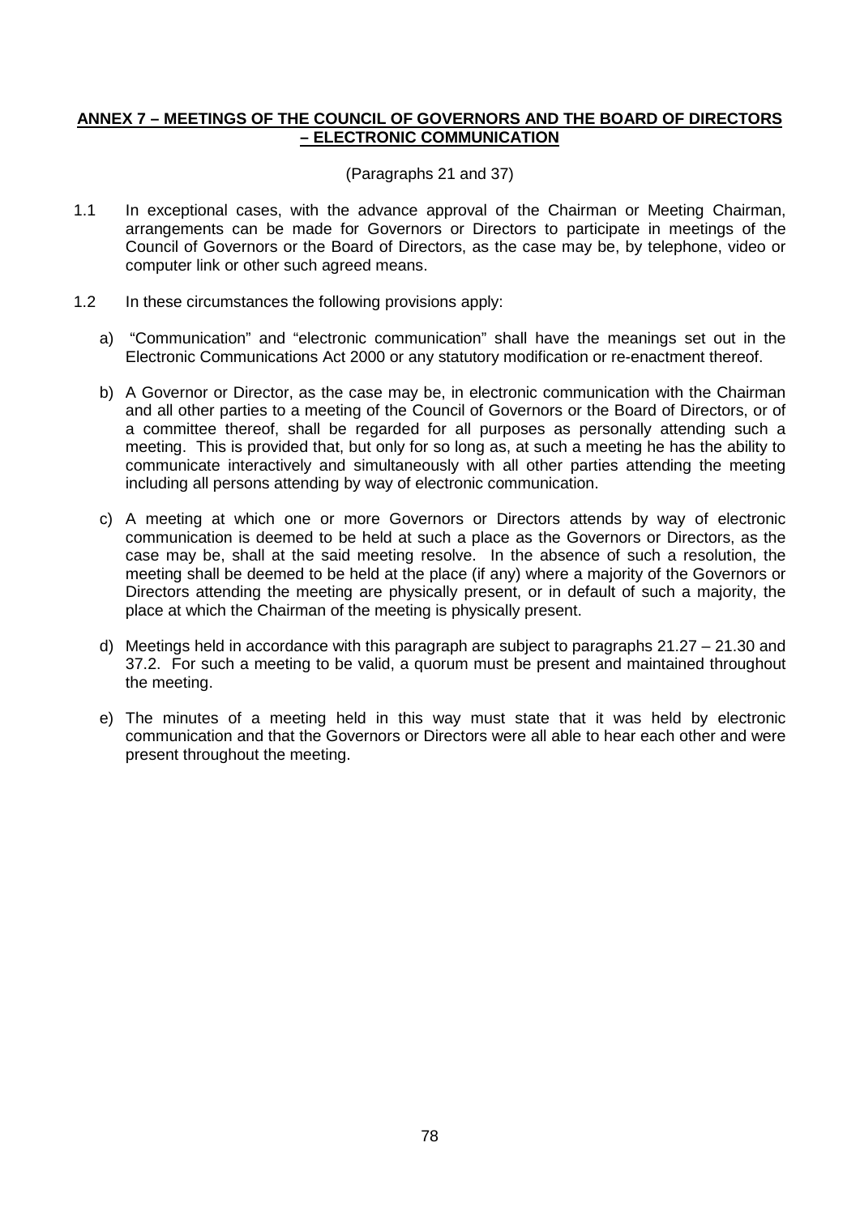## ANNEX 7 – MEETINGS OF THE COUNCIL OF GOVERNORS AND THE BOARD OF DIRECTORS – ELECTRONIC COMMUNICATION

(Paragraphs 21 and 37)

1.1 In exceptional cases, with the advance approval of the Chairman or Meeting Chairman, arrangements can be made for Governors or Directors to participate in meetings of the Council of Governors or the Board of Directors, as the case may be, by telephone, video or computer link or other such agreed means.

1.2 In these circumstances the following provisions apply:

a) "Communication" and "electronic communication" shall have the meanings set out in the Electronic Communications Act 2000 or any statutory modification or re-enactment thereof.

b) A Governor or Director, as the case may be, in electronic communication with the Chairman and all other parties to a meeting of the Council of Governors or the Board of Directors, or of a committee thereof, shall be regarded for all purposes as personally attending such a meeting. This is provided that, but only for so long as, at such a meeting he has the ability to communicate interactively and simultaneously with all other parties attending the meeting including all persons attending by way of electronic communication.

c) A meeting at which one or more Governors or Directors attends by way of electronic communication is deemed to be held at such a place as the Governors or Directors, as the case may be, shall at the said meeting resolve. In the absence of such a resolution, the meeting shall be deemed to be held at the place (if any) where a majority of the Governors or Directors attending the meeting are physically present, or in default of such a majority, the place at which the Chairman of the meeting is physically present.

d) Meetings held in accordance with this paragraph are subject to paragraphs 21.27 – 21.30 and 37.2. For such a meeting to be valid, a quorum must be present and maintained throughout the meeting.

e) The minutes of a meeting held in this way must state that it was held by electronic communication and that the Governors or Directors were all able to hear each other and were present throughout the meeting.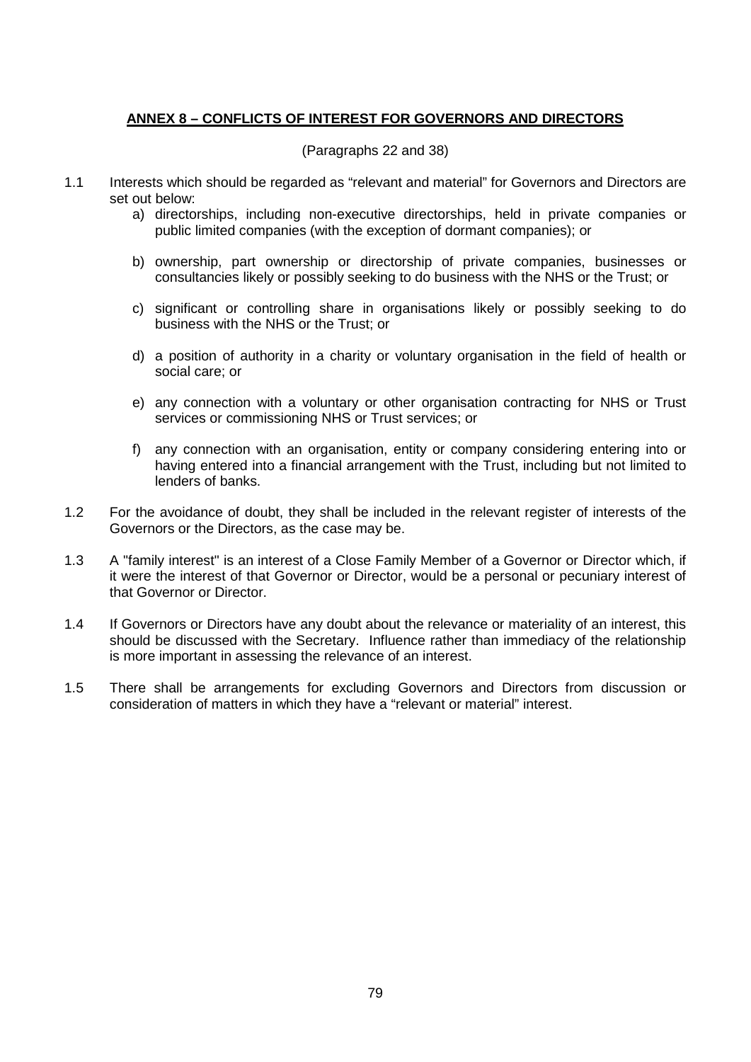## ANNEX 8 – CONFLICTS OF INTEREST FOR GOVERNORS AND DIRECTORS

(Paragraphs 22 and 38)

1.1 Interests which should be regarded as "relevant and material" for Governors and Directors are set out below:

   a) directorships, including non-executive directorships, held in private companies or public limited companies (with the exception of dormant companies); or

   b) ownership, part ownership or directorship of private companies, businesses or consultancies likely or possibly seeking to do business with the NHS or the Trust; or

   c) significant or controlling share in organisations likely or possibly seeking to do business with the NHS or the Trust; or

   d) a position of authority in a charity or voluntary organisation in the field of health or social care; or

   e) any connection with a voluntary or other organisation contracting for NHS or Trust services or commissioning NHS or Trust services; or

   f) any connection with an organisation, entity or company considering entering into or having entered into a financial arrangement with the Trust, including but not limited to lenders of banks.

1.2 For the avoidance of doubt, they shall be included in the relevant register of interests of the Governors or the Directors, as the case may be.

1.3 A "family interest" is an interest of a Close Family Member of a Governor or Director which, if it were the interest of that Governor or Director, would be a personal or pecuniary interest of that Governor or Director.

1.4 If Governors or Directors have any doubt about the relevance or materiality of an interest, this should be discussed with the Secretary. Influence rather than immediacy of the relationship is more important in assessing the relevance of an interest.

1.5 There shall be arrangements for excluding Governors and Directors from discussion or consideration of matters in which they have a "relevant or material" interest.